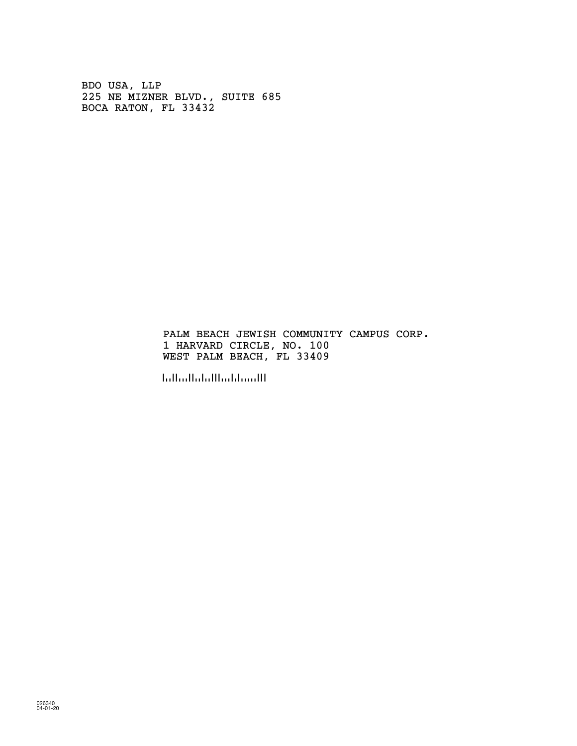BDO USA, LLP
225 NE MIZNER BLVD., SUITE 685
BOCA RATON, FL 33432

PALM BEACH JEWISH COMMUNITY CAMPUS CORP.
1 HARVARD CIRCLE, NO. 100
WEST PALM BEACH, FL 33409

026340
04-01-20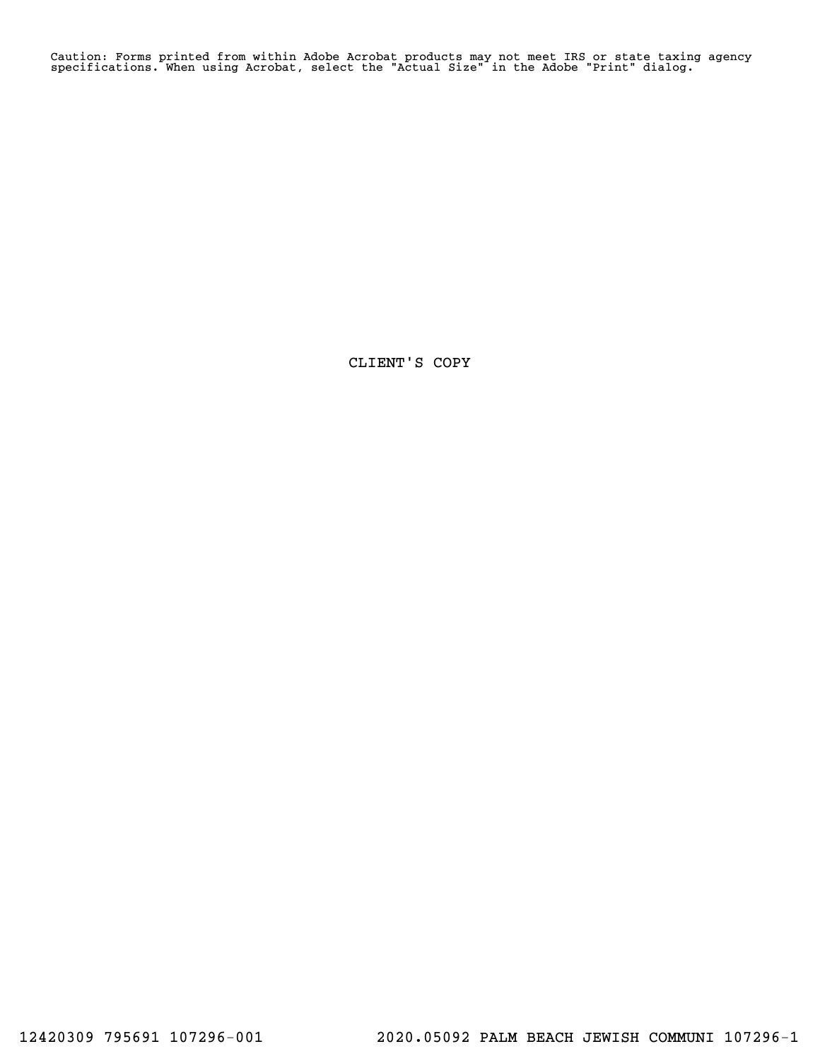Caution: Forms printed from within Adobe Acrobat products may not meet IRS or state taxing agency specifications. When using Acrobat, select the "Actual Size" in the Adobe "Print" dialog.

CLIENT'S COPY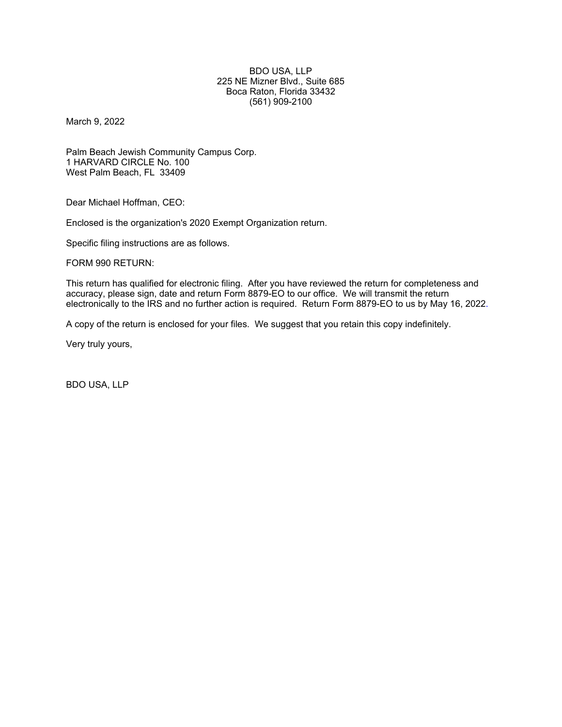BDO USA, LLP
225 NE Mizner Blvd., Suite 685
Boca Raton, Florida 33432
(561) 909-2100

March 9, 2022

Palm Beach Jewish Community Campus Corp.
1 HARVARD CIRCLE No. 100
West Palm Beach, FL 33409

Dear Michael Hoffman, CEO:

Enclosed is the organization's 2020 Exempt Organization return.

Specific filing instructions are as follows.

FORM 990 RETURN:

This return has qualified for electronic filing. After you have reviewed the return for completeness and accuracy, please sign, date and return Form 8879-EO to our office. We will transmit the return electronically to the IRS and no further action is required. Return Form 8879-EO to us by May 16, 2022.

A copy of the return is enclosed for your files. We suggest that you retain this copy indefinitely.

Very truly yours,

BDO USA, LLP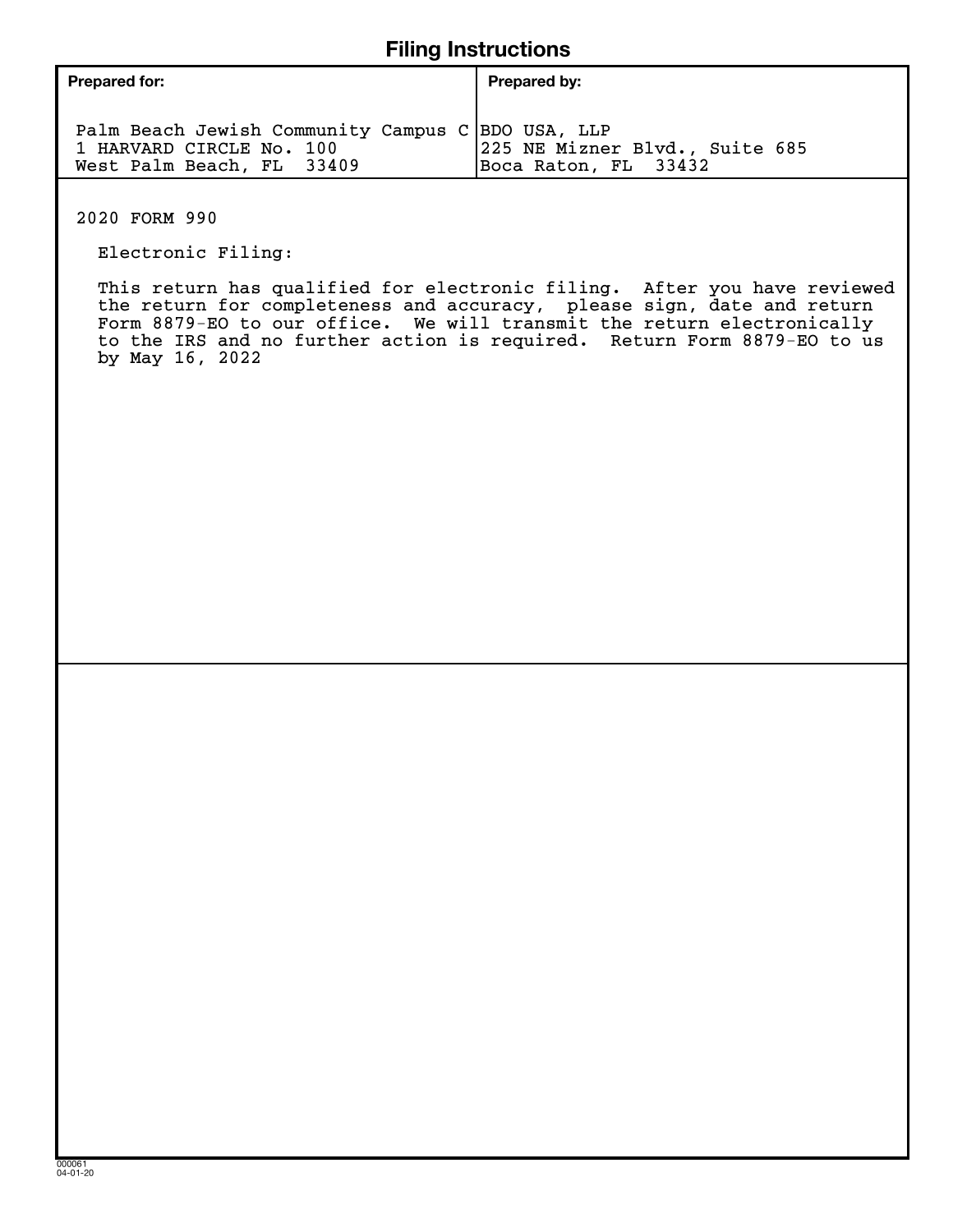# Filing Instructions

| Prepared for: | Prepared by: |
|---|---|
| Palm Beach Jewish Community Campus C<br>1 HARVARD CIRCLE No. 100<br>West Palm Beach, FL 33409 | BDO USA, LLP<br>225 NE Mizner Blvd., Suite 685<br>Boca Raton, FL 33432 |

2020 FORM 990

Electronic Filing:

This return has qualified for electronic filing. After you have reviewed the return for completeness and accuracy, please sign, date and return Form 8879-EO to our office. We will transmit the return electronically to the IRS and no further action is required. Return Form 8879-EO to us by May 16, 2022

000061
04-01-20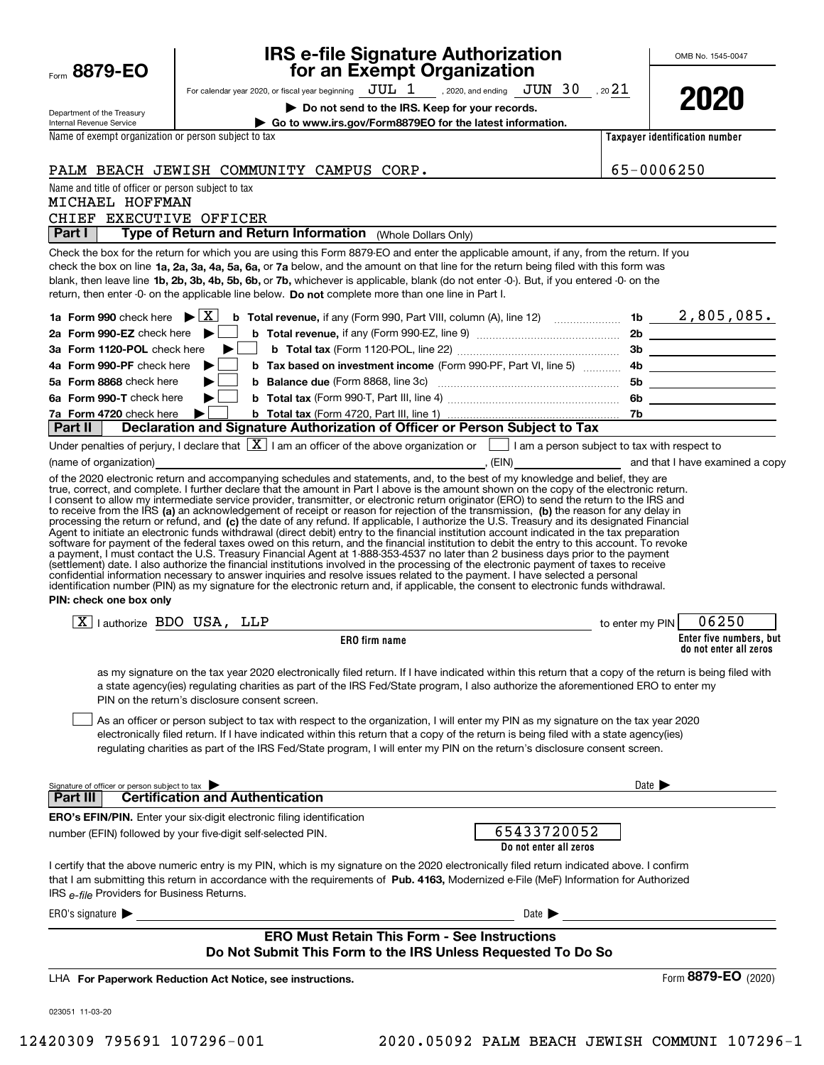Form **8879-EO**

Department of the Treasury
Internal Revenue Service

# IRS e-file Signature Authorization for an Exempt Organization

For calendar year 2020, or fiscal year beginning JUL 1, 2020, and ending JUN 30, 2021

**▶ Do not send to the IRS. Keep for your records.**

**▶ Go to www.irs.gov/Form8879EO for the latest information.**

OMB No. 1545-0047

**2020**

| Name of exempt organization or person subject to tax | Taxpayer identification number |
|---|---|
| PALM BEACH JEWISH COMMUNITY CAMPUS CORP. | 65-0006250 |

Name and title of officer or person subject to tax
MICHAEL HOFFMAN
CHIEF EXECUTIVE OFFICER

## Part I — Type of Return and Return Information (Whole Dollars Only)

Check the box for the return for which you are using this Form 8879-EO and enter the applicable amount, if any, from the return. If you check the box on line **1a, 2a, 3a, 4a, 5a, 6a,** or **7a** below, and the amount on that line for the return being filed with this form was blank, then leave line **1b, 2b, 3b, 4b, 5b, 6b,** or **7b,** whichever is applicable, blank (do not enter -0-). But, if you entered -0- on the return, then enter -0- on the applicable line below. **Do not** complete more than one line in Part I.

| | | | |
|---|---|---|---|
| **1a Form 990** check here ▶ [X] | **b Total revenue,** if any (Form 990, Part VIII, column (A), line 12) | 1b | 2,805,085. |
| **2a Form 990-EZ** check here ▶ [ ] | **b Total revenue,** if any (Form 990-EZ, line 9) | 2b | |
| **3a Form 1120-POL** check here ▶ [ ] | **b Total tax** (Form 1120-POL, line 22) | 3b | |
| **4a Form 990-PF** check here ▶ [ ] | **b Tax based on investment income** (Form 990-PF, Part VI, line 5) | 4b | |
| **5a Form 8868** check here ▶ [ ] | **b Balance due** (Form 8868, line 3c) | 5b | |
| **6a Form 990-T** check here ▶ [ ] | **b Total tax** (Form 990-T, Part III, line 4) | 6b | |
| **7a Form 4720** check here ▶ [ ] | **b Total tax** (Form 4720, Part III, line 1) | 7b | |

## Part II — Declaration and Signature Authorization of Officer or Person Subject to Tax

Under penalties of perjury, I declare that [X] I am an officer of the above organization or [ ] I am a person subject to tax with respect to (name of organization) ________________, (EIN) ________ and that I have examined a copy of the 2020 electronic return and accompanying schedules and statements, and, to the best of my knowledge and belief, they are true, correct, and complete. I further declare that the amount in Part I above is the amount shown on the copy of the electronic return. I consent to allow my intermediate service provider, transmitter, or electronic return originator (ERO) to send the return to the IRS and to receive from the IRS **(a)** an acknowledgement of receipt or reason for rejection of the transmission, **(b)** the reason for any delay in processing the return or refund, and **(c)** the date of any refund. If applicable, I authorize the U.S. Treasury and its designated Financial Agent to initiate an electronic funds withdrawal (direct debit) entry to the financial institution account indicated in the tax preparation software for payment of the federal taxes owed on this return, and the financial institution to debit the entry to this account. To revoke a payment, I must contact the U.S. Treasury Financial Agent at 1-888-353-4537 no later than 2 business days prior to the payment (settlement) date. I also authorize the financial institutions involved in the processing of the electronic payment of taxes to receive confidential information necessary to answer inquiries and resolve issues related to the payment. I have selected a personal identification number (PIN) as my signature for the electronic return and, if applicable, the consent to electronic funds withdrawal.

**PIN: check one box only**

[X] I authorize BDO USA, LLP to enter my PIN 06250
**ERO firm name** — **Enter five numbers, but do not enter all zeros**

as my signature on the tax year 2020 electronically filed return. If I have indicated within this return that a copy of the return is being filed with a state agency(ies) regulating charities as part of the IRS Fed/State program, I also authorize the aforementioned ERO to enter my PIN on the return's disclosure consent screen.

[ ] As an officer or person subject to tax with respect to the organization, I will enter my PIN as my signature on the tax year 2020 electronically filed return. If I have indicated within this return that a copy of the return is being filed with a state agency(ies) regulating charities as part of the IRS Fed/State program, I will enter my PIN on the return's disclosure consent screen.

Signature of officer or person subject to tax ▶ ________________ Date ▶ ________

## Part III — Certification and Authentication

**ERO's EFIN/PIN.** Enter your six-digit electronic filing identification number (EFIN) followed by your five-digit self-selected PIN. 65433720052
**Do not enter all zeros**

I certify that the above numeric entry is my PIN, which is my signature on the 2020 electronically filed return indicated above. I confirm that I am submitting this return in accordance with the requirements of **Pub. 4163,** Modernized e-File (MeF) Information for Authorized IRS *e-file* Providers for Business Returns.

ERO's signature ▶ ________________ Date ▶ ________

**ERO Must Retain This Form - See Instructions**
**Do Not Submit This Form to the IRS Unless Requested To Do So**

LHA **For Paperwork Reduction Act Notice, see instructions.** Form **8879-EO** (2020)

023051 11-03-20

12420309 795691 107296-001 2020.05092 PALM BEACH JEWISH COMMUNI 107296-1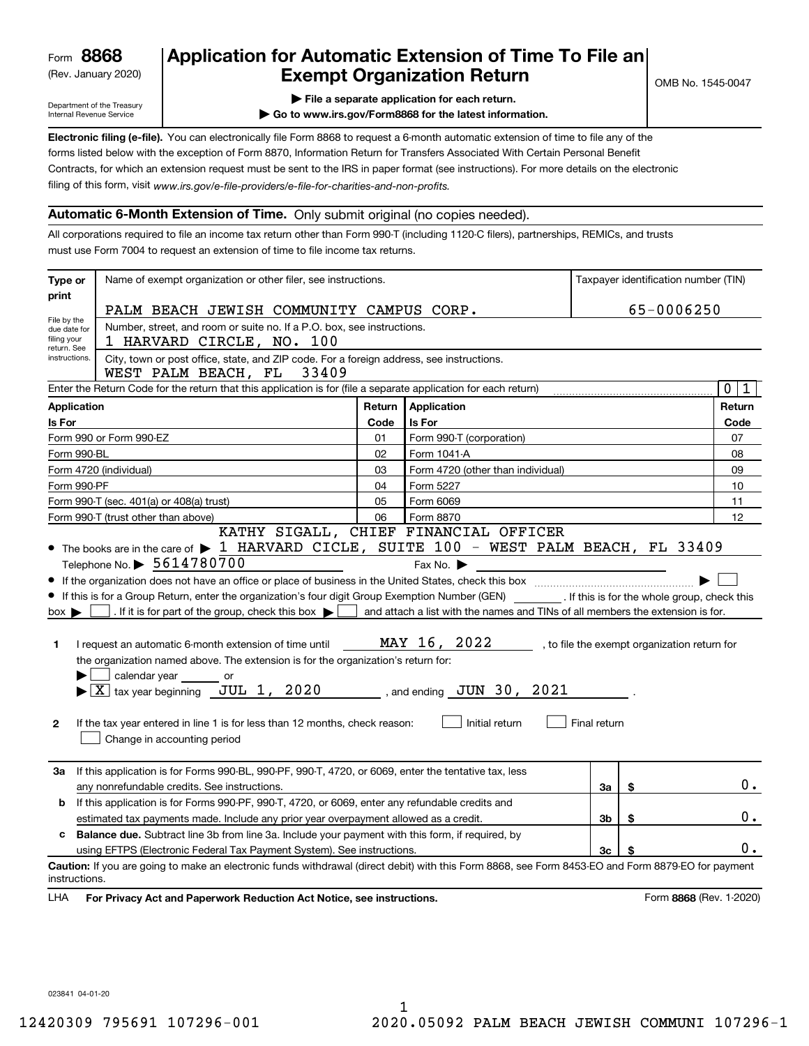Form **8868**
(Rev. January 2020)
Department of the Treasury
Internal Revenue Service

# Application for Automatic Extension of Time To File an Exempt Organization Return

OMB No. 1545-0047

▶ File a separate application for each return.
▶ Go to www.irs.gov/Form8868 for the latest information.

**Electronic filing (e-file).** You can electronically file Form 8868 to request a 6-month automatic extension of time to file any of the forms listed below with the exception of Form 8870, Information Return for Transfers Associated With Certain Personal Benefit Contracts, for which an extension request must be sent to the IRS in paper format (see instructions). For more details on the electronic filing of this form, visit *www.irs.gov/e-file-providers/e-file-for-charities-and-non-profits.*

## Automatic 6-Month Extension of Time. Only submit original (no copies needed).

All corporations required to file an income tax return other than Form 990-T (including 1120-C filers), partnerships, REMICs, and trusts must use Form 7004 to request an extension of time to file income tax returns.

**Type or print** — File by the due date for filing your return. See instructions.

Name of exempt organization or other filer, see instructions: PALM BEACH JEWISH COMMUNITY CAMPUS CORP.

Taxpayer identification number (TIN): 65-0006250

Number, street, and room or suite no. If a P.O. box, see instructions: 1 HARVARD CIRCLE, NO. 100

City, town or post office, state, and ZIP code. For a foreign address, see instructions: WEST PALM BEACH, FL 33409

Enter the Return Code for the return that this application is for (file a separate application for each return): 01

| Application Is For | Return Code | Application Is For | Return Code |
|---|---|---|---|
| Form 990 or Form 990-EZ | 01 | Form 990-T (corporation) | 07 |
| Form 990-BL | 02 | Form 1041-A | 08 |
| Form 4720 (individual) | 03 | Form 4720 (other than individual) | 09 |
| Form 990-PF | 04 | Form 5227 | 10 |
| Form 990-T (sec. 401(a) or 408(a) trust) | 05 | Form 6069 | 11 |
| Form 990-T (trust other than above) | 06 | Form 8870 | 12 |

- The books are in the care of ▶ KATHY SIGALL, CHIEF FINANCIAL OFFICER 1 HARVARD CICLE, SUITE 100 - WEST PALM BEACH, FL 33409
  Telephone No. ▶ 5614780700  Fax No. ▶
- If the organization does not have an office or place of business in the United States, check this box ▶ ☐
- If this is for a Group Return, enter the organization's four digit Group Exemption Number (GEN) ______. If this is for the whole group, check this box ▶ ☐. If it is for part of the group, check this box ▶ ☐ and attach a list with the names and TINs of all members the extension is for.

**1** I request an automatic 6-month extension of time until MAY 16, 2022, to file the exempt organization return for the organization named above. The extension is for the organization's return for:
▶ ☐ calendar year ______ or
▶ ☒ tax year beginning JUL 1, 2020, and ending JUN 30, 2021.

**2** If the tax year entered in line 1 is for less than 12 months, check reason: ☐ Initial return ☐ Final return
☐ Change in accounting period

| | | | |
|---|---|---|---|
| **3a** | If this application is for Forms 990-BL, 990-PF, 990-T, 4720, or 6069, enter the tentative tax, less any nonrefundable credits. See instructions. | 3a | $ 0. |
| **b** | If this application is for Forms 990-PF, 990-T, 4720, or 6069, enter any refundable credits and estimated tax payments made. Include any prior year overpayment allowed as a credit. | 3b | $ 0. |
| **c** | **Balance due.** Subtract line 3b from line 3a. Include your payment with this form, if required, by using EFTPS (Electronic Federal Tax Payment System). See instructions. | 3c | $ 0. |

**Caution:** If you are going to make an electronic funds withdrawal (direct debit) with this Form 8868, see Form 8453-EO and Form 8879-EO for payment instructions.

LHA **For Privacy Act and Paperwork Reduction Act Notice, see instructions.** Form **8868** (Rev. 1-2020)

023841 04-01-20

12420309 795691 107296-001 2020.05092 PALM BEACH JEWISH COMMUNI 107296-1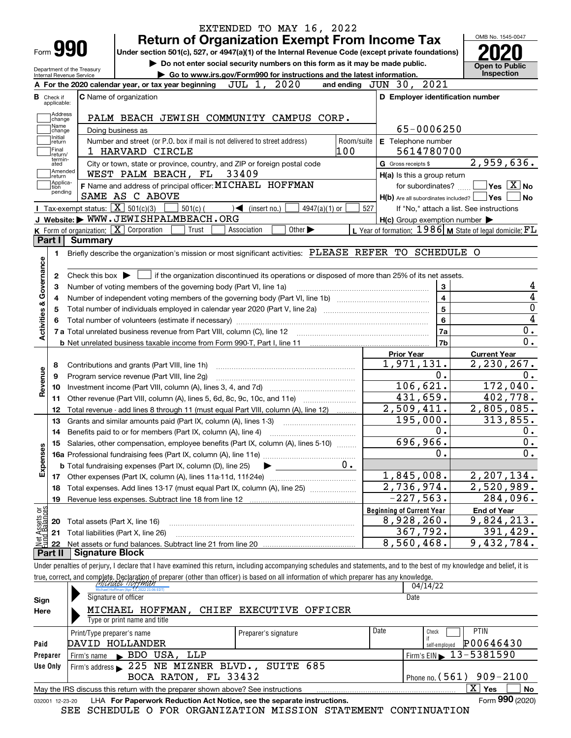EXTENDED TO MAY 16, 2022

# Form 990 — Return of Organization Exempt From Income Tax

Under section 501(c), 527, or 4947(a)(1) of the Internal Revenue Code (except private foundations)

▶ Do not enter social security numbers on this form as it may be made public.

▶ Go to www.irs.gov/Form990 for instructions and the latest information.

Department of the Treasury, Internal Revenue Service

OMB No. 1545-0047 — **2020** — Open to Public Inspection

**A** For the 2020 calendar year, or tax year beginning JUL 1, 2020 and ending JUN 30, 2021

**B** Check if applicable: Address change, Name change, Initial return, Final return/terminated, Amended return, Application pending

**C** Name of organization: PALM BEACH JEWISH COMMUNITY CAMPUS CORP.

Doing business as

Number and street (or P.O. box if mail is not delivered to street address): 1 HARVARD CIRCLE — Room/suite: 100

City or town, state or province, country, and ZIP or foreign postal code: WEST PALM BEACH, FL 33409

**D** Employer identification number: 65-0006250

**E** Telephone number: 5614780700

**G** Gross receipts $ 2,959,636.

**F** Name and address of principal officer: MICHAEL HOFFMAN, SAME AS C ABOVE

**H(a)** Is this a group return for subordinates? Yes [ ] No [X]

**H(b)** Are all subordinates included? Yes [ ] No [ ] If "No," attach a list. See instructions

**H(c)** Group exemption number ▶

**I** Tax-exempt status: [X] 501(c)(3) [ ] 501(c) ( ) ◀ (insert no.) [ ] 4947(a)(1) or [ ] 527

**J** Website: ▶ WWW.JEWISHPALMBEACH.ORG

**K** Form of organization: [X] Corporation [ ] Trust [ ] Association [ ] Other ▶

**L** Year of formation: 1986 **M** State of legal domicile: FL

## Part I Summary

**Activities & Governance**

1 Briefly describe the organization's mission or most significant activities: PLEASE REFER TO SCHEDULE O

2 Check this box ▶ [ ] if the organization discontinued its operations or disposed of more than 25% of its net assets.

| | | Line | |
|---|---|---|---|
| 3 | Number of voting members of the governing body (Part VI, line 1a) | 3 | 4 |
| 4 | Number of independent voting members of the governing body (Part VI, line 1b) | 4 | 4 |
| 5 | Total number of individuals employed in calendar year 2020 (Part V, line 2a) | 5 | 0 |
| 6 | Total number of volunteers (estimate if necessary) | 6 | 4 |
| 7a | Total unrelated business revenue from Part VIII, column (C), line 12 | 7a | 0. |
| b | Net unrelated business taxable income from Form 990-T, Part I, line 11 | 7b | 0. |

| | | Prior Year | Current Year |
|---|---|---|---|
| **Revenue** | | | |
| 8 | Contributions and grants (Part VIII, line 1h) | 1,971,131. | 2,230,267. |
| 9 | Program service revenue (Part VIII, line 2g) | 0. | 0. |
| 10 | Investment income (Part VIII, column (A), lines 3, 4, and 7d) | 106,621. | 172,040. |
| 11 | Other revenue (Part VIII, column (A), lines 5, 6d, 8c, 9c, 10c, and 11e) | 431,659. | 402,778. |
| 12 | Total revenue - add lines 8 through 11 (must equal Part VIII, column (A), line 12) | 2,509,411. | 2,805,085. |
| **Expenses** | | | |
| 13 | Grants and similar amounts paid (Part IX, column (A), lines 1-3) | 195,000. | 313,855. |
| 14 | Benefits paid to or for members (Part IX, column (A), line 4) | 0. | 0. |
| 15 | Salaries, other compensation, employee benefits (Part IX, column (A), lines 5-10) | 696,966. | 0. |
| 16a | Professional fundraising fees (Part IX, column (A), line 11e) | 0. | 0. |
| b | Total fundraising expenses (Part IX, column (D), line 25) ▶ 0. | | |
| 17 | Other expenses (Part IX, column (A), lines 11a-11d, 11f-24e) | 1,845,008. | 2,207,134. |
| 18 | Total expenses. Add lines 13-17 (must equal Part IX, column (A), line 25) | 2,736,974. | 2,520,989. |
| 19 | Revenue less expenses. Subtract line 18 from line 12 | -227,563. | 284,096. |

| **Net Assets or Fund Balances** | | Beginning of Current Year | End of Year |
|---|---|---|---|
| 20 | Total assets (Part X, line 16) | 8,928,260. | 9,824,213. |
| 21 | Total liabilities (Part X, line 26) | 367,792. | 391,429. |
| 22 | Net assets or fund balances. Subtract line 21 from line 20 | 8,560,468. | 9,432,784. |

## Part II Signature Block

Under penalties of perjury, I declare that I have examined this return, including accompanying schedules and statements, and to the best of my knowledge and belief, it is true, correct, and complete. Declaration of preparer (other than officer) is based on all information of which preparer has any knowledge.

**Sign Here**

Signature of officer: *Michael Hoffman* (Michael Hoffman (Apr 13, 2022 21:06 EDT)) — Date: 04/14/22

Type or print name and title: MICHAEL HOFFMAN, CHIEF EXECUTIVE OFFICER

**Paid Preparer Use Only**

| Print/Type preparer's name | Preparer's signature | Date | Check if self-employed | PTIN |
|---|---|---|---|---|
| DAVID HOLLANDER | | | [ ] | P00646430 |

Firm's name ▶ BDO USA, LLP — Firm's EIN ▶ 13-5381590

Firm's address ▶ 225 NE MIZNER BLVD., SUITE 685, BOCA RATON, FL 33432 — Phone no. (561) 909-2100

May the IRS discuss this return with the preparer shown above? See instructions [X] Yes [ ] No

032001 12-23-20 LHA For Paperwork Reduction Act Notice, see the separate instructions. Form **990** (2020)

SEE SCHEDULE O FOR ORGANIZATION MISSION STATEMENT CONTINUATION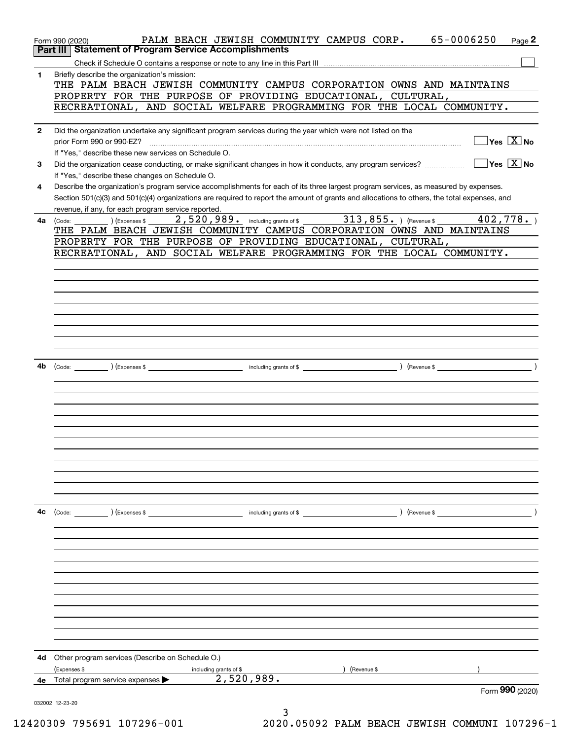Form 990 (2020) PALM BEACH JEWISH COMMUNITY CAMPUS CORP. 65-0006250 Page 2

## Part III Statement of Program Service Accomplishments

Check if Schedule O contains a response or note to any line in this Part III

**1** Briefly describe the organization's mission:

THE PALM BEACH JEWISH COMMUNITY CAMPUS CORPORATION OWNS AND MAINTAINS PROPERTY FOR THE PURPOSE OF PROVIDING EDUCATIONAL, CULTURAL, RECREATIONAL, AND SOCIAL WELFARE PROGRAMMING FOR THE LOCAL COMMUNITY.

**2** Did the organization undertake any significant program services during the year which were not listed on the prior Form 990 or 990-EZ? Yes [ ] No [X]

If "Yes," describe these new services on Schedule O.

**3** Did the organization cease conducting, or make significant changes in how it conducts, any program services? Yes [ ] No [X]

If "Yes," describe these changes on Schedule O.

**4** Describe the organization's program service accomplishments for each of its three largest program services, as measured by expenses. Section 501(c)(3) and 501(c)(4) organizations are required to report the amount of grants and allocations to others, the total expenses, and revenue, if any, for each program service reported.

**4a** (Code: ) (Expenses $ 2,520,989. including grants of $ 313,855. ) (Revenue $ 402,778. )

THE PALM BEACH JEWISH COMMUNITY CAMPUS CORPORATION OWNS AND MAINTAINS PROPERTY FOR THE PURPOSE OF PROVIDING EDUCATIONAL, CULTURAL, RECREATIONAL, AND SOCIAL WELFARE PROGRAMMING FOR THE LOCAL COMMUNITY.

**4b** (Code: ) (Expenses $ including grants of $ ) (Revenue $ )

**4c** (Code: ) (Expenses $ including grants of $ ) (Revenue $ )

**4d** Other program services (Describe on Schedule O.)

(Expenses $ including grants of $ ) (Revenue $ )

**4e** Total program service expenses ▶ 2,520,989.

Form **990** (2020)

032002 12-23-20

12420309 795691 107296-001 2020.05092 PALM BEACH JEWISH COMMUNI 107296-1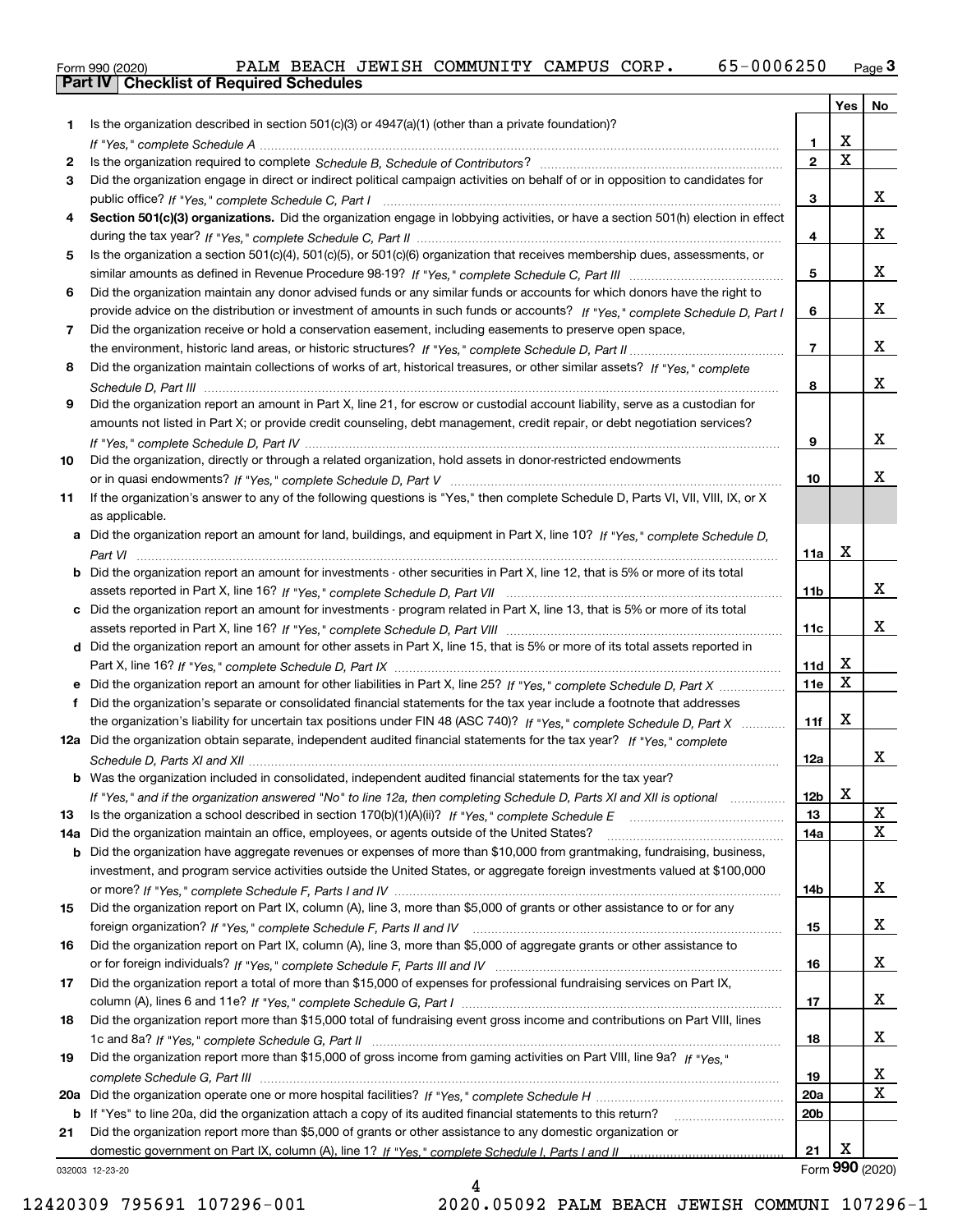Form 990 (2020) PALM BEACH JEWISH COMMUNITY CAMPUS CORP. 65-0006250 Page **3**

**Part IV | Checklist of Required Schedules**

| | | | Yes | No |
|---|---|---|---|---|
| **1** | Is the organization described in section 501(c)(3) or 4947(a)(1) (other than a private foundation)? *If "Yes," complete Schedule A* | **1** | X | |
| **2** | Is the organization required to complete *Schedule B, Schedule of Contributors*? | **2** | X | |
| **3** | Did the organization engage in direct or indirect political campaign activities on behalf of or in opposition to candidates for public office? *If "Yes," complete Schedule C, Part I* | **3** | | X |
| **4** | **Section 501(c)(3) organizations.** Did the organization engage in lobbying activities, or have a section 501(h) election in effect during the tax year? *If "Yes," complete Schedule C, Part II* | **4** | | X |
| **5** | Is the organization a section 501(c)(4), 501(c)(5), or 501(c)(6) organization that receives membership dues, assessments, or similar amounts as defined in Revenue Procedure 98-19? *If "Yes," complete Schedule C, Part III* | **5** | | X |
| **6** | Did the organization maintain any donor advised funds or any similar funds or accounts for which donors have the right to provide advice on the distribution or investment of amounts in such funds or accounts? *If "Yes," complete Schedule D, Part I* | **6** | | X |
| **7** | Did the organization receive or hold a conservation easement, including easements to preserve open space, the environment, historic land areas, or historic structures? *If "Yes," complete Schedule D, Part II* | **7** | | X |
| **8** | Did the organization maintain collections of works of art, historical treasures, or other similar assets? *If "Yes," complete Schedule D, Part III* | **8** | | X |
| **9** | Did the organization report an amount in Part X, line 21, for escrow or custodial account liability, serve as a custodian for amounts not listed in Part X; or provide credit counseling, debt management, credit repair, or debt negotiation services? *If "Yes," complete Schedule D, Part IV* | **9** | | X |
| **10** | Did the organization, directly or through a related organization, hold assets in donor-restricted endowments or in quasi endowments? *If "Yes," complete Schedule D, Part V* | **10** | | X |
| **11** | If the organization's answer to any of the following questions is "Yes," then complete Schedule D, Parts VI, VII, VIII, IX, or X as applicable. | | | |
| **a** | Did the organization report an amount for land, buildings, and equipment in Part X, line 10? *If "Yes," complete Schedule D, Part VI* | **11a** | X | |
| **b** | Did the organization report an amount for investments - other securities in Part X, line 12, that is 5% or more of its total assets reported in Part X, line 16? *If "Yes," complete Schedule D, Part VII* | **11b** | | X |
| **c** | Did the organization report an amount for investments - program related in Part X, line 13, that is 5% or more of its total assets reported in Part X, line 16? *If "Yes," complete Schedule D, Part VIII* | **11c** | | X |
| **d** | Did the organization report an amount for other assets in Part X, line 15, that is 5% or more of its total assets reported in Part X, line 16? *If "Yes," complete Schedule D, Part IX* | **11d** | X | |
| **e** | Did the organization report an amount for other liabilities in Part X, line 25? *If "Yes," complete Schedule D, Part X* | **11e** | X | |
| **f** | Did the organization's separate or consolidated financial statements for the tax year include a footnote that addresses the organization's liability for uncertain tax positions under FIN 48 (ASC 740)? *If "Yes," complete Schedule D, Part X* | **11f** | X | |
| **12a** | Did the organization obtain separate, independent audited financial statements for the tax year? *If "Yes," complete Schedule D, Parts XI and XII* | **12a** | | X |
| **b** | Was the organization included in consolidated, independent audited financial statements for the tax year? *If "Yes," and if the organization answered "No" to line 12a, then completing Schedule D, Parts XI and XII is optional* | **12b** | X | |
| **13** | Is the organization a school described in section 170(b)(1)(A)(ii)? *If "Yes," complete Schedule E* | **13** | | X |
| **14a** | Did the organization maintain an office, employees, or agents outside of the United States? | **14a** | | X |
| **b** | Did the organization have aggregate revenues or expenses of more than $10,000 from grantmaking, fundraising, business, investment, and program service activities outside the United States, or aggregate foreign investments valued at $100,000 or more? *If "Yes," complete Schedule F, Parts I and IV* | **14b** | | X |
| **15** | Did the organization report on Part IX, column (A), line 3, more than $5,000 of grants or other assistance to or for any foreign organization? *If "Yes," complete Schedule F, Parts II and IV* | **15** | | X |
| **16** | Did the organization report on Part IX, column (A), line 3, more than $5,000 of aggregate grants or other assistance to or for foreign individuals? *If "Yes," complete Schedule F, Parts III and IV* | **16** | | X |
| **17** | Did the organization report a total of more than $15,000 of expenses for professional fundraising services on Part IX, column (A), lines 6 and 11e? *If "Yes," complete Schedule G, Part I* | **17** | | X |
| **18** | Did the organization report more than $15,000 total of fundraising event gross income and contributions on Part VIII, lines 1c and 8a? *If "Yes," complete Schedule G, Part II* | **18** | | X |
| **19** | Did the organization report more than $15,000 of gross income from gaming activities on Part VIII, line 9a? *If "Yes," complete Schedule G, Part III* | **19** | | X |
| **20a** | Did the organization operate one or more hospital facilities? *If "Yes," complete Schedule H* | **20a** | | X |
| **b** | If "Yes" to line 20a, did the organization attach a copy of its audited financial statements to this return? | **20b** | | |
| **21** | Did the organization report more than $5,000 of grants or other assistance to any domestic organization or domestic government on Part IX, column (A), line 1? *If "Yes," complete Schedule I, Parts I and II* | **21** | X | |

032003 12-23-20

Form **990** (2020)

12420309 795691 107296-001 2020.05092 PALM BEACH JEWISH COMMUNI 107296-1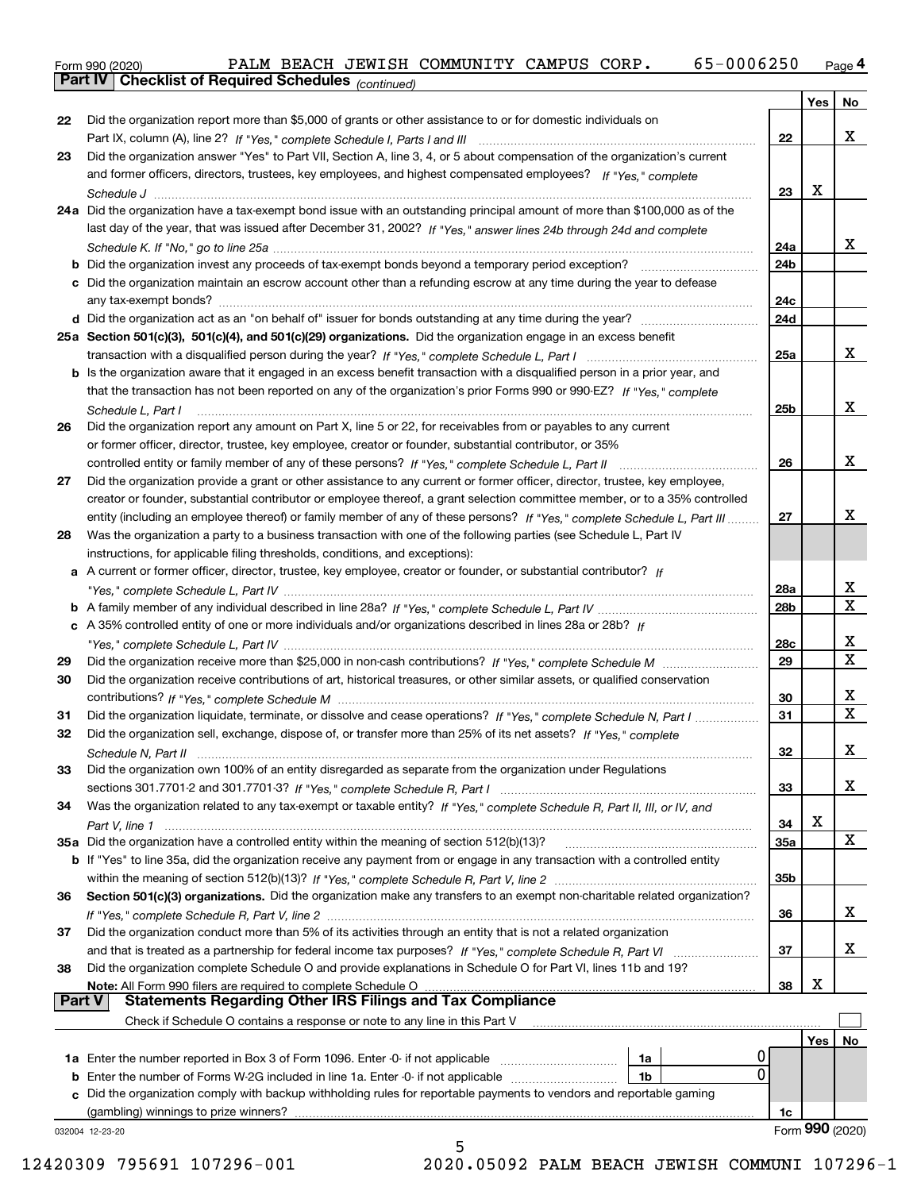Form 990 (2020) PALM BEACH JEWISH COMMUNITY CAMPUS CORP. 65-0006250 Page 4

**Part IV | Checklist of Required Schedules** *(continued)*

| | | | Yes | No |
|---|---|---|---|---|
| 22 | Did the organization report more than $5,000 of grants or other assistance to or for domestic individuals on Part IX, column (A), line 2? *If "Yes," complete Schedule I, Parts I and III* | 22 | | X |
| 23 | Did the organization answer "Yes" to Part VII, Section A, line 3, 4, or 5 about compensation of the organization's current and former officers, directors, trustees, key employees, and highest compensated employees? *If "Yes," complete Schedule J* | 23 | X | |
| 24a | Did the organization have a tax-exempt bond issue with an outstanding principal amount of more than $100,000 as of the last day of the year, that was issued after December 31, 2002? *If "Yes," answer lines 24b through 24d and complete Schedule K. If "No," go to line 25a* | 24a | | X |
| b | Did the organization invest any proceeds of tax-exempt bonds beyond a temporary period exception? | 24b | | |
| c | Did the organization maintain an escrow account other than a refunding escrow at any time during the year to defease any tax-exempt bonds? | 24c | | |
| d | Did the organization act as an "on behalf of" issuer for bonds outstanding at any time during the year? | 24d | | |
| 25a | **Section 501(c)(3), 501(c)(4), and 501(c)(29) organizations.** Did the organization engage in an excess benefit transaction with a disqualified person during the year? *If "Yes," complete Schedule L, Part I* | 25a | | X |
| b | Is the organization aware that it engaged in an excess benefit transaction with a disqualified person in a prior year, and that the transaction has not been reported on any of the organization's prior Forms 990 or 990-EZ? *If "Yes," complete Schedule L, Part I* | 25b | | X |
| 26 | Did the organization report any amount on Part X, line 5 or 22, for receivables from or payables to any current or former officer, director, trustee, key employee, creator or founder, substantial contributor, or 35% controlled entity or family member of any of these persons? *If "Yes," complete Schedule L, Part II* | 26 | | X |
| 27 | Did the organization provide a grant or other assistance to any current or former officer, director, trustee, key employee, creator or founder, substantial contributor or employee thereof, a grant selection committee member, or to a 35% controlled entity (including an employee thereof) or family member of any of these persons? *If "Yes," complete Schedule L, Part III* | 27 | | X |
| 28 | Was the organization a party to a business transaction with one of the following parties (see Schedule L, Part IV instructions, for applicable filing thresholds, conditions, and exceptions): | | | |
| a | A current or former officer, director, trustee, key employee, creator or founder, or substantial contributor? *If "Yes," complete Schedule L, Part IV* | 28a | | X |
| b | A family member of any individual described in line 28a? *If "Yes," complete Schedule L, Part IV* | 28b | | X |
| c | A 35% controlled entity of one or more individuals and/or organizations described in lines 28a or 28b? *If "Yes," complete Schedule L, Part IV* | 28c | | X |
| 29 | Did the organization receive more than $25,000 in non-cash contributions? *If "Yes," complete Schedule M* | 29 | | X |
| 30 | Did the organization receive contributions of art, historical treasures, or other similar assets, or qualified conservation contributions? *If "Yes," complete Schedule M* | 30 | | X |
| 31 | Did the organization liquidate, terminate, or dissolve and cease operations? *If "Yes," complete Schedule N, Part I* | 31 | | X |
| 32 | Did the organization sell, exchange, dispose of, or transfer more than 25% of its net assets? *If "Yes," complete Schedule N, Part II* | 32 | | X |
| 33 | Did the organization own 100% of an entity disregarded as separate from the organization under Regulations sections 301.7701-2 and 301.7701-3? *If "Yes," complete Schedule R, Part I* | 33 | | X |
| 34 | Was the organization related to any tax-exempt or taxable entity? *If "Yes," complete Schedule R, Part II, III, or IV, and Part V, line 1* | 34 | X | |
| 35a | Did the organization have a controlled entity within the meaning of section 512(b)(13)? | 35a | | X |
| b | If "Yes" to line 35a, did the organization receive any payment from or engage in any transaction with a controlled entity within the meaning of section 512(b)(13)? *If "Yes," complete Schedule R, Part V, line 2* | 35b | | |
| 36 | **Section 501(c)(3) organizations.** Did the organization make any transfers to an exempt non-charitable related organization? *If "Yes," complete Schedule R, Part V, line 2* | 36 | | X |
| 37 | Did the organization conduct more than 5% of its activities through an entity that is not a related organization and that is treated as a partnership for federal income tax purposes? *If "Yes," complete Schedule R, Part VI* | 37 | | X |
| 38 | Did the organization complete Schedule O and provide explanations in Schedule O for Part VI, lines 11b and 19? **Note:** All Form 990 filers are required to complete Schedule O | 38 | X | |

**Part V | Statements Regarding Other IRS Filings and Tax Compliance**

Check if Schedule O contains a response or note to any line in this Part V ☐

| | | | | | Yes | No |
|---|---|---|---|---|---|---|
| 1a | Enter the number reported in Box 3 of Form 1096. Enter -0- if not applicable | 1a | 0 | | | |
| b | Enter the number of Forms W-2G included in line 1a. Enter -0- if not applicable | 1b | 0 | | | |
| c | Did the organization comply with backup withholding rules for reportable payments to vendors and reportable gaming (gambling) winnings to prize winners? | | | 1c | | |

032004 12-23-20 Form **990** (2020)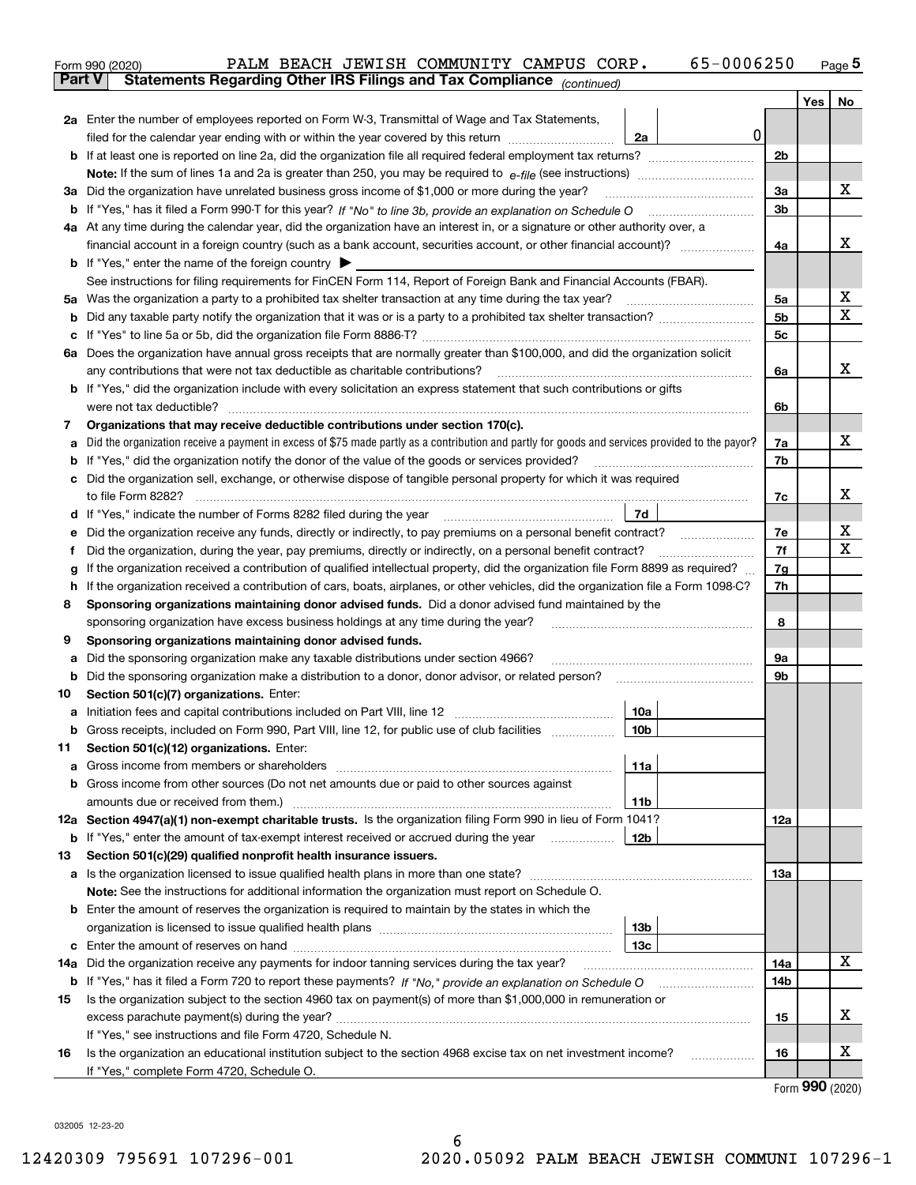Form 990 (2020) PALM BEACH JEWISH COMMUNITY CAMPUS CORP. 65-0006250 Page 5

**Part V Statements Regarding Other IRS Filings and Tax Compliance** *(continued)*

| | | | | Yes | No |
|---|---|---|---|---|---|
| **2a** | Enter the number of employees reported on Form W-3, Transmittal of Wage and Tax Statements, filed for the calendar year ending with or within the year covered by this return | 2a 0 | | | |
| **b** | If at least one is reported on line 2a, did the organization file all required federal employment tax returns? | | 2b | | |
| | **Note:** If the sum of lines 1a and 2a is greater than 250, you may be required to *e-file* (see instructions) | | | | |
| **3a** | Did the organization have unrelated business gross income of $1,000 or more during the year? | | 3a | | X |
| **b** | If "Yes," has it filed a Form 990-T for this year? *If "No" to line 3b, provide an explanation on Schedule O* | | 3b | | |
| **4a** | At any time during the calendar year, did the organization have an interest in, or a signature or other authority over, a financial account in a foreign country (such as a bank account, securities account, or other financial account)? | | 4a | | X |
| **b** | If "Yes," enter the name of the foreign country ▶ | | | | |
| | See instructions for filing requirements for FinCEN Form 114, Report of Foreign Bank and Financial Accounts (FBAR). | | | | |
| **5a** | Was the organization a party to a prohibited tax shelter transaction at any time during the tax year? | | 5a | | X |
| **b** | Did any taxable party notify the organization that it was or is a party to a prohibited tax shelter transaction? | | 5b | | X |
| **c** | If "Yes" to line 5a or 5b, did the organization file Form 8886-T? | | 5c | | |
| **6a** | Does the organization have annual gross receipts that are normally greater than $100,000, and did the organization solicit any contributions that were not tax deductible as charitable contributions? | | 6a | | X |
| **b** | If "Yes," did the organization include with every solicitation an express statement that such contributions or gifts were not tax deductible? | | 6b | | |
| **7** | **Organizations that may receive deductible contributions under section 170(c).** | | | | |
| **a** | Did the organization receive a payment in excess of $75 made partly as a contribution and partly for goods and services provided to the payor? | | 7a | | X |
| **b** | If "Yes," did the organization notify the donor of the value of the goods or services provided? | | 7b | | |
| **c** | Did the organization sell, exchange, or otherwise dispose of tangible personal property for which it was required to file Form 8282? | | 7c | | X |
| **d** | If "Yes," indicate the number of Forms 8282 filed during the year | 7d | | | |
| **e** | Did the organization receive any funds, directly or indirectly, to pay premiums on a personal benefit contract? | | 7e | | X |
| **f** | Did the organization, during the year, pay premiums, directly or indirectly, on a personal benefit contract? | | 7f | | X |
| **g** | If the organization received a contribution of qualified intellectual property, did the organization file Form 8899 as required? | | 7g | | |
| **h** | If the organization received a contribution of cars, boats, airplanes, or other vehicles, did the organization file a Form 1098-C? | | 7h | | |
| **8** | **Sponsoring organizations maintaining donor advised funds.** Did a donor advised fund maintained by the sponsoring organization have excess business holdings at any time during the year? | | 8 | | |
| **9** | **Sponsoring organizations maintaining donor advised funds.** | | | | |
| **a** | Did the sponsoring organization make any taxable distributions under section 4966? | | 9a | | |
| **b** | Did the sponsoring organization make a distribution to a donor, donor advisor, or related person? | | 9b | | |
| **10** | **Section 501(c)(7) organizations.** Enter: | | | | |
| **a** | Initiation fees and capital contributions included on Part VIII, line 12 | 10a | | | |
| **b** | Gross receipts, included on Form 990, Part VIII, line 12, for public use of club facilities | 10b | | | |
| **11** | **Section 501(c)(12) organizations.** Enter: | | | | |
| **a** | Gross income from members or shareholders | 11a | | | |
| **b** | Gross income from other sources (Do not net amounts due or paid to other sources against amounts due or received from them.) | 11b | | | |
| **12a** | **Section 4947(a)(1) non-exempt charitable trusts.** Is the organization filing Form 990 in lieu of Form 1041? | | 12a | | |
| **b** | If "Yes," enter the amount of tax-exempt interest received or accrued during the year | 12b | | | |
| **13** | **Section 501(c)(29) qualified nonprofit health insurance issuers.** | | | | |
| **a** | Is the organization licensed to issue qualified health plans in more than one state? | | 13a | | |
| | **Note:** See the instructions for additional information the organization must report on Schedule O. | | | | |
| **b** | Enter the amount of reserves the organization is required to maintain by the states in which the organization is licensed to issue qualified health plans | 13b | | | |
| **c** | Enter the amount of reserves on hand | 13c | | | |
| **14a** | Did the organization receive any payments for indoor tanning services during the tax year? | | 14a | | X |
| **b** | If "Yes," has it filed a Form 720 to report these payments? *If "No," provide an explanation on Schedule O* | | 14b | | |
| **15** | Is the organization subject to the section 4960 tax on payment(s) of more than $1,000,000 in remuneration or excess parachute payment(s) during the year? | | 15 | | X |
| | If "Yes," see instructions and file Form 4720, Schedule N. | | | | |
| **16** | Is the organization an educational institution subject to the section 4968 excise tax on net investment income? | | 16 | | X |
| | If "Yes," complete Form 4720, Schedule O. | | | | |

Form **990** (2020)

032005 12-23-20

12420309 795691 107296-001 2020.05092 PALM BEACH JEWISH COMMUNI 107296-1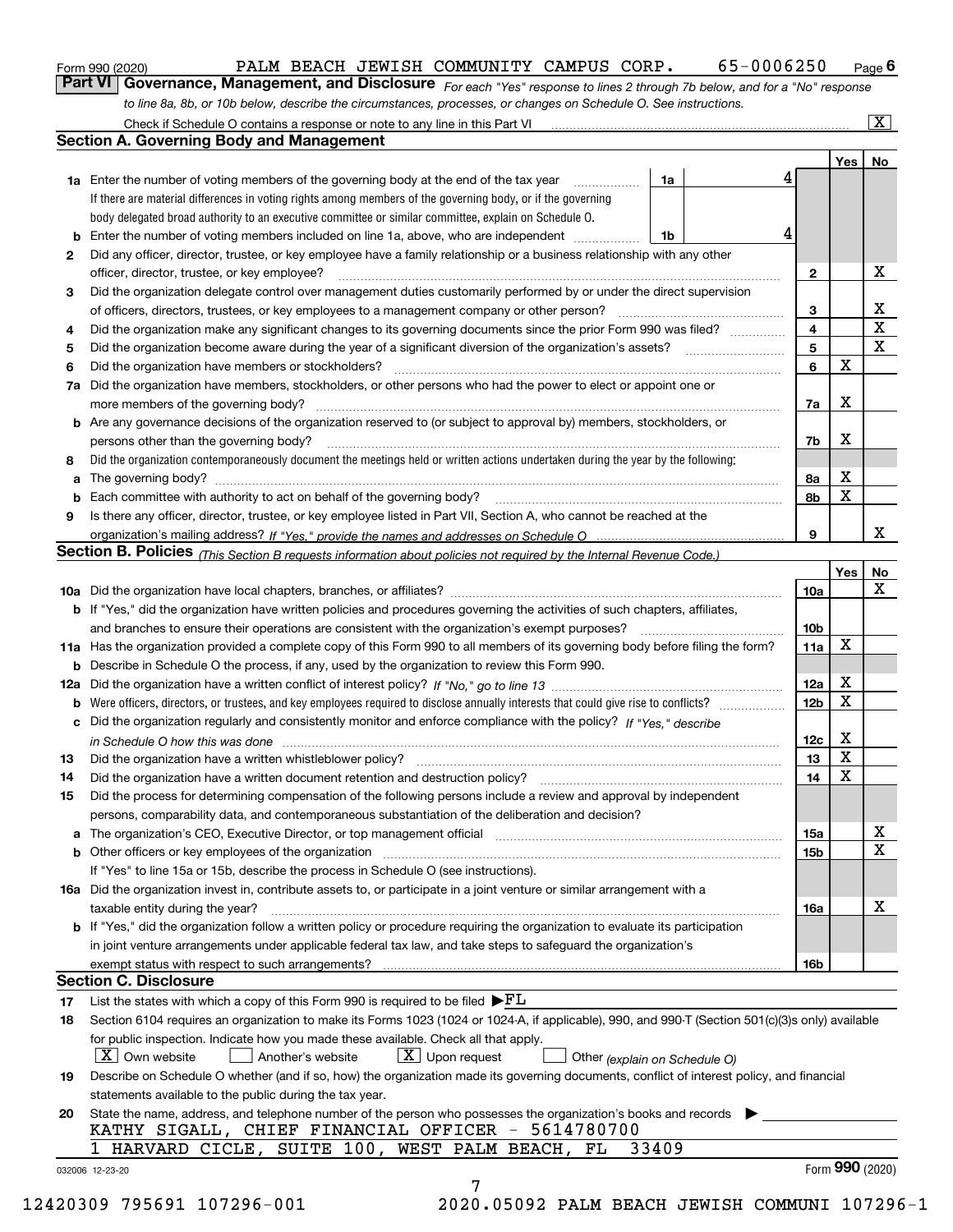Form 990 (2020) PALM BEACH JEWISH COMMUNITY CAMPUS CORP. 65-0006250 Page 6

**Part VI Governance, Management, and Disclosure** *For each "Yes" response to lines 2 through 7b below, and for a "No" response to line 8a, 8b, or 10b below, describe the circumstances, processes, or changes on Schedule O. See instructions.*

Check if Schedule O contains a response or note to any line in this Part VI [X]

## Section A. Governing Body and Management

| | | | | Yes | No |
|---|---|---|---|---|---|
| 1a | Enter the number of voting members of the governing body at the end of the tax year. If there are material differences in voting rights among members of the governing body, or if the governing body delegated broad authority to an executive committee or similar committee, explain on Schedule O. | 1a 4 | | | |
| b | Enter the number of voting members included on line 1a, above, who are independent | 1b 4 | | | |
| 2 | Did any officer, director, trustee, or key employee have a family relationship or a business relationship with any other officer, director, trustee, or key employee? | | 2 | | X |
| 3 | Did the organization delegate control over management duties customarily performed by or under the direct supervision of officers, directors, trustees, or key employees to a management company or other person? | | 3 | | X |
| 4 | Did the organization make any significant changes to its governing documents since the prior Form 990 was filed? | | 4 | | X |
| 5 | Did the organization become aware during the year of a significant diversion of the organization's assets? | | 5 | | X |
| 6 | Did the organization have members or stockholders? | | 6 | X | |
| 7a | Did the organization have members, stockholders, or other persons who had the power to elect or appoint one or more members of the governing body? | | 7a | X | |
| b | Are any governance decisions of the organization reserved to (or subject to approval by) members, stockholders, or persons other than the governing body? | | 7b | X | |
| 8 | Did the organization contemporaneously document the meetings held or written actions undertaken during the year by the following: | | | | |
| a | The governing body? | | 8a | X | |
| b | Each committee with authority to act on behalf of the governing body? | | 8b | X | |
| 9 | Is there any officer, director, trustee, or key employee listed in Part VII, Section A, who cannot be reached at the organization's mailing address? *If "Yes," provide the names and addresses on Schedule O* | | 9 | | X |

## Section B. Policies *(This Section B requests information about policies not required by the Internal Revenue Code.)*

| | | | Yes | No |
|---|---|---|---|---|
| 10a | Did the organization have local chapters, branches, or affiliates? | 10a | | X |
| b | If "Yes," did the organization have written policies and procedures governing the activities of such chapters, affiliates, and branches to ensure their operations are consistent with the organization's exempt purposes? | 10b | | |
| 11a | Has the organization provided a complete copy of this Form 990 to all members of its governing body before filing the form? | 11a | X | |
| b | Describe in Schedule O the process, if any, used by the organization to review this Form 990. | | | |
| 12a | Did the organization have a written conflict of interest policy? *If "No," go to line 13* | 12a | X | |
| b | Were officers, directors, or trustees, and key employees required to disclose annually interests that could give rise to conflicts? | 12b | X | |
| c | Did the organization regularly and consistently monitor and enforce compliance with the policy? *If "Yes," describe in Schedule O how this was done* | 12c | X | |
| 13 | Did the organization have a written whistleblower policy? | 13 | X | |
| 14 | Did the organization have a written document retention and destruction policy? | 14 | X | |
| 15 | Did the process for determining compensation of the following persons include a review and approval by independent persons, comparability data, and contemporaneous substantiation of the deliberation and decision? | | | |
| a | The organization's CEO, Executive Director, or top management official | 15a | | X |
| b | Other officers or key employees of the organization | 15b | | X |
| | If "Yes" to line 15a or 15b, describe the process in Schedule O (see instructions). | | | |
| 16a | Did the organization invest in, contribute assets to, or participate in a joint venture or similar arrangement with a taxable entity during the year? | 16a | | X |
| b | If "Yes," did the organization follow a written policy or procedure requiring the organization to evaluate its participation in joint venture arrangements under applicable federal tax law, and take steps to safeguard the organization's exempt status with respect to such arrangements? | 16b | | |

## Section C. Disclosure

17 List the states with which a copy of this Form 990 is required to be filed ▶FL

18 Section 6104 requires an organization to make its Forms 1023 (1024 or 1024-A, if applicable), 990, and 990-T (Section 501(c)(3)s only) available for public inspection. Indicate how you made these available. Check all that apply.

[X] Own website [ ] Another's website [X] Upon request [ ] Other *(explain on Schedule O)*

19 Describe on Schedule O whether (and if so, how) the organization made its governing documents, conflict of interest policy, and financial statements available to the public during the tax year.

20 State the name, address, and telephone number of the person who possesses the organization's books and records ▶

KATHY SIGALL, CHIEF FINANCIAL OFFICER - 5614780700
1 HARVARD CICLE, SUITE 100, WEST PALM BEACH, FL 33409

032006 12-23-20 Form **990** (2020)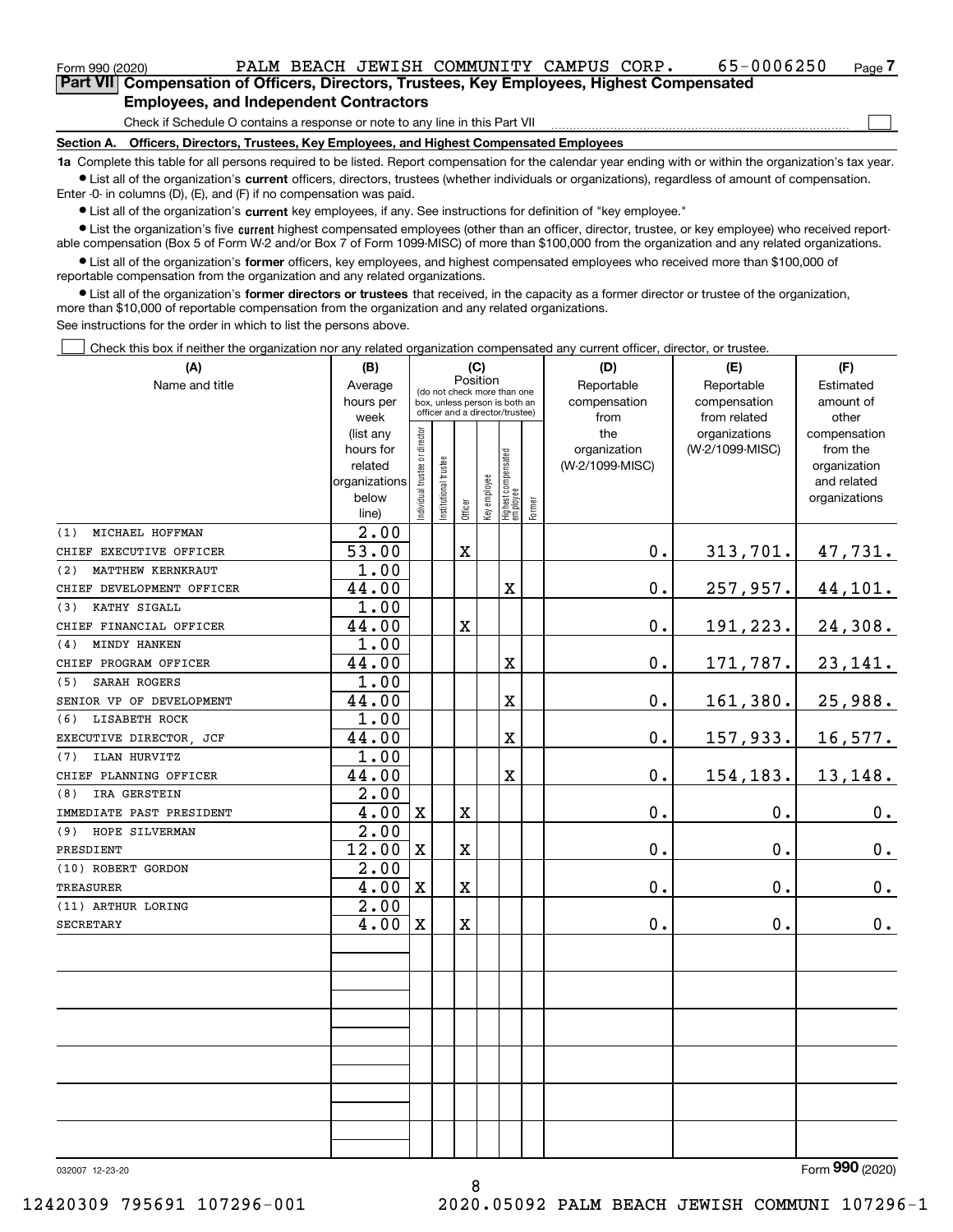Form 990 (2020) PALM BEACH JEWISH COMMUNITY CAMPUS CORP. 65-0006250 Page 7

**Part VII Compensation of Officers, Directors, Trustees, Key Employees, Highest Compensated Employees, and Independent Contractors**

Check if Schedule O contains a response or note to any line in this Part VII

**Section A. Officers, Directors, Trustees, Key Employees, and Highest Compensated Employees**

**1a** Complete this table for all persons required to be listed. Report compensation for the calendar year ending with or within the organization's tax year.

- List all of the organization's **current** officers, directors, trustees (whether individuals or organizations), regardless of amount of compensation. Enter -0- in columns (D), (E), and (F) if no compensation was paid.
- List all of the organization's **current** key employees, if any. See instructions for definition of "key employee."
- List the organization's five **current** highest compensated employees (other than an officer, director, trustee, or key employee) who received reportable compensation (Box 5 of Form W-2 and/or Box 7 of Form 1099-MISC) of more than $100,000 from the organization and any related organizations.
- List all of the organization's **former** officers, key employees, and highest compensated employees who received more than $100,000 of reportable compensation from the organization and any related organizations.
- List all of the organization's **former directors or trustees** that received, in the capacity as a former director or trustee of the organization, more than $10,000 of reportable compensation from the organization and any related organizations.

See instructions for the order in which to list the persons above.

Check this box if neither the organization nor any related organization compensated any current officer, director, or trustee.

| (A) Name and title | (B) Average hours per week (list any hours for related organizations below line) | (C) Position: Individual trustee or director | Institutional trustee | Officer | Key employee | Highest compensated employee | Former | (D) Reportable compensation from the organization (W-2/1099-MISC) | (E) Reportable compensation from related organizations (W-2/1099-MISC) | (F) Estimated amount of other compensation from the organization and related organizations |
|---|---|---|---|---|---|---|---|---|---|---|
| (1) MICHAEL HOFFMAN<br>CHIEF EXECUTIVE OFFICER | 2.00<br>53.00 | | | X | | | | 0. | 313,701. | 47,731. |
| (2) MATTHEW KERNKRAUT<br>CHIEF DEVELOPMENT OFFICER | 1.00<br>44.00 | | | | | X | | 0. | 257,957. | 44,101. |
| (3) KATHY SIGALL<br>CHIEF FINANCIAL OFFICER | 1.00<br>44.00 | | | X | | | | 0. | 191,223. | 24,308. |
| (4) MINDY HANKEN<br>CHIEF PROGRAM OFFICER | 1.00<br>44.00 | | | | | X | | 0. | 171,787. | 23,141. |
| (5) SARAH ROGERS<br>SENIOR VP OF DEVELOPMENT | 1.00<br>44.00 | | | | | X | | 0. | 161,380. | 25,988. |
| (6) LISABETH ROCK<br>EXECUTIVE DIRECTOR, JCF | 1.00<br>44.00 | | | | | X | | 0. | 157,933. | 16,577. |
| (7) ILAN HURVITZ<br>CHIEF PLANNING OFFICER | 1.00<br>44.00 | | | | | X | | 0. | 154,183. | 13,148. |
| (8) IRA GERSTEIN<br>IMMEDIATE PAST PRESIDENT | 2.00<br>4.00 | X | | X | | | | 0. | 0. | 0. |
| (9) HOPE SILVERMAN<br>PRESDIENT | 2.00<br>12.00 | X | | X | | | | 0. | 0. | 0. |
| (10) ROBERT GORDON<br>TREASURER | 2.00<br>4.00 | X | | X | | | | 0. | 0. | 0. |
| (11) ARTHUR LORING<br>SECRETARY | 2.00<br>4.00 | X | | X | | | | 0. | 0. | 0. |

032007 12-23-20 Form 990 (2020)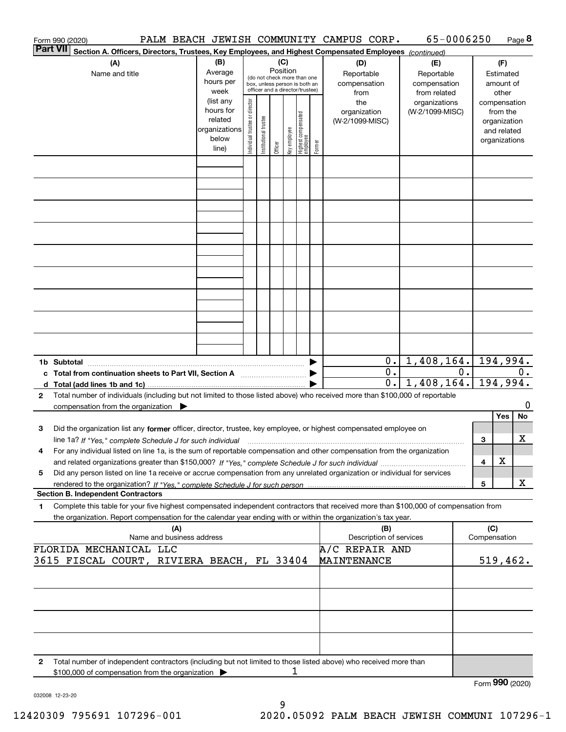Form 990 (2020) PALM BEACH JEWISH COMMUNITY CAMPUS CORP. 65-0006250 Page 8

**Part VII Section A. Officers, Directors, Trustees, Key Employees, and Highest Compensated Employees** *(continued)*

| (A) Name and title | (B) Average hours per week (list any hours for related organizations below line) | (C) Position: Individual trustee or director | Institutional trustee | Officer | Key employee | Highest compensated employee | Former | (D) Reportable compensation from the organization (W-2/1099-MISC) | (E) Reportable compensation from related organizations (W-2/1099-MISC) | (F) Estimated amount of other compensation from the organization and related organizations |
|---|---|---|---|---|---|---|---|---|---|---|
| | | | | | | | | | | |
| | | | | | | | | | | |
| | | | | | | | | | | |
| | | | | | | | | | | |
| | | | | | | | | | | |
| | | | | | | | | | | |
| | | | | | | | | | | |
| | | | | | | | | | | |
| | | | | | | | | | | |
| **1b Subtotal** | | | | | | | | 0. | 1,408,164. | 194,994. |
| **c Total from continuation sheets to Part VII, Section A** | | | | | | | | 0. | 0. | 0. |
| **d Total (add lines 1b and 1c)** | | | | | | | | 0. | 1,408,164. | 194,994. |

**2** Total number of individuals (including but not limited to those listed above) who received more than $100,000 of reportable compensation from the organization ▶ 0

| | | | Yes | No |
|---|---|---|---|---|
| **3** | Did the organization list any **former** officer, director, trustee, key employee, or highest compensated employee on line 1a? *If "Yes," complete Schedule J for such individual* | 3 | | X |
| **4** | For any individual listed on line 1a, is the sum of reportable compensation and other compensation from the organization and related organizations greater than $150,000? *If "Yes," complete Schedule J for such individual* | 4 | X | |
| **5** | Did any person listed on line 1a receive or accrue compensation from any unrelated organization or individual for services rendered to the organization? *If "Yes," complete Schedule J for such person* | 5 | | X |

**Section B. Independent Contractors**

**1** Complete this table for your five highest compensated independent contractors that received more than $100,000 of compensation from the organization. Report compensation for the calendar year ending with or within the organization's tax year.

| (A) Name and business address | (B) Description of services | (C) Compensation |
|---|---|---|
| FLORIDA MECHANICAL LLC<br>3615 FISCAL COURT, RIVIERA BEACH, FL 33404 | A/C REPAIR AND MAINTENANCE | 519,462. |
| | | |
| | | |
| | | |
| | | |

**2** Total number of independent contractors (including but not limited to those listed above) who received more than $100,000 of compensation from the organization ▶ 1

Form **990** (2020)

032008 12-23-20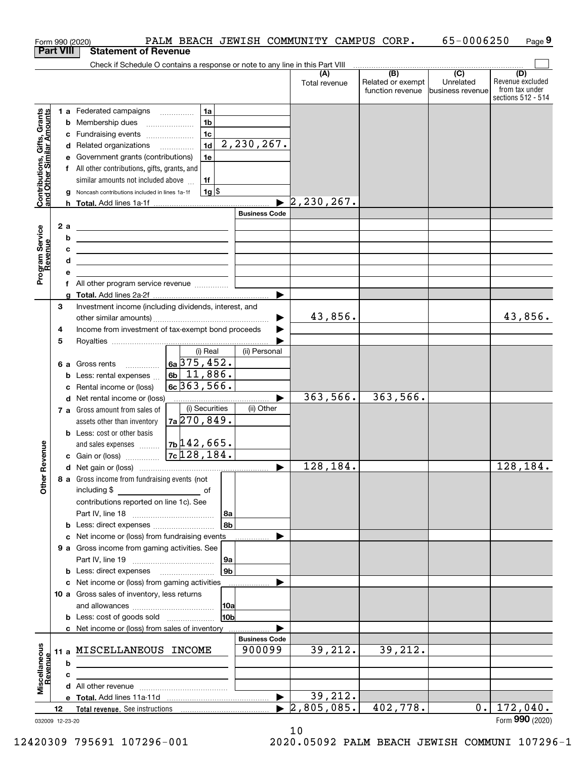Form 990 (2020) PALM BEACH JEWISH COMMUNITY CAMPUS CORP. 65-0006250 Page 9

## Part VIII Statement of Revenue

Check if Schedule O contains a response or note to any line in this Part VIII

| | | | | (A) Total revenue | (B) Related or exempt function revenue | (C) Unrelated business revenue | (D) Revenue excluded from tax under sections 512 - 514 |
|---|---|---|---|---|---|---|---|
| **Contributions, Gifts, Grants and Other Similar Amounts** | 1a | Federated campaigns | 1a | | | | |
| | b | Membership dues | 1b | | | | |
| | c | Fundraising events | 1c | | | | |
| | d | Related organizations | 1d 2,230,267. | | | | |
| | e | Government grants (contributions) | 1e | | | | |
| | f | All other contributions, gifts, grants, and similar amounts not included above | 1f | | | | |
| | g | Noncash contributions included in lines 1a-1f | 1g $ | | | | |
| | h | **Total.** Add lines 1a-1f | | 2,230,267. | | | |
| **Program Service Revenue** | | | Business Code | | | | |
| | 2a | | | | | | |
| | b | | | | | | |
| | c | | | | | | |
| | d | | | | | | |
| | e | | | | | | |
| | f | All other program service revenue | | | | | |
| | g | **Total.** Add lines 2a-2f | | | | | |
| **Other Revenue** | 3 | Investment income (including dividends, interest, and other similar amounts) | | 43,856. | | | 43,856. |
| | 4 | Income from investment of tax-exempt bond proceeds | | | | | |
| | 5 | Royalties | | | | | |
| | | | (i) Real / (ii) Personal | | | | |
| | 6a | Gross rents | 6a 375,452. | | | | |
| | b | Less: rental expenses | 6b 11,886. | | | | |
| | c | Rental income or (loss) | 6c 363,566. | | | | |
| | d | Net rental income or (loss) | | 363,566. | 363,566. | | |
| | | | (i) Securities / (ii) Other | | | | |
| | 7a | Gross amount from sales of assets other than inventory | 7a 270,849. | | | | |
| | b | Less: cost or other basis and sales expenses | 7b 142,665. | | | | |
| | c | Gain or (loss) | 7c 128,184. | | | | |
| | d | Net gain or (loss) | | 128,184. | | | 128,184. |
| | 8a | Gross income from fundraising events (not including $ of contributions reported on line 1c). See Part IV, line 18 | 8a | | | | |
| | b | Less: direct expenses | 8b | | | | |
| | c | Net income or (loss) from fundraising events | | | | | |
| | 9a | Gross income from gaming activities. See Part IV, line 19 | 9a | | | | |
| | b | Less: direct expenses | 9b | | | | |
| | c | Net income or (loss) from gaming activities | | | | | |
| | 10a | Gross sales of inventory, less returns and allowances | 10a | | | | |
| | b | Less: cost of goods sold | 10b | | | | |
| | c | Net income or (loss) from sales of inventory | | | | | |
| **Miscellaneous Revenue** | | | Business Code | | | | |
| | 11a | MISCELLANEOUS INCOME | 900099 | 39,212. | 39,212. | | |
| | b | | | | | | |
| | c | | | | | | |
| | d | All other revenue | | | | | |
| | e | **Total.** Add lines 11a-11d | | 39,212. | | | |
| | 12 | **Total revenue.** See instructions | | 2,805,085. | 402,778. | 0. | 172,040. |

032009 12-23-20

Form **990** (2020)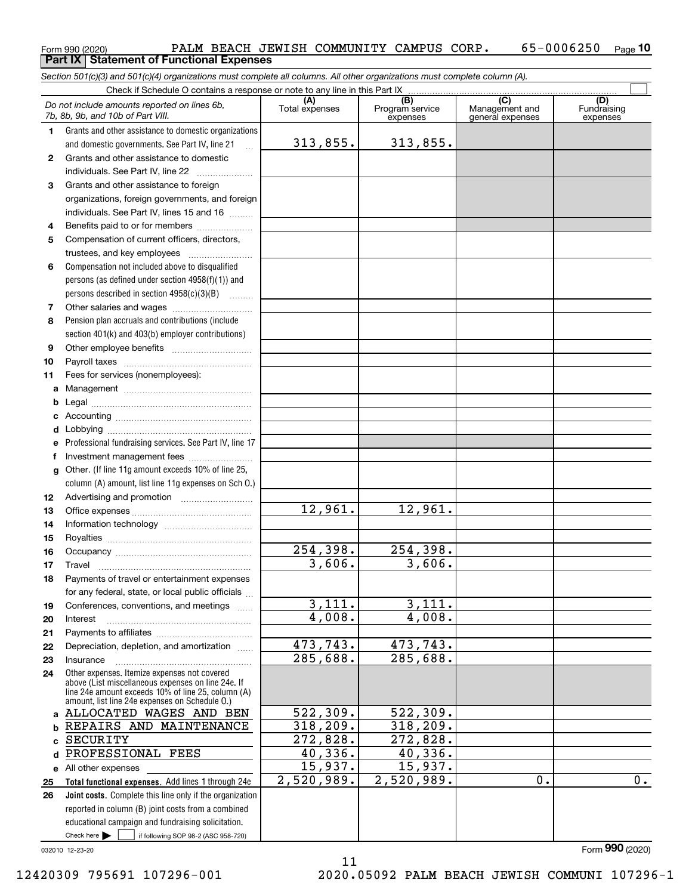Form 990 (2020) PALM BEACH JEWISH COMMUNITY CAMPUS CORP. 65-0006250 Page 10

**Part IX Statement of Functional Expenses**

*Section 501(c)(3) and 501(c)(4) organizations must complete all columns. All other organizations must complete column (A).*

Check if Schedule O contains a response or note to any line in this Part IX

| | *Do not include amounts reported on lines 6b, 7b, 8b, 9b, and 10b of Part VIII.* | (A) Total expenses | (B) Program service expenses | (C) Management and general expenses | (D) Fundraising expenses |
|---|---|---|---|---|---|
| 1 | Grants and other assistance to domestic organizations and domestic governments. See Part IV, line 21 | 313,855. | 313,855. | | |
| 2 | Grants and other assistance to domestic individuals. See Part IV, line 22 | | | | |
| 3 | Grants and other assistance to foreign organizations, foreign governments, and foreign individuals. See Part IV, lines 15 and 16 | | | | |
| 4 | Benefits paid to or for members | | | | |
| 5 | Compensation of current officers, directors, trustees, and key employees | | | | |
| 6 | Compensation not included above to disqualified persons (as defined under section 4958(f)(1)) and persons described in section 4958(c)(3)(B) | | | | |
| 7 | Other salaries and wages | | | | |
| 8 | Pension plan accruals and contributions (include section 401(k) and 403(b) employer contributions) | | | | |
| 9 | Other employee benefits | | | | |
| 10 | Payroll taxes | | | | |
| 11 | Fees for services (nonemployees): | | | | |
| a | Management | | | | |
| b | Legal | | | | |
| c | Accounting | | | | |
| d | Lobbying | | | | |
| e | Professional fundraising services. See Part IV, line 17 | | | | |
| f | Investment management fees | | | | |
| g | Other. (If line 11g amount exceeds 10% of line 25, column (A) amount, list line 11g expenses on Sch O.) | | | | |
| 12 | Advertising and promotion | | | | |
| 13 | Office expenses | 12,961. | 12,961. | | |
| 14 | Information technology | | | | |
| 15 | Royalties | | | | |
| 16 | Occupancy | 254,398. | 254,398. | | |
| 17 | Travel | 3,606. | 3,606. | | |
| 18 | Payments of travel or entertainment expenses for any federal, state, or local public officials | | | | |
| 19 | Conferences, conventions, and meetings | 3,111. | 3,111. | | |
| 20 | Interest | 4,008. | 4,008. | | |
| 21 | Payments to affiliates | | | | |
| 22 | Depreciation, depletion, and amortization | 473,743. | 473,743. | | |
| 23 | Insurance | 285,688. | 285,688. | | |
| 24 | Other expenses. Itemize expenses not covered above (List miscellaneous expenses on line 24e. If line 24e amount exceeds 10% of line 25, column (A) amount, list line 24e expenses on Schedule O.) | | | | |
| a | ALLOCATED WAGES AND BEN | 522,309. | 522,309. | | |
| b | REPAIRS AND MAINTENANCE | 318,209. | 318,209. | | |
| c | SECURITY | 272,828. | 272,828. | | |
| d | PROFESSIONAL FEES | 40,336. | 40,336. | | |
| e | All other expenses | 15,937. | 15,937. | | |
| 25 | **Total functional expenses.** Add lines 1 through 24e | 2,520,989. | 2,520,989. | 0. | 0. |
| 26 | **Joint costs.** Complete this line only if the organization reported in column (B) joint costs from a combined educational campaign and fundraising solicitation. Check here ☐ if following SOP 98-2 (ASC 958-720) | | | | |

032010 12-23-20

Form 990 (2020)

12420309 795691 107296-001 2020.05092 PALM BEACH JEWISH COMMUNI 107296-1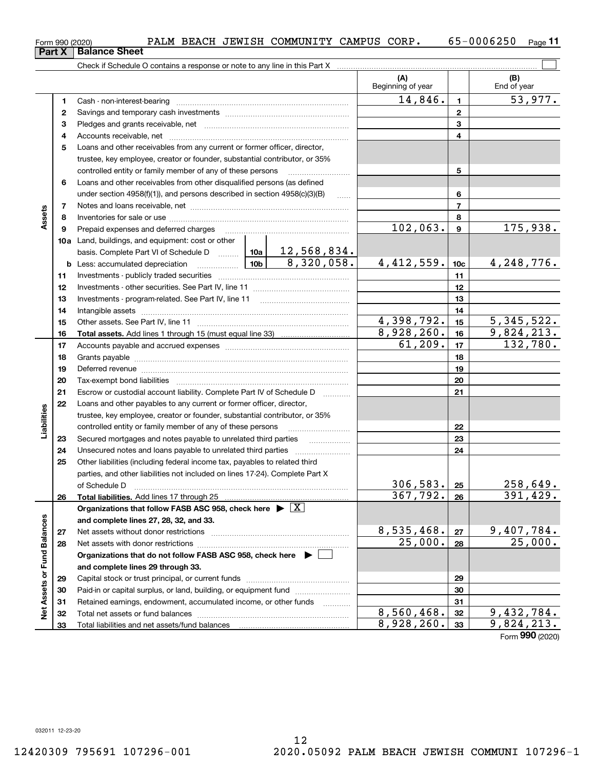Form 990 (2020) PALM BEACH JEWISH COMMUNITY CAMPUS CORP. 65-0006250

## Part X Balance Sheet

Check if Schedule O contains a response or note to any line in this Part X

| | | | (A) Beginning of year | | (B) End of year |
|---|---|---|---|---|---|
| **Assets** | 1 | Cash - non-interest-bearing | 14,846. | 1 | 53,977. |
| | 2 | Savings and temporary cash investments | | 2 | |
| | 3 | Pledges and grants receivable, net | | 3 | |
| | 4 | Accounts receivable, net | | 4 | |
| | 5 | Loans and other receivables from any current or former officer, director, trustee, key employee, creator or founder, substantial contributor, or 35% controlled entity or family member of any of these persons | | 5 | |
| | 6 | Loans and other receivables from other disqualified persons (as defined under section 4958(f)(1)), and persons described in section 4958(c)(3)(B) | | 6 | |
| | 7 | Notes and loans receivable, net | | 7 | |
| | 8 | Inventories for sale or use | | 8 | |
| | 9 | Prepaid expenses and deferred charges | 102,063. | 9 | 175,938. |
| | 10a | Land, buildings, and equipment: cost or other basis. Complete Part VI of Schedule D ... 10a 12,568,834. | | | |
| | b | Less: accumulated depreciation ... 10b 8,320,058. | 4,412,559. | 10c | 4,248,776. |
| | 11 | Investments - publicly traded securities | | 11 | |
| | 12 | Investments - other securities. See Part IV, line 11 | | 12 | |
| | 13 | Investments - program-related. See Part IV, line 11 | | 13 | |
| | 14 | Intangible assets | | 14 | |
| | 15 | Other assets. See Part IV, line 11 | 4,398,792. | 15 | 5,345,522. |
| | 16 | **Total assets.** Add lines 1 through 15 (must equal line 33) | 8,928,260. | 16 | 9,824,213. |
| **Liabilities** | 17 | Accounts payable and accrued expenses | 61,209. | 17 | 132,780. |
| | 18 | Grants payable | | 18 | |
| | 19 | Deferred revenue | | 19 | |
| | 20 | Tax-exempt bond liabilities | | 20 | |
| | 21 | Escrow or custodial account liability. Complete Part IV of Schedule D | | 21 | |
| | 22 | Loans and other payables to any current or former officer, director, trustee, key employee, creator or founder, substantial contributor, or 35% controlled entity or family member of any of these persons | | 22 | |
| | 23 | Secured mortgages and notes payable to unrelated third parties | | 23 | |
| | 24 | Unsecured notes and loans payable to unrelated third parties | | 24 | |
| | 25 | Other liabilities (including federal income tax, payables to related third parties, and other liabilities not included on lines 17-24). Complete Part X of Schedule D | 306,583. | 25 | 258,649. |
| | 26 | **Total liabilities.** Add lines 17 through 25 | 367,792. | 26 | 391,429. |
| **Net Assets or Fund Balances** | | **Organizations that follow FASB ASC 958, check here ▶ [X] and complete lines 27, 28, 32, and 33.** | | | |
| | 27 | Net assets without donor restrictions | 8,535,468. | 27 | 9,407,784. |
| | 28 | Net assets with donor restrictions | 25,000. | 28 | 25,000. |
| | | **Organizations that do not follow FASB ASC 958, check here ▶ [ ] and complete lines 29 through 33.** | | | |
| | 29 | Capital stock or trust principal, or current funds | | 29 | |
| | 30 | Paid-in or capital surplus, or land, building, or equipment fund | | 30 | |
| | 31 | Retained earnings, endowment, accumulated income, or other funds | | 31 | |
| | 32 | Total net assets or fund balances | 8,560,468. | 32 | 9,432,784. |
| | 33 | Total liabilities and net assets/fund balances | 8,928,260. | 33 | 9,824,213. |

Form **990** (2020)

032011 12-23-20

12420309 795691 107296-001 2020.05092 PALM BEACH JEWISH COMMUNI 107296-1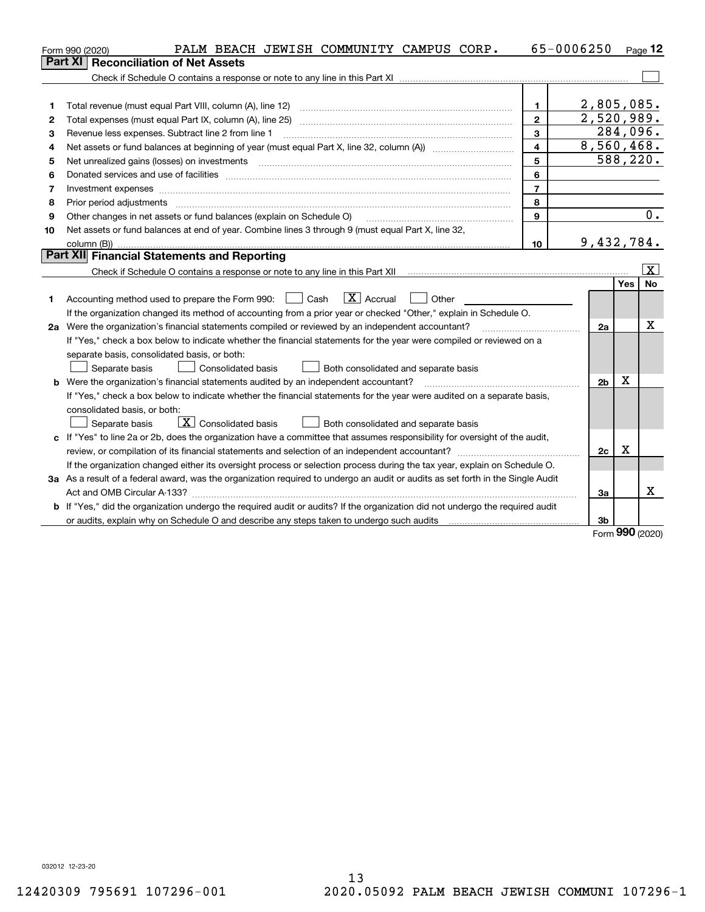Form 990 (2020) PALM BEACH JEWISH COMMUNITY CAMPUS CORP. 65-0006250 Page 12

## Part XI Reconciliation of Net Assets

Check if Schedule O contains a response or note to any line in this Part XI ☐

| | | | |
|---|---|---|---|
| 1 | Total revenue (must equal Part VIII, column (A), line 12) | 1 | 2,805,085. |
| 2 | Total expenses (must equal Part IX, column (A), line 25) | 2 | 2,520,989. |
| 3 | Revenue less expenses. Subtract line 2 from line 1 | 3 | 284,096. |
| 4 | Net assets or fund balances at beginning of year (must equal Part X, line 32, column (A)) | 4 | 8,560,468. |
| 5 | Net unrealized gains (losses) on investments | 5 | 588,220. |
| 6 | Donated services and use of facilities | 6 | |
| 7 | Investment expenses | 7 | |
| 8 | Prior period adjustments | 8 | |
| 9 | Other changes in net assets or fund balances (explain on Schedule O) | 9 | 0. |
| 10 | Net assets or fund balances at end of year. Combine lines 3 through 9 (must equal Part X, line 32, column (B)) | 10 | 9,432,784. |

## Part XII Financial Statements and Reporting

Check if Schedule O contains a response or note to any line in this Part XII ☒

| | | | Yes | No |
|---|---|---|---|---|
| 1 | Accounting method used to prepare the Form 990: ☐ Cash ☒ Accrual ☐ Other<br>If the organization changed its method of accounting from a prior year or checked "Other," explain in Schedule O. | | | |
| 2a | Were the organization's financial statements compiled or reviewed by an independent accountant?<br>If "Yes," check a box below to indicate whether the financial statements for the year were compiled or reviewed on a separate basis, consolidated basis, or both:<br>☐ Separate basis ☐ Consolidated basis ☐ Both consolidated and separate basis | 2a | | X |
| b | Were the organization's financial statements audited by an independent accountant?<br>If "Yes," check a box below to indicate whether the financial statements for the year were audited on a separate basis, consolidated basis, or both:<br>☐ Separate basis ☒ Consolidated basis ☐ Both consolidated and separate basis | 2b | X | |
| c | If "Yes" to line 2a or 2b, does the organization have a committee that assumes responsibility for oversight of the audit, review, or compilation of its financial statements and selection of an independent accountant?<br>If the organization changed either its oversight process or selection process during the tax year, explain on Schedule O. | 2c | X | |
| 3a | As a result of a federal award, was the organization required to undergo an audit or audits as set forth in the Single Audit Act and OMB Circular A-133? | 3a | | X |
| b | If "Yes," did the organization undergo the required audit or audits? If the organization did not undergo the required audit or audits, explain why on Schedule O and describe any steps taken to undergo such audits | 3b | | |

Form 990 (2020)

032012 12-23-20

12420309 795691 107296-001 2020.05092 PALM BEACH JEWISH COMMUNI 107296-1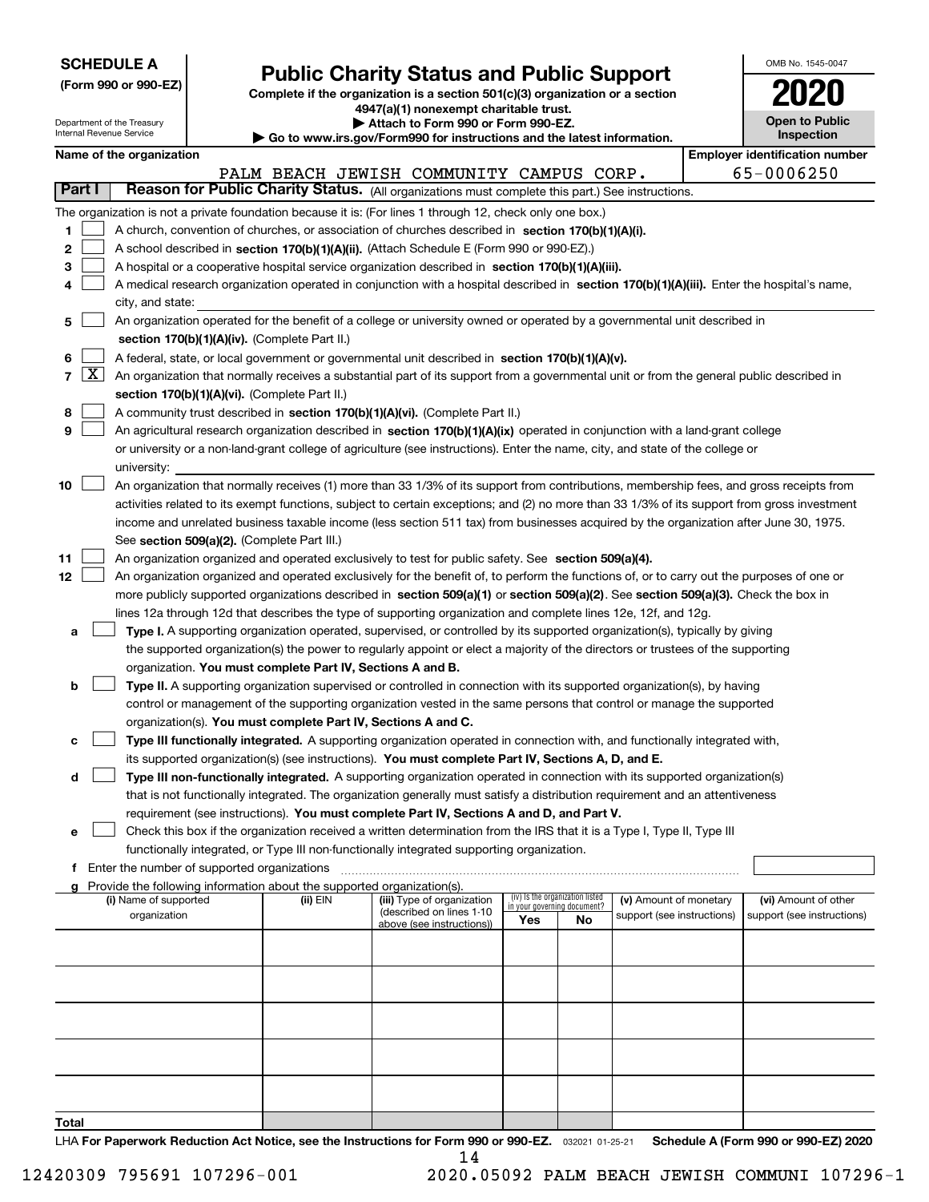**SCHEDULE A**
**(Form 990 or 990-EZ)**

Department of the Treasury
Internal Revenue Service

# Public Charity Status and Public Support

**Complete if the organization is a section 501(c)(3) organization or a section 4947(a)(1) nonexempt charitable trust.**
**▶ Attach to Form 990 or Form 990-EZ.**
**▶ Go to www.irs.gov/Form990 for instructions and the latest information.**

OMB No. 1545-0047

**2020**

**Open to Public Inspection**

**Name of the organization**: PALM BEACH JEWISH COMMUNITY CAMPUS CORP.

**Employer identification number**: 65-0006250

**Part I** **Reason for Public Charity Status.** (All organizations must complete this part.) See instructions.

The organization is not a private foundation because it is: (For lines 1 through 12, check only one box.)

1. ☐ A church, convention of churches, or association of churches described in **section 170(b)(1)(A)(i).**
2. ☐ A school described in **section 170(b)(1)(A)(ii).** (Attach Schedule E (Form 990 or 990-EZ).)
3. ☐ A hospital or a cooperative hospital service organization described in **section 170(b)(1)(A)(iii).**
4. ☐ A medical research organization operated in conjunction with a hospital described in **section 170(b)(1)(A)(iii).** Enter the hospital's name, city, and state:
5. ☐ An organization operated for the benefit of a college or university owned or operated by a governmental unit described in **section 170(b)(1)(A)(iv).** (Complete Part II.)
6. ☐ A federal, state, or local government or governmental unit described in **section 170(b)(1)(A)(v).**
7. ☒ An organization that normally receives a substantial part of its support from a governmental unit or from the general public described in **section 170(b)(1)(A)(vi).** (Complete Part II.)
8. ☐ A community trust described in **section 170(b)(1)(A)(vi).** (Complete Part II.)
9. ☐ An agricultural research organization described in **section 170(b)(1)(A)(ix)** operated in conjunction with a land-grant college or university or a non-land-grant college of agriculture (see instructions). Enter the name, city, and state of the college or university:
10. ☐ An organization that normally receives (1) more than 33 1/3% of its support from contributions, membership fees, and gross receipts from activities related to its exempt functions, subject to certain exceptions; and (2) no more than 33 1/3% of its support from gross investment income and unrelated business taxable income (less section 511 tax) from businesses acquired by the organization after June 30, 1975. See **section 509(a)(2).** (Complete Part III.)
11. ☐ An organization organized and operated exclusively to test for public safety. See **section 509(a)(4).**
12. ☐ An organization organized and operated exclusively for the benefit of, to perform the functions of, or to carry out the purposes of one or more publicly supported organizations described in **section 509(a)(1)** or **section 509(a)(2)**. See **section 509(a)(3).** Check the box in lines 12a through 12d that describes the type of supporting organization and complete lines 12e, 12f, and 12g.
   - **a** ☐ **Type I.** A supporting organization operated, supervised, or controlled by its supported organization(s), typically by giving the supported organization(s) the power to regularly appoint or elect a majority of the directors or trustees of the supporting organization. **You must complete Part IV, Sections A and B.**
   - **b** ☐ **Type II.** A supporting organization supervised or controlled in connection with its supported organization(s), by having control or management of the supporting organization vested in the same persons that control or manage the supported organization(s). **You must complete Part IV, Sections A and C.**
   - **c** ☐ **Type III functionally integrated.** A supporting organization operated in connection with, and functionally integrated with, its supported organization(s) (see instructions). **You must complete Part IV, Sections A, D, and E.**
   - **d** ☐ **Type III non-functionally integrated.** A supporting organization operated in connection with its supported organization(s) that is not functionally integrated. The organization generally must satisfy a distribution requirement and an attentiveness requirement (see instructions). **You must complete Part IV, Sections A and D, and Part V.**
   - **e** ☐ Check this box if the organization received a written determination from the IRS that it is a Type I, Type II, Type III functionally integrated, or Type III non-functionally integrated supporting organization.
   - **f** Enter the number of supported organizations
   - **g** Provide the following information about the supported organization(s).

| (i) Name of supported organization | (ii) EIN | (iii) Type of organization (described on lines 1-10 above (see instructions)) | (iv) Is the organization listed in your governing document? Yes | No | (v) Amount of monetary support (see instructions) | (vi) Amount of other support (see instructions) |
|---|---|---|---|---|---|---|
| | | | | | | |
| | | | | | | |
| | | | | | | |
| | | | | | | |
| | | | | | | |
| **Total** | | | | | | |

LHA **For Paperwork Reduction Act Notice, see the Instructions for Form 990 or 990-EZ.** 032021 01-25-21 **Schedule A (Form 990 or 990-EZ) 2020**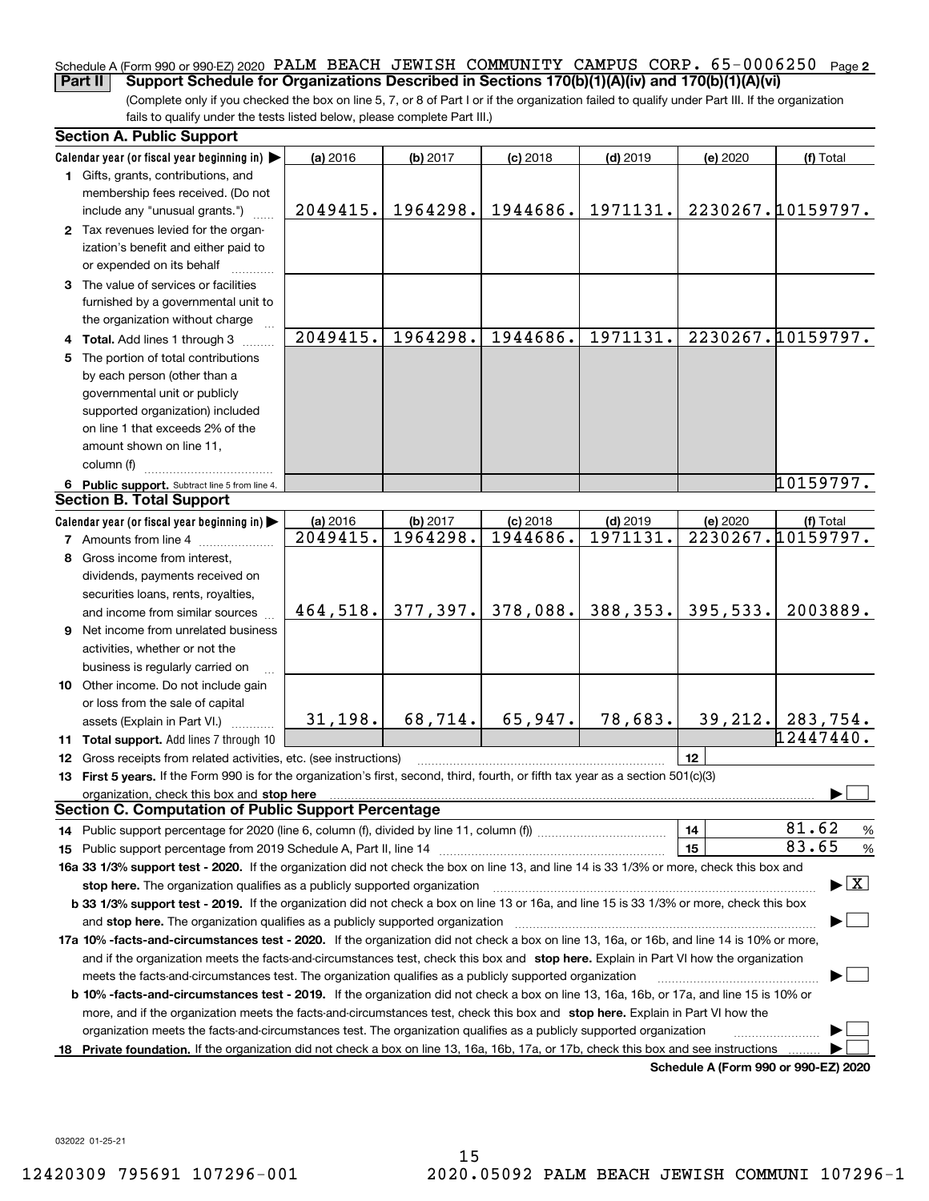Schedule A (Form 990 or 990-EZ) 2020 PALM BEACH JEWISH COMMUNITY CAMPUS CORP. 65-0006250 Page 2

**Part II Support Schedule for Organizations Described in Sections 170(b)(1)(A)(iv) and 170(b)(1)(A)(vi)**

(Complete only if you checked the box on line 5, 7, or 8 of Part I or if the organization failed to qualify under Part III. If the organization fails to qualify under the tests listed below, please complete Part III.)

## Section A. Public Support

| Calendar year (or fiscal year beginning in) ▶ | (a) 2016 | (b) 2017 | (c) 2018 | (d) 2019 | (e) 2020 | (f) Total |
|---|---|---|---|---|---|---|
| **1** Gifts, grants, contributions, and membership fees received. (Do not include any "unusual grants.") | 2049415. | 1964298. | 1944686. | 1971131. | 2230267. | 10159797. |
| **2** Tax revenues levied for the organization's benefit and either paid to or expended on its behalf | | | | | | |
| **3** The value of services or facilities furnished by a governmental unit to the organization without charge | | | | | | |
| **4 Total.** Add lines 1 through 3 | 2049415. | 1964298. | 1944686. | 1971131. | 2230267. | 10159797. |
| **5** The portion of total contributions by each person (other than a governmental unit or publicly supported organization) included on line 1 that exceeds 2% of the amount shown on line 11, column (f) | | | | | | |
| **6 Public support.** Subtract line 5 from line 4. | | | | | | 10159797. |

## Section B. Total Support

| Calendar year (or fiscal year beginning in) ▶ | (a) 2016 | (b) 2017 | (c) 2018 | (d) 2019 | (e) 2020 | (f) Total |
|---|---|---|---|---|---|---|
| **7** Amounts from line 4 | 2049415. | 1964298. | 1944686. | 1971131. | 2230267. | 10159797. |
| **8** Gross income from interest, dividends, payments received on securities loans, rents, royalties, and income from similar sources | 464,518. | 377,397. | 378,088. | 388,353. | 395,533. | 2003889. |
| **9** Net income from unrelated business activities, whether or not the business is regularly carried on | | | | | | |
| **10** Other income. Do not include gain or loss from the sale of capital assets (Explain in Part VI.) | 31,198. | 68,714. | 65,947. | 78,683. | 39,212. | 283,754. |
| **11 Total support.** Add lines 7 through 10 | | | | | | 12447440. |

**12** Gross receipts from related activities, etc. (see instructions) | **12** |

**13 First 5 years.** If the Form 990 is for the organization's first, second, third, fourth, or fifth tax year as a section 501(c)(3) organization, check this box and **stop here** ▶ ☐

## Section C. Computation of Public Support Percentage

**14** Public support percentage for 2020 (line 6, column (f), divided by line 11, column (f)) **14** 81.62 %

**15** Public support percentage from 2019 Schedule A, Part II, line 14 **15** 83.65 %

**16a 33 1/3% support test - 2020.** If the organization did not check the box on line 13, and line 14 is 33 1/3% or more, check this box and **stop here.** The organization qualifies as a publicly supported organization ▶ ☒

**b 33 1/3% support test - 2019.** If the organization did not check a box on line 13 or 16a, and line 15 is 33 1/3% or more, check this box and **stop here.** The organization qualifies as a publicly supported organization ▶ ☐

**17a 10% -facts-and-circumstances test - 2020.** If the organization did not check a box on line 13, 16a, or 16b, and line 14 is 10% or more, and if the organization meets the facts-and-circumstances test, check this box and **stop here.** Explain in Part VI how the organization meets the facts-and-circumstances test. The organization qualifies as a publicly supported organization ▶ ☐

**b 10% -facts-and-circumstances test - 2019.** If the organization did not check a box on line 13, 16a, 16b, or 17a, and line 15 is 10% or more, and if the organization meets the facts-and-circumstances test, check this box and **stop here.** Explain in Part VI how the organization meets the facts-and-circumstances test. The organization qualifies as a publicly supported organization ▶ ☐

**18 Private foundation.** If the organization did not check a box on line 13, 16a, 16b, 17a, or 17b, check this box and see instructions ▶ ☐

**Schedule A (Form 990 or 990-EZ) 2020**

032022 01-25-21

12420309 795691 107296-001 2020.05092 PALM BEACH JEWISH COMMUNI 107296-1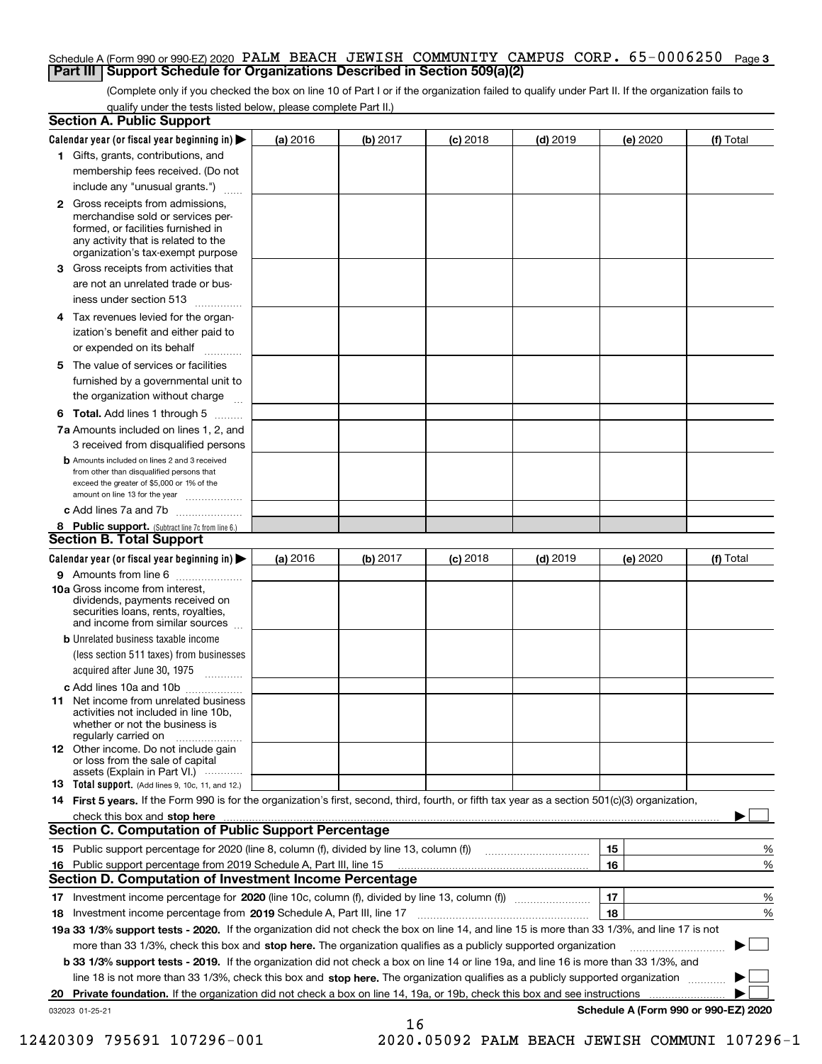Schedule A (Form 990 or 990-EZ) 2020 PALM BEACH JEWISH COMMUNITY CAMPUS CORP. 65-0006250 Page 3

## Part III Support Schedule for Organizations Described in Section 509(a)(2)

(Complete only if you checked the box on line 10 of Part I or if the organization failed to qualify under Part II. If the organization fails to qualify under the tests listed below, please complete Part II.)

### Section A. Public Support

| Calendar year (or fiscal year beginning in) ▶ | (a) 2016 | (b) 2017 | (c) 2018 | (d) 2019 | (e) 2020 | (f) Total |
|---|---|---|---|---|---|---|
| 1 Gifts, grants, contributions, and membership fees received. (Do not include any "unusual grants.") | | | | | | |
| 2 Gross receipts from admissions, merchandise sold or services performed, or facilities furnished in any activity that is related to the organization's tax-exempt purpose | | | | | | |
| 3 Gross receipts from activities that are not an unrelated trade or business under section 513 | | | | | | |
| 4 Tax revenues levied for the organization's benefit and either paid to or expended on its behalf | | | | | | |
| 5 The value of services or facilities furnished by a governmental unit to the organization without charge | | | | | | |
| 6 **Total.** Add lines 1 through 5 | | | | | | |
| 7a Amounts included on lines 1, 2, and 3 received from disqualified persons | | | | | | |
| b Amounts included on lines 2 and 3 received from other than disqualified persons that exceed the greater of $5,000 or 1% of the amount on line 13 for the year | | | | | | |
| c Add lines 7a and 7b | | | | | | |
| 8 **Public support.** (Subtract line 7c from line 6.) | | | | | | |

### Section B. Total Support

| Calendar year (or fiscal year beginning in) ▶ | (a) 2016 | (b) 2017 | (c) 2018 | (d) 2019 | (e) 2020 | (f) Total |
|---|---|---|---|---|---|---|
| 9 Amounts from line 6 | | | | | | |
| 10a Gross income from interest, dividends, payments received on securities loans, rents, royalties, and income from similar sources | | | | | | |
| b Unrelated business taxable income (less section 511 taxes) from businesses acquired after June 30, 1975 | | | | | | |
| c Add lines 10a and 10b | | | | | | |
| 11 Net income from unrelated business activities not included in line 10b, whether or not the business is regularly carried on | | | | | | |
| 12 Other income. Do not include gain or loss from the sale of capital assets (Explain in Part VI.) | | | | | | |
| 13 **Total support.** (Add lines 9, 10c, 11, and 12.) | | | | | | |

14 **First 5 years.** If the Form 990 is for the organization's first, second, third, fourth, or fifth tax year as a section 501(c)(3) organization, check this box and **stop here** ▶ ☐

### Section C. Computation of Public Support Percentage

| | | |
|---|---|---|
| 15 Public support percentage for 2020 (line 8, column (f), divided by line 13, column (f)) | 15 | % |
| 16 Public support percentage from 2019 Schedule A, Part III, line 15 | 16 | % |

### Section D. Computation of Investment Income Percentage

| | | |
|---|---|---|
| 17 Investment income percentage for **2020** (line 10c, column (f), divided by line 13, column (f)) | 17 | % |
| 18 Investment income percentage from **2019** Schedule A, Part III, line 17 | 18 | % |

**19a 33 1/3% support tests - 2020.** If the organization did not check the box on line 14, and line 15 is more than 33 1/3%, and line 17 is not more than 33 1/3%, check this box and **stop here.** The organization qualifies as a publicly supported organization ▶ ☐

**b 33 1/3% support tests - 2019.** If the organization did not check a box on line 14 or line 19a, and line 16 is more than 33 1/3%, and line 18 is not more than 33 1/3%, check this box and **stop here.** The organization qualifies as a publicly supported organization ▶ ☐

**20 Private foundation.** If the organization did not check a box on line 14, 19a, or 19b, check this box and see instructions ▶ ☐

032023 01-25-21 **Schedule A (Form 990 or 990-EZ) 2020**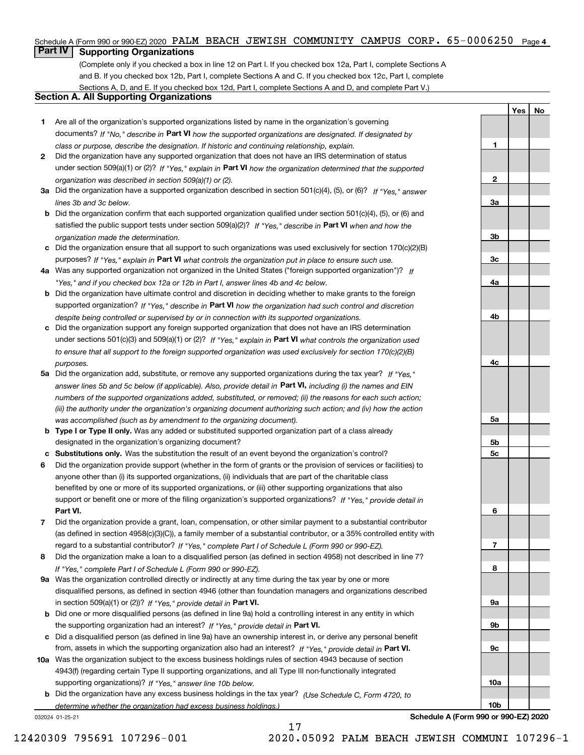Schedule A (Form 990 or 990-EZ) 2020 PALM BEACH JEWISH COMMUNITY CAMPUS CORP. 65-0006250 Page 4

## Part IV Supporting Organizations

(Complete only if you checked a box in line 12 on Part I. If you checked box 12a, Part I, complete Sections A and B. If you checked box 12b, Part I, complete Sections A and C. If you checked box 12c, Part I, complete Sections A, D, and E. If you checked box 12d, Part I, complete Sections A and D, and complete Part V.)

### Section A. All Supporting Organizations

| | | | Yes | No |
|---|---|---|---|---|
| 1 | Are all of the organization's supported organizations listed by name in the organization's governing documents? *If "No," describe in* **Part VI** *how the supported organizations are designated. If designated by class or purpose, describe the designation. If historic and continuing relationship, explain.* | 1 | | |
| 2 | Did the organization have any supported organization that does not have an IRS determination of status under section 509(a)(1) or (2)? *If "Yes," explain in* **Part VI** *how the organization determined that the supported organization was described in section 509(a)(1) or (2).* | 2 | | |
| 3a | Did the organization have a supported organization described in section 501(c)(4), (5), or (6)? *If "Yes," answer lines 3b and 3c below.* | 3a | | |
| b | Did the organization confirm that each supported organization qualified under section 501(c)(4), (5), or (6) and satisfied the public support tests under section 509(a)(2)? *If "Yes," describe in* **Part VI** *when and how the organization made the determination.* | 3b | | |
| c | Did the organization ensure that all support to such organizations was used exclusively for section 170(c)(2)(B) purposes? *If "Yes," explain in* **Part VI** *what controls the organization put in place to ensure such use.* | 3c | | |
| 4a | Was any supported organization not organized in the United States ("foreign supported organization")? *If "Yes," and if you checked box 12a or 12b in Part I, answer lines 4b and 4c below.* | 4a | | |
| b | Did the organization have ultimate control and discretion in deciding whether to make grants to the foreign supported organization? *If "Yes," describe in* **Part VI** *how the organization had such control and discretion despite being controlled or supervised by or in connection with its supported organizations.* | 4b | | |
| c | Did the organization support any foreign supported organization that does not have an IRS determination under sections 501(c)(3) and 509(a)(1) or (2)? *If "Yes," explain in* **Part VI** *what controls the organization used to ensure that all support to the foreign supported organization was used exclusively for section 170(c)(2)(B) purposes.* | 4c | | |
| 5a | Did the organization add, substitute, or remove any supported organizations during the tax year? *If "Yes," answer lines 5b and 5c below (if applicable). Also, provide detail in* **Part VI,** *including (i) the names and EIN numbers of the supported organizations added, substituted, or removed; (ii) the reasons for each such action; (iii) the authority under the organization's organizing document authorizing such action; and (iv) how the action was accomplished (such as by amendment to the organizing document).* | 5a | | |
| b | **Type I or Type II only.** Was any added or substituted supported organization part of a class already designated in the organization's organizing document? | 5b | | |
| c | **Substitutions only.** Was the substitution the result of an event beyond the organization's control? | 5c | | |
| 6 | Did the organization provide support (whether in the form of grants or the provision of services or facilities) to anyone other than (i) its supported organizations, (ii) individuals that are part of the charitable class benefited by one or more of its supported organizations, or (iii) other supporting organizations that also support or benefit one or more of the filing organization's supported organizations? *If "Yes," provide detail in* **Part VI.** | 6 | | |
| 7 | Did the organization provide a grant, loan, compensation, or other similar payment to a substantial contributor (as defined in section 4958(c)(3)(C)), a family member of a substantial contributor, or a 35% controlled entity with regard to a substantial contributor? *If "Yes," complete Part I of Schedule L (Form 990 or 990-EZ).* | 7 | | |
| 8 | Did the organization make a loan to a disqualified person (as defined in section 4958) not described in line 7? *If "Yes," complete Part I of Schedule L (Form 990 or 990-EZ).* | 8 | | |
| 9a | Was the organization controlled directly or indirectly at any time during the tax year by one or more disqualified persons, as defined in section 4946 (other than foundation managers and organizations described in section 509(a)(1) or (2))? *If "Yes," provide detail in* **Part VI.** | 9a | | |
| b | Did one or more disqualified persons (as defined in line 9a) hold a controlling interest in any entity in which the supporting organization had an interest? *If "Yes," provide detail in* **Part VI.** | 9b | | |
| c | Did a disqualified person (as defined in line 9a) have an ownership interest in, or derive any personal benefit from, assets in which the supporting organization also had an interest? *If "Yes," provide detail in* **Part VI.** | 9c | | |
| 10a | Was the organization subject to the excess business holdings rules of section 4943 because of section 4943(f) (regarding certain Type II supporting organizations, and all Type III non-functionally integrated supporting organizations)? *If "Yes," answer line 10b below.* | 10a | | |
| b | Did the organization have any excess business holdings in the tax year? *(Use Schedule C, Form 4720, to determine whether the organization had excess business holdings.)* | 10b | | |

032024 01-25-21 **Schedule A (Form 990 or 990-EZ) 2020**

12420309 795691 107296-001 2020.05092 PALM BEACH JEWISH COMMUNI 107296-1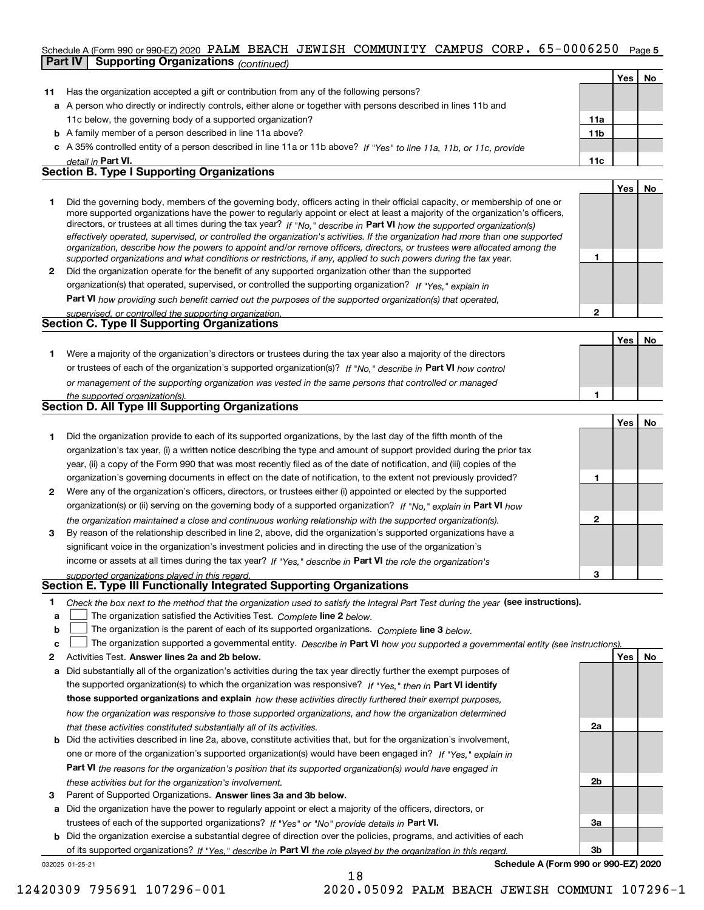Schedule A (Form 990 or 990-EZ) 2020 PALM BEACH JEWISH COMMUNITY CAMPUS CORP. 65-0006250

## Part IV Supporting Organizations *(continued)*

| | | | Yes | No |
|---|---|---|---|---|
| **11** | Has the organization accepted a gift or contribution from any of the following persons? | | | |
| **a** | A person who directly or indirectly controls, either alone or together with persons described in lines 11b and 11c below, the governing body of a supported organization? | **11a** | | |
| **b** | A family member of a person described in line 11a above? | **11b** | | |
| **c** | A 35% controlled entity of a person described in line 11a or 11b above? *If "Yes" to line 11a, 11b, or 11c, provide detail in* **Part VI.** | **11c** | | |

### Section B. Type I Supporting Organizations

| | | | Yes | No |
|---|---|---|---|---|
| **1** | Did the governing body, members of the governing body, officers acting in their official capacity, or membership of one or more supported organizations have the power to regularly appoint or elect at least a majority of the organization's officers, directors, or trustees at all times during the tax year? *If "No," describe in* **Part VI** *how the supported organization(s) effectively operated, supervised, or controlled the organization's activities. If the organization had more than one supported organization, describe how the powers to appoint and/or remove officers, directors, or trustees were allocated among the supported organizations and what conditions or restrictions, if any, applied to such powers during the tax year.* | **1** | | |
| **2** | Did the organization operate for the benefit of any supported organization other than the supported organization(s) that operated, supervised, or controlled the supporting organization? *If "Yes," explain in* **Part VI** *how providing such benefit carried out the purposes of the supported organization(s) that operated, supervised, or controlled the supporting organization.* | **2** | | |

### Section C. Type II Supporting Organizations

| | | | Yes | No |
|---|---|---|---|---|
| **1** | Were a majority of the organization's directors or trustees during the tax year also a majority of the directors or trustees of each of the organization's supported organization(s)? *If "No," describe in* **Part VI** *how control or management of the supporting organization was vested in the same persons that controlled or managed the supported organization(s).* | **1** | | |

### Section D. All Type III Supporting Organizations

| | | | Yes | No |
|---|---|---|---|---|
| **1** | Did the organization provide to each of its supported organizations, by the last day of the fifth month of the organization's tax year, (i) a written notice describing the type and amount of support provided during the prior tax year, (ii) a copy of the Form 990 that was most recently filed as of the date of notification, and (iii) copies of the organization's governing documents in effect on the date of notification, to the extent not previously provided? | **1** | | |
| **2** | Were any of the organization's officers, directors, or trustees either (i) appointed or elected by the supported organization(s) or (ii) serving on the governing body of a supported organization? *If "No," explain in* **Part VI** *how the organization maintained a close and continuous working relationship with the supported organization(s).* | **2** | | |
| **3** | By reason of the relationship described in line 2, above, did the organization's supported organizations have a significant voice in the organization's investment policies and in directing the use of the organization's income or assets at all times during the tax year? *If "Yes," describe in* **Part VI** *the role the organization's supported organizations played in this regard.* | **3** | | |

### Section E. Type III Functionally Integrated Supporting Organizations

**1** *Check the box next to the method that the organization used to satisfy the Integral Part Test during the year* **(see instructions).**

- **a** ☐ The organization satisfied the Activities Test. *Complete* **line 2** *below.*
- **b** ☐ The organization is the parent of each of its supported organizations. *Complete* **line 3** *below.*
- **c** ☐ The organization supported a governmental entity. *Describe in* **Part VI** *how you supported a governmental entity (see instructions).*

| | | | Yes | No |
|---|---|---|---|---|
| **2** | Activities Test. **Answer lines 2a and 2b below.** | | | |
| **a** | Did substantially all of the organization's activities during the tax year directly further the exempt purposes of the supported organization(s) to which the organization was responsive? *If "Yes," then in* **Part VI identify those supported organizations and explain** *how these activities directly furthered their exempt purposes, how the organization was responsive to those supported organizations, and how the organization determined that these activities constituted substantially all of its activities.* | **2a** | | |
| **b** | Did the activities described in line 2a, above, constitute activities that, but for the organization's involvement, one or more of the organization's supported organization(s) would have been engaged in? *If "Yes," explain in* **Part VI** *the reasons for the organization's position that its supported organization(s) would have engaged in these activities but for the organization's involvement.* | **2b** | | |
| **3** | Parent of Supported Organizations. **Answer lines 3a and 3b below.** | | | |
| **a** | Did the organization have the power to regularly appoint or elect a majority of the officers, directors, or trustees of each of the supported organizations? *If "Yes" or "No" provide details in* **Part VI.** | **3a** | | |
| **b** | Did the organization exercise a substantial degree of direction over the policies, programs, and activities of each of its supported organizations? *If "Yes," describe in* **Part VI** *the role played by the organization in this regard.* | **3b** | | |

032025 01-25-21 **Schedule A (Form 990 or 990-EZ) 2020**

12420309 795691 107296-001 2020.05092 PALM BEACH JEWISH COMMUNI 107296-1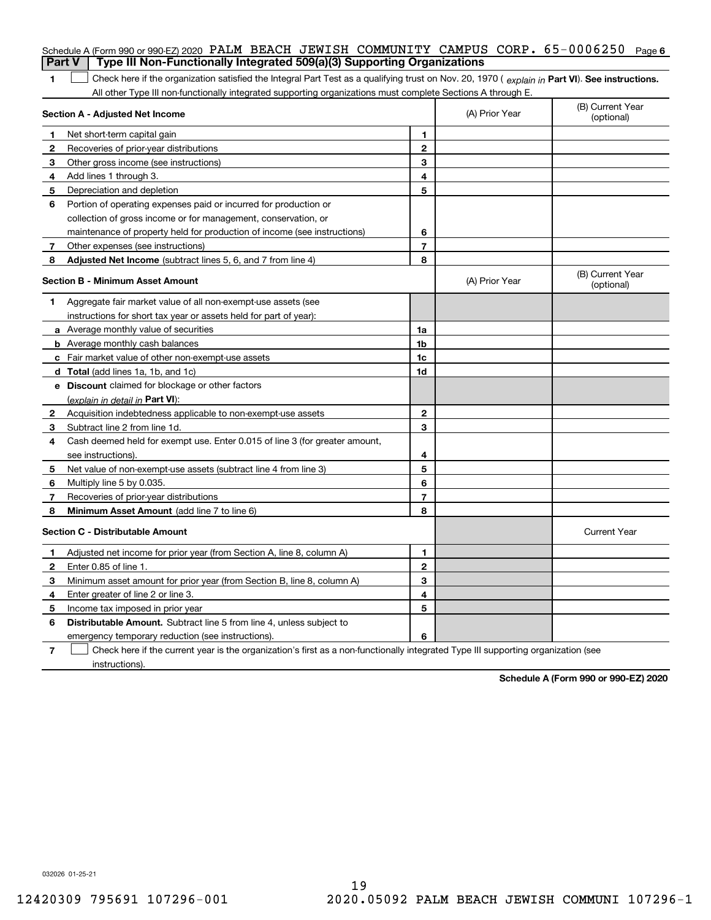Schedule A (Form 990 or 990-EZ) 2020 PALM BEACH JEWISH COMMUNITY CAMPUS CORP. 65-0006250 Page 6

## Part V | Type III Non-Functionally Integrated 509(a)(3) Supporting Organizations

**1** ☐ Check here if the organization satisfied the Integral Part Test as a qualifying trust on Nov. 20, 1970 ( *explain in* **Part VI**). **See instructions.** All other Type III non-functionally integrated supporting organizations must complete Sections A through E.

| **Section A - Adjusted Net Income** | | | (A) Prior Year | (B) Current Year (optional) |
|---|---|---|---|---|
| **1** | Net short-term capital gain | **1** | | |
| **2** | Recoveries of prior-year distributions | **2** | | |
| **3** | Other gross income (see instructions) | **3** | | |
| **4** | Add lines 1 through 3. | **4** | | |
| **5** | Depreciation and depletion | **5** | | |
| **6** | Portion of operating expenses paid or incurred for production or collection of gross income or for management, conservation, or maintenance of property held for production of income (see instructions) | **6** | | |
| **7** | Other expenses (see instructions) | **7** | | |
| **8** | **Adjusted Net Income** (subtract lines 5, 6, and 7 from line 4) | **8** | | |

| **Section B - Minimum Asset Amount** | | | (A) Prior Year | (B) Current Year (optional) |
|---|---|---|---|---|
| **1** | Aggregate fair market value of all non-exempt-use assets (see instructions for short tax year or assets held for part of year): | | | |
| **a** | Average monthly value of securities | **1a** | | |
| **b** | Average monthly cash balances | **1b** | | |
| **c** | Fair market value of other non-exempt-use assets | **1c** | | |
| **d** | **Total** (add lines 1a, 1b, and 1c) | **1d** | | |
| **e** | **Discount** claimed for blockage or other factors (*explain in detail in* **Part VI**): | | | |
| **2** | Acquisition indebtedness applicable to non-exempt-use assets | **2** | | |
| **3** | Subtract line 2 from line 1d. | **3** | | |
| **4** | Cash deemed held for exempt use. Enter 0.015 of line 3 (for greater amount, see instructions). | **4** | | |
| **5** | Net value of non-exempt-use assets (subtract line 4 from line 3) | **5** | | |
| **6** | Multiply line 5 by 0.035. | **6** | | |
| **7** | Recoveries of prior-year distributions | **7** | | |
| **8** | **Minimum Asset Amount** (add line 7 to line 6) | **8** | | |

| **Section C - Distributable Amount** | | | | Current Year |
|---|---|---|---|---|
| **1** | Adjusted net income for prior year (from Section A, line 8, column A) | **1** | | |
| **2** | Enter 0.85 of line 1. | **2** | | |
| **3** | Minimum asset amount for prior year (from Section B, line 8, column A) | **3** | | |
| **4** | Enter greater of line 2 or line 3. | **4** | | |
| **5** | Income tax imposed in prior year | **5** | | |
| **6** | **Distributable Amount.** Subtract line 5 from line 4, unless subject to emergency temporary reduction (see instructions). | **6** | | |

**7** ☐ Check here if the current year is the organization's first as a non-functionally integrated Type III supporting organization (see instructions).

**Schedule A (Form 990 or 990-EZ) 2020**

032026 01-25-21

12420309 795691 107296-001 2020.05092 PALM BEACH JEWISH COMMUNI 107296-1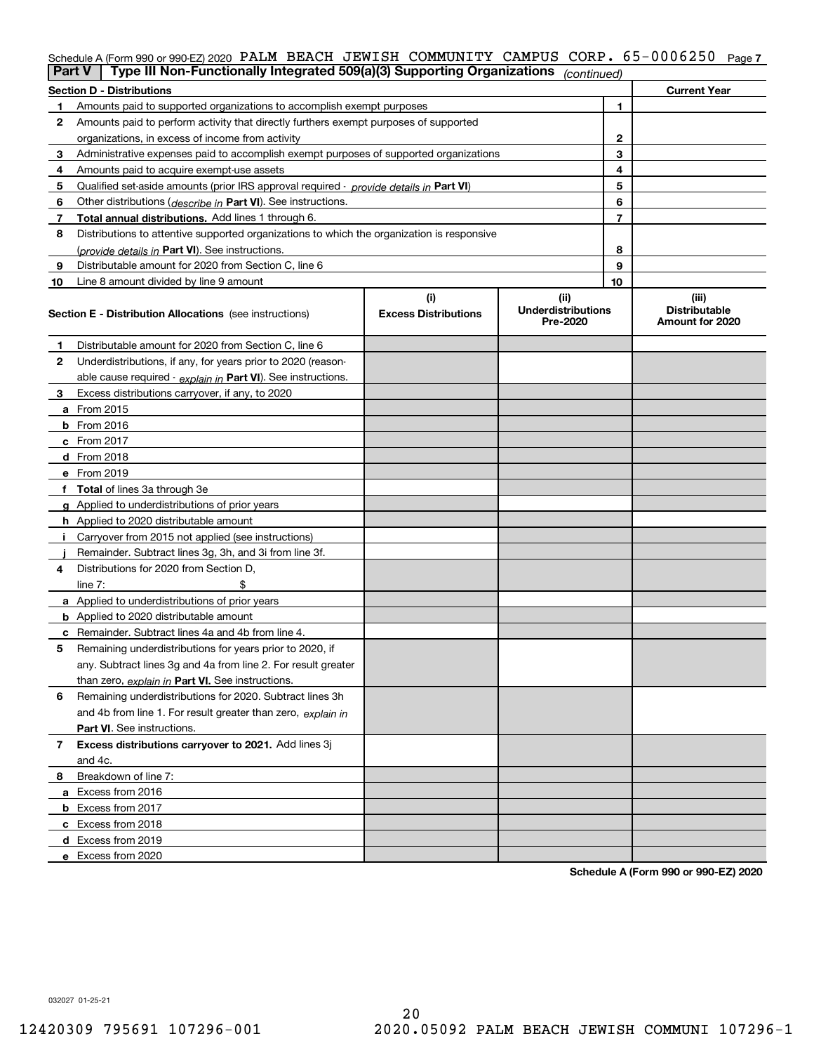Schedule A (Form 990 or 990-EZ) 2020 PALM BEACH JEWISH COMMUNITY CAMPUS CORP. 65-0006250

## Part V | Type III Non-Functionally Integrated 509(a)(3) Supporting Organizations *(continued)*

| Section D - Distributions | | Current Year |
|---|---|---|
| **1** Amounts paid to supported organizations to accomplish exempt purposes | 1 | |
| **2** Amounts paid to perform activity that directly furthers exempt purposes of supported organizations, in excess of income from activity | 2 | |
| **3** Administrative expenses paid to accomplish exempt purposes of supported organizations | 3 | |
| **4** Amounts paid to acquire exempt-use assets | 4 | |
| **5** Qualified set-aside amounts (prior IRS approval required - *provide details in* **Part VI**) | 5 | |
| **6** Other distributions (*describe in* **Part VI**). See instructions. | 6 | |
| **7** **Total annual distributions.** Add lines 1 through 6. | 7 | |
| **8** Distributions to attentive supported organizations to which the organization is responsive (*provide details in* **Part VI**). See instructions. | 8 | |
| **9** Distributable amount for 2020 from Section C, line 6 | 9 | |
| **10** Line 8 amount divided by line 9 amount | 10 | |

| Section E - Distribution Allocations (see instructions) | (i) Excess Distributions | (ii) Underdistributions Pre-2020 | (iii) Distributable Amount for 2020 |
|---|---|---|---|
| **1** Distributable amount for 2020 from Section C, line 6 | | | |
| **2** Underdistributions, if any, for years prior to 2020 (reasonable cause required - *explain in* **Part VI**). See instructions. | | | |
| **3** Excess distributions carryover, if any, to 2020 | | | |
| **a** From 2015 | | | |
| **b** From 2016 | | | |
| **c** From 2017 | | | |
| **d** From 2018 | | | |
| **e** From 2019 | | | |
| **f** **Total** of lines 3a through 3e | | | |
| **g** Applied to underdistributions of prior years | | | |
| **h** Applied to 2020 distributable amount | | | |
| **i** Carryover from 2015 not applied (see instructions) | | | |
| **j** Remainder. Subtract lines 3g, 3h, and 3i from line 3f. | | | |
| **4** Distributions for 2020 from Section D, line 7: $ | | | |
| **a** Applied to underdistributions of prior years | | | |
| **b** Applied to 2020 distributable amount | | | |
| **c** Remainder. Subtract lines 4a and 4b from line 4. | | | |
| **5** Remaining underdistributions for years prior to 2020, if any. Subtract lines 3g and 4a from line 2. For result greater than zero, *explain in* **Part VI.** See instructions. | | | |
| **6** Remaining underdistributions for 2020. Subtract lines 3h and 4b from line 1. For result greater than zero, *explain in* **Part VI**. See instructions. | | | |
| **7** **Excess distributions carryover to 2021.** Add lines 3j and 4c. | | | |
| **8** Breakdown of line 7: | | | |
| **a** Excess from 2016 | | | |
| **b** Excess from 2017 | | | |
| **c** Excess from 2018 | | | |
| **d** Excess from 2019 | | | |
| **e** Excess from 2020 | | | |

**Schedule A (Form 990 or 990-EZ) 2020**

032027 01-25-21

12420309 795691 107296-001 2020.05092 PALM BEACH JEWISH COMMUNI 107296-1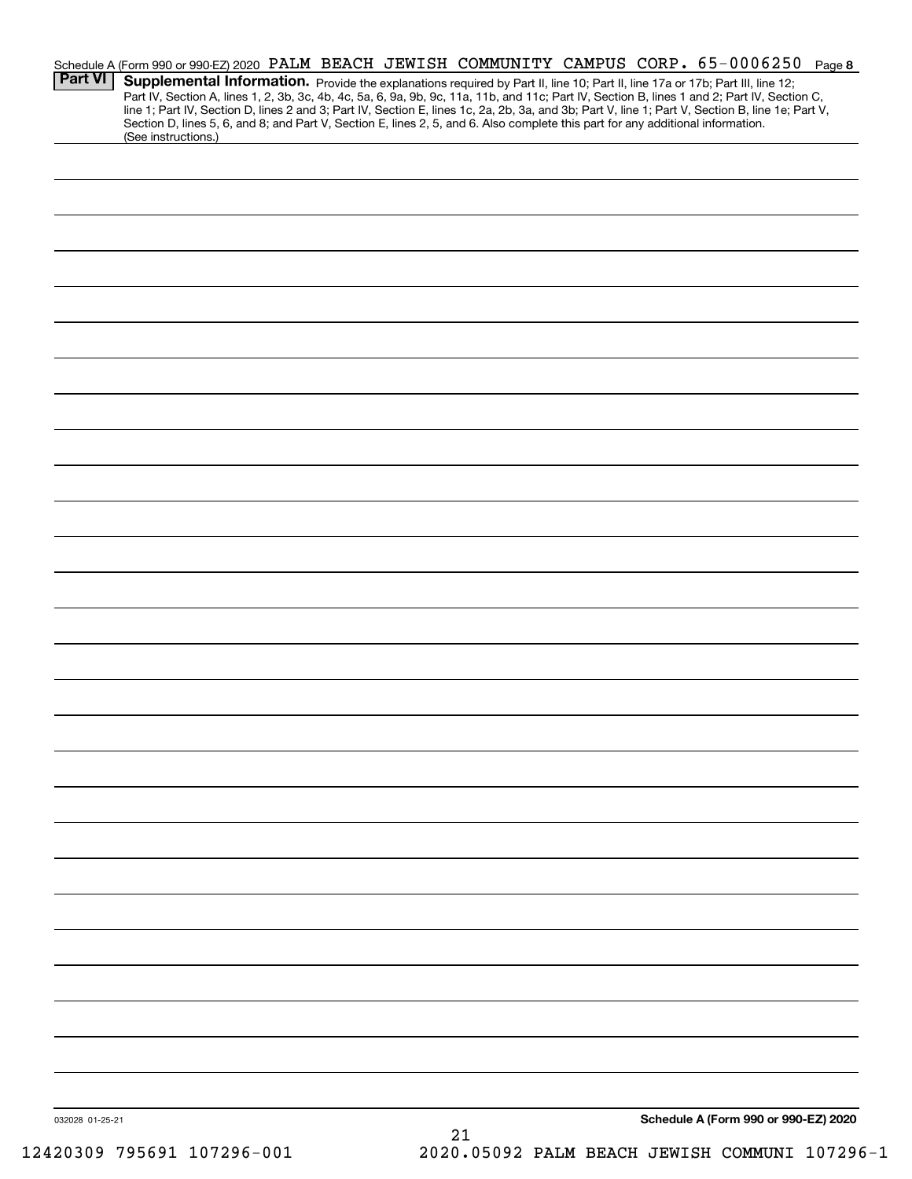Schedule A (Form 990 or 990-EZ) 2020 PALM BEACH JEWISH COMMUNITY CAMPUS CORP. 65-0006250 Page 8

**Part VI** **Supplemental Information.** Provide the explanations required by Part II, line 10; Part II, line 17a or 17b; Part III, line 12; Part IV, Section A, lines 1, 2, 3b, 3c, 4b, 4c, 5a, 6, 9a, 9b, 9c, 11a, 11b, and 11c; Part IV, Section B, lines 1 and 2; Part IV, Section C, line 1; Part IV, Section D, lines 2 and 3; Part IV, Section E, lines 1c, 2a, 2b, 3a, and 3b; Part V, line 1; Part V, Section B, line 1e; Part V, Section D, lines 5, 6, and 8; and Part V, Section E, lines 2, 5, and 6. Also complete this part for any additional information. (See instructions.)

032028 01-25-21

**Schedule A (Form 990 or 990-EZ) 2020**

12420309 795691 107296-001 2020.05092 PALM BEACH JEWISH COMMUNI 107296-1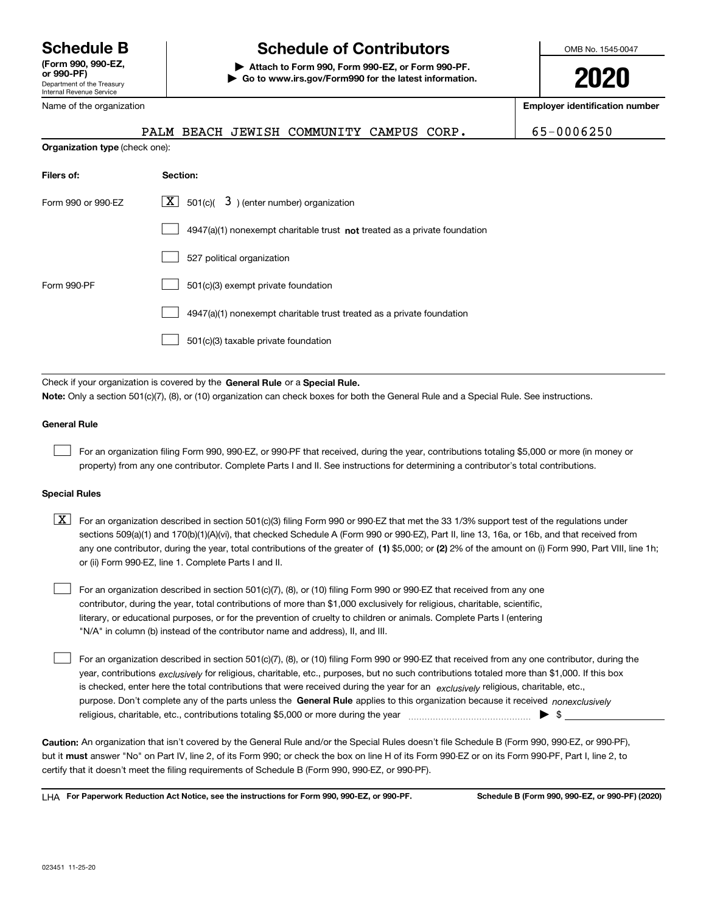# Schedule B

**(Form 990, 990-EZ, or 990-PF)**

Department of the Treasury
Internal Revenue Service

## Schedule of Contributors

▶ **Attach to Form 990, Form 990-EZ, or Form 990-PF.**

▶ **Go to www.irs.gov/Form990 for the latest information.**

OMB No. 1545-0047

**2020**

| Name of the organization | Employer identification number |
|---|---|
| PALM BEACH JEWISH COMMUNITY CAMPUS CORP. | 65-0006250 |

**Organization type** (check one):

| Filers of: | Section: |
|---|---|
| Form 990 or 990-EZ | [X] 501(c)( 3 ) (enter number) organization |
| | [ ] 4947(a)(1) nonexempt charitable trust **not** treated as a private foundation |
| | [ ] 527 political organization |
| Form 990-PF | [ ] 501(c)(3) exempt private foundation |
| | [ ] 4947(a)(1) nonexempt charitable trust treated as a private foundation |
| | [ ] 501(c)(3) taxable private foundation |

Check if your organization is covered by the **General Rule** or a **Special Rule.**

**Note:** Only a section 501(c)(7), (8), or (10) organization can check boxes for both the General Rule and a Special Rule. See instructions.

**General Rule**

[ ] For an organization filing Form 990, 990-EZ, or 990-PF that received, during the year, contributions totaling $5,000 or more (in money or property) from any one contributor. Complete Parts I and II. See instructions for determining a contributor's total contributions.

**Special Rules**

[X] For an organization described in section 501(c)(3) filing Form 990 or 990-EZ that met the 33 1/3% support test of the regulations under sections 509(a)(1) and 170(b)(1)(A)(vi), that checked Schedule A (Form 990 or 990-EZ), Part II, line 13, 16a, or 16b, and that received from any one contributor, during the year, total contributions of the greater of **(1)** $5,000; or **(2)** 2% of the amount on (i) Form 990, Part VIII, line 1h; or (ii) Form 990-EZ, line 1. Complete Parts I and II.

[ ] For an organization described in section 501(c)(7), (8), or (10) filing Form 990 or 990-EZ that received from any one contributor, during the year, total contributions of more than $1,000 exclusively for religious, charitable, scientific, literary, or educational purposes, or for the prevention of cruelty to children or animals. Complete Parts I (entering "N/A" in column (b) instead of the contributor name and address), II, and III.

[ ] For an organization described in section 501(c)(7), (8), or (10) filing Form 990 or 990-EZ that received from any one contributor, during the year, contributions *exclusively* for religious, charitable, etc., purposes, but no such contributions totaled more than $1,000. If this box is checked, enter here the total contributions that were received during the year for an *exclusively* religious, charitable, etc., purpose. Don't complete any of the parts unless the **General Rule** applies to this organization because it received *nonexclusively* religious, charitable, etc., contributions totaling $5,000 or more during the year ▶ $ ____________

**Caution:** An organization that isn't covered by the General Rule and/or the Special Rules doesn't file Schedule B (Form 990, 990-EZ, or 990-PF), but it **must** answer "No" on Part IV, line 2, of its Form 990; or check the box on line H of its Form 990-EZ or on its Form 990-PF, Part I, line 2, to certify that it doesn't meet the filing requirements of Schedule B (Form 990, 990-EZ, or 990-PF).

LHA **For Paperwork Reduction Act Notice, see the instructions for Form 990, 990-EZ, or 990-PF.** **Schedule B (Form 990, 990-EZ, or 990-PF) (2020)**

023451 11-25-20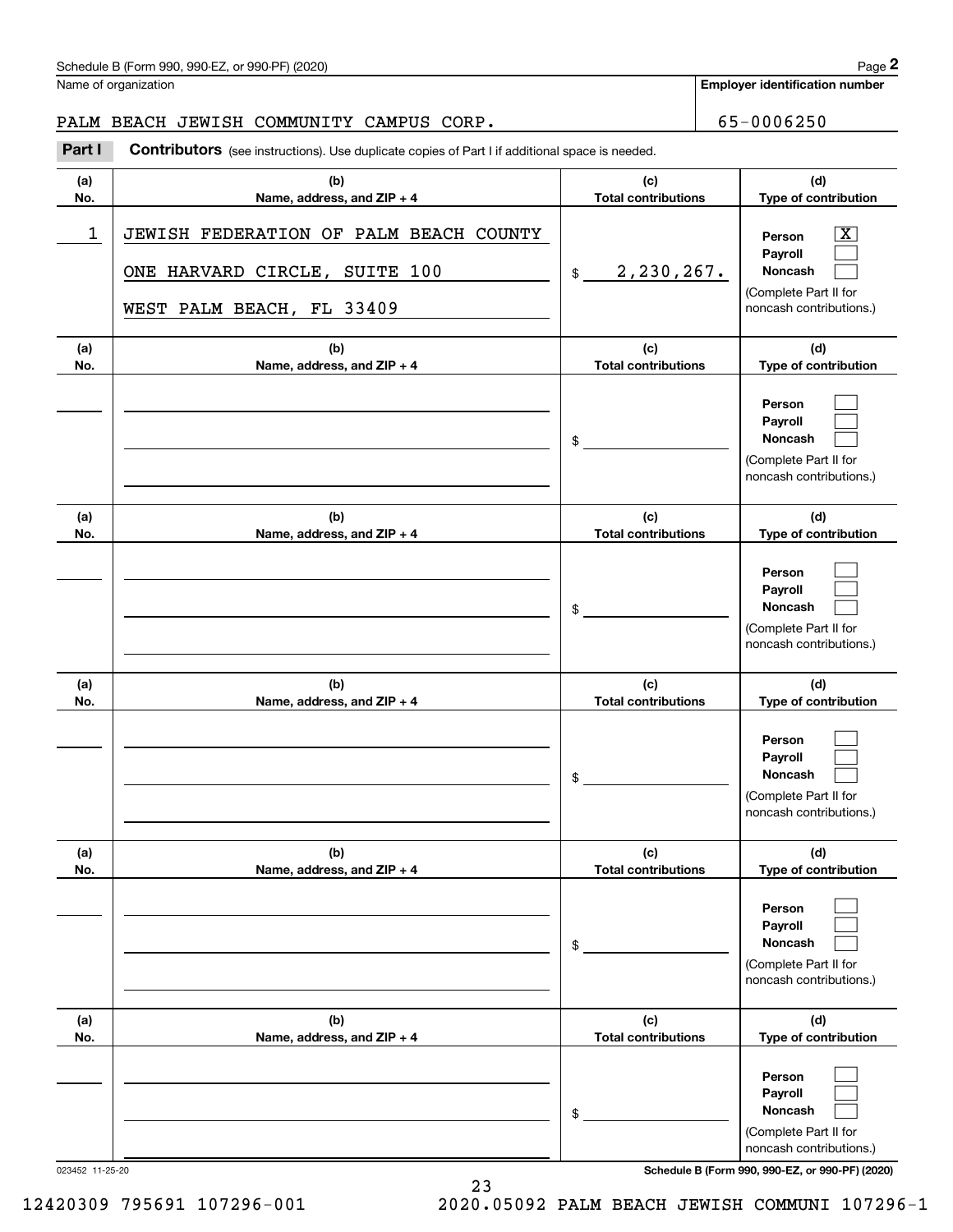Schedule B (Form 990, 990-EZ, or 990-PF) (2020)

Name of organization: PALM BEACH JEWISH COMMUNITY CAMPUS CORP.

Employer identification number: 65-0006250

**Part I** **Contributors** (see instructions). Use duplicate copies of Part I if additional space is needed.

| (a) No. | (b) Name, address, and ZIP + 4 | (c) Total contributions | (d) Type of contribution |
|---|---|---|---|
| 1 | JEWISH FEDERATION OF PALM BEACH COUNTY<br>ONE HARVARD CIRCLE, SUITE 100<br>WEST PALM BEACH, FL 33409 | $ 2,230,267. | Person [X]<br>Payroll [ ]<br>Noncash [ ]<br>(Complete Part II for noncash contributions.) |
| | | $ | Person [ ]<br>Payroll [ ]<br>Noncash [ ]<br>(Complete Part II for noncash contributions.) |
| | | $ | Person [ ]<br>Payroll [ ]<br>Noncash [ ]<br>(Complete Part II for noncash contributions.) |
| | | $ | Person [ ]<br>Payroll [ ]<br>Noncash [ ]<br>(Complete Part II for noncash contributions.) |
| | | $ | Person [ ]<br>Payroll [ ]<br>Noncash [ ]<br>(Complete Part II for noncash contributions.) |
| | | $ | Person [ ]<br>Payroll [ ]<br>Noncash [ ]<br>(Complete Part II for noncash contributions.) |

023452 11-25-20

Schedule B (Form 990, 990-EZ, or 990-PF) (2020)

12420309 795691 107296-001 2020.05092 PALM BEACH JEWISH COMMUNI 107296-1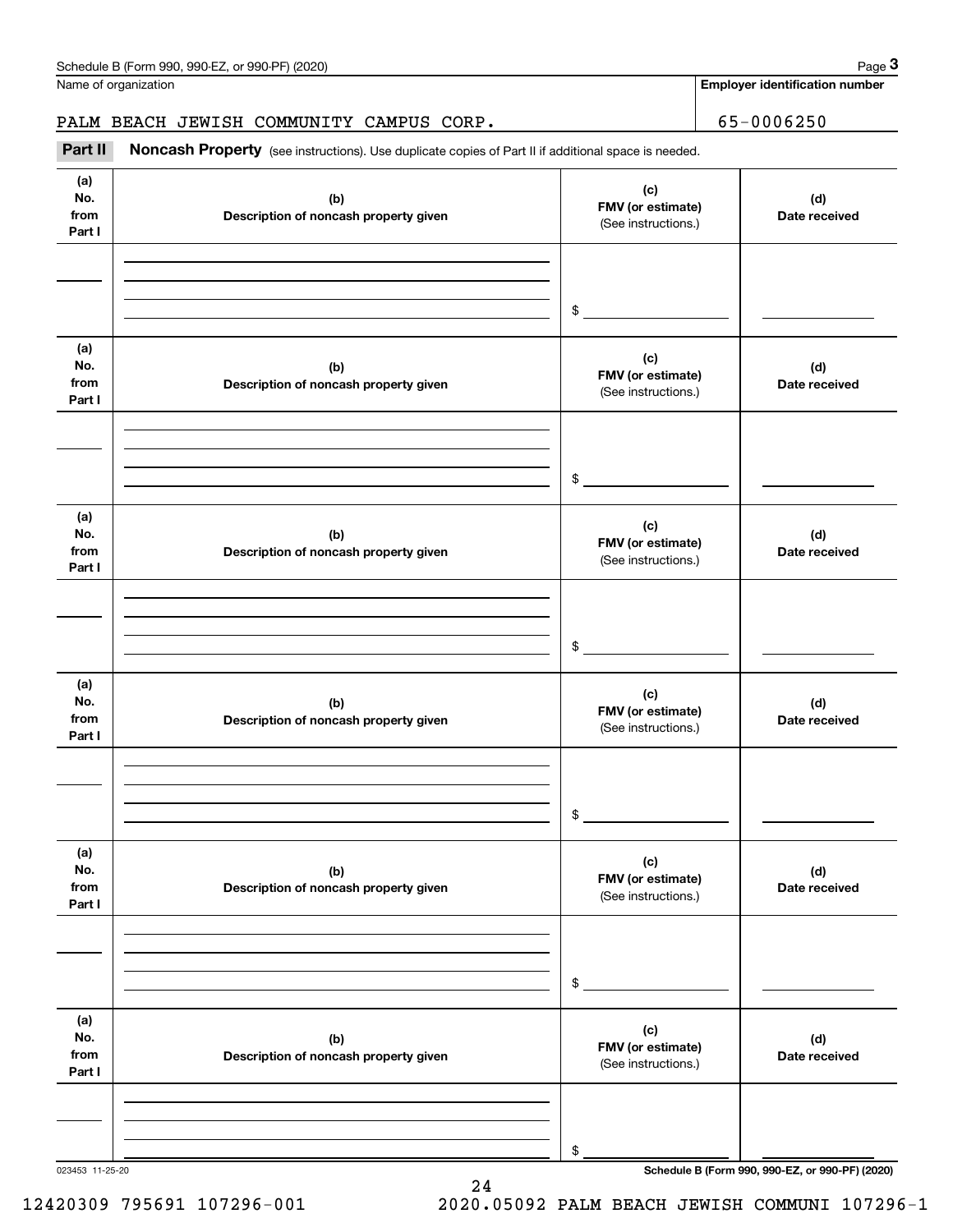Name of organization | Employer identification number

PALM BEACH JEWISH COMMUNITY CAMPUS CORP. | 65-0006250

**Part II** **Noncash Property** (see instructions). Use duplicate copies of Part II if additional space is needed.

| (a) No. from Part I | (b) Description of noncash property given | (c) FMV (or estimate) (See instructions.) | (d) Date received |
|---|---|---|---|
| | | $ | |

| (a) No. from Part I | (b) Description of noncash property given | (c) FMV (or estimate) (See instructions.) | (d) Date received |
|---|---|---|---|
| | | $ | |

| (a) No. from Part I | (b) Description of noncash property given | (c) FMV (or estimate) (See instructions.) | (d) Date received |
|---|---|---|---|
| | | $ | |

| (a) No. from Part I | (b) Description of noncash property given | (c) FMV (or estimate) (See instructions.) | (d) Date received |
|---|---|---|---|
| | | $ | |

| (a) No. from Part I | (b) Description of noncash property given | (c) FMV (or estimate) (See instructions.) | (d) Date received |
|---|---|---|---|
| | | $ | |

| (a) No. from Part I | (b) Description of noncash property given | (c) FMV (or estimate) (See instructions.) | (d) Date received |
|---|---|---|---|
| | | $ | |

023453 11-25-20

**Schedule B (Form 990, 990-EZ, or 990-PF) (2020)**

12420309 795691 107296-001 2020.05092 PALM BEACH JEWISH COMMUNI 107296-1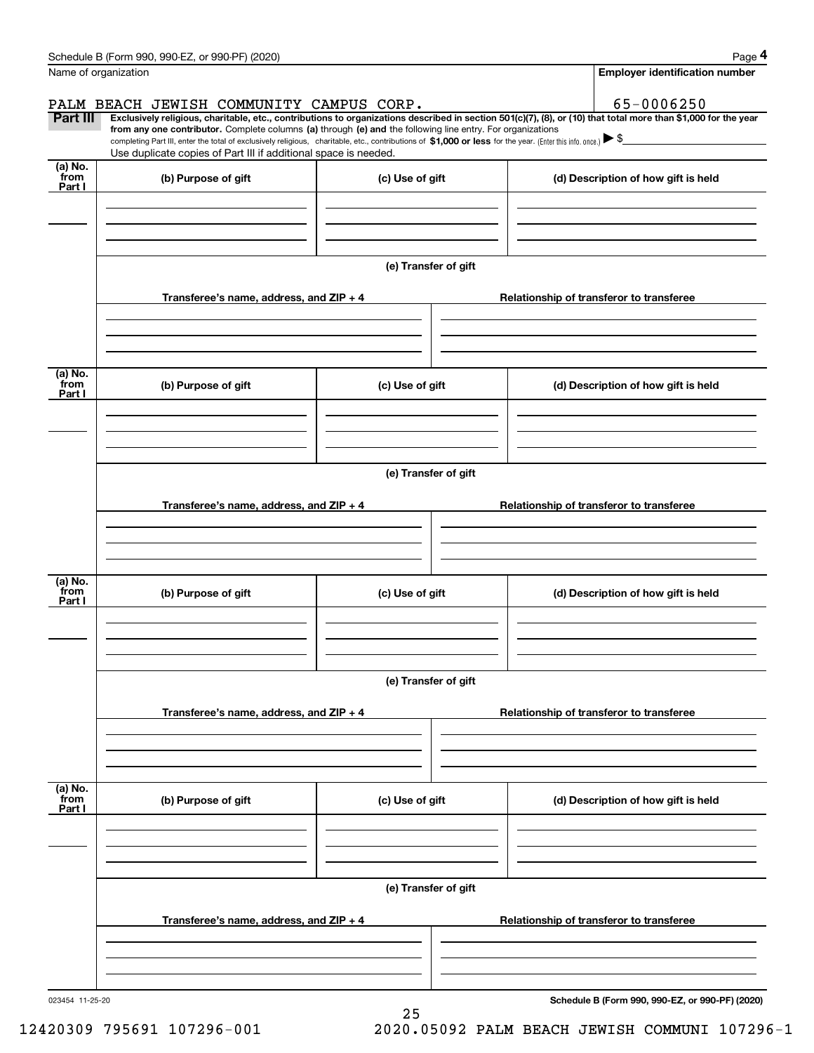Name of organization

PALM BEACH JEWISH COMMUNITY CAMPUS CORP.

**Employer identification number**

65-0006250

**Part III** **Exclusively religious, charitable, etc., contributions to organizations described in section 501(c)(7), (8), or (10) that total more than $1,000 for the year from any one contributor.** Complete columns **(a)** through **(e) and** the following line entry. For organizations completing Part III, enter the total of exclusively religious, charitable, etc., contributions of **$1,000 or less** for the year. (Enter this info. once.) ▶ $

Use duplicate copies of Part III if additional space is needed.

| (a) No. from Part I | (b) Purpose of gift | (c) Use of gift | (d) Description of how gift is held |
| --- | --- | --- | --- |
| | | | |

**(e) Transfer of gift**

| Transferee's name, address, and ZIP + 4 | Relationship of transferor to transferee |
| --- | --- |
| | |

| (a) No. from Part I | (b) Purpose of gift | (c) Use of gift | (d) Description of how gift is held |
| --- | --- | --- | --- |
| | | | |

**(e) Transfer of gift**

| Transferee's name, address, and ZIP + 4 | Relationship of transferor to transferee |
| --- | --- |
| | |

| (a) No. from Part I | (b) Purpose of gift | (c) Use of gift | (d) Description of how gift is held |
| --- | --- | --- | --- |
| | | | |

**(e) Transfer of gift**

| Transferee's name, address, and ZIP + 4 | Relationship of transferor to transferee |
| --- | --- |
| | |

| (a) No. from Part I | (b) Purpose of gift | (c) Use of gift | (d) Description of how gift is held |
| --- | --- | --- | --- |
| | | | |

**(e) Transfer of gift**

| Transferee's name, address, and ZIP + 4 | Relationship of transferor to transferee |
| --- | --- |
| | |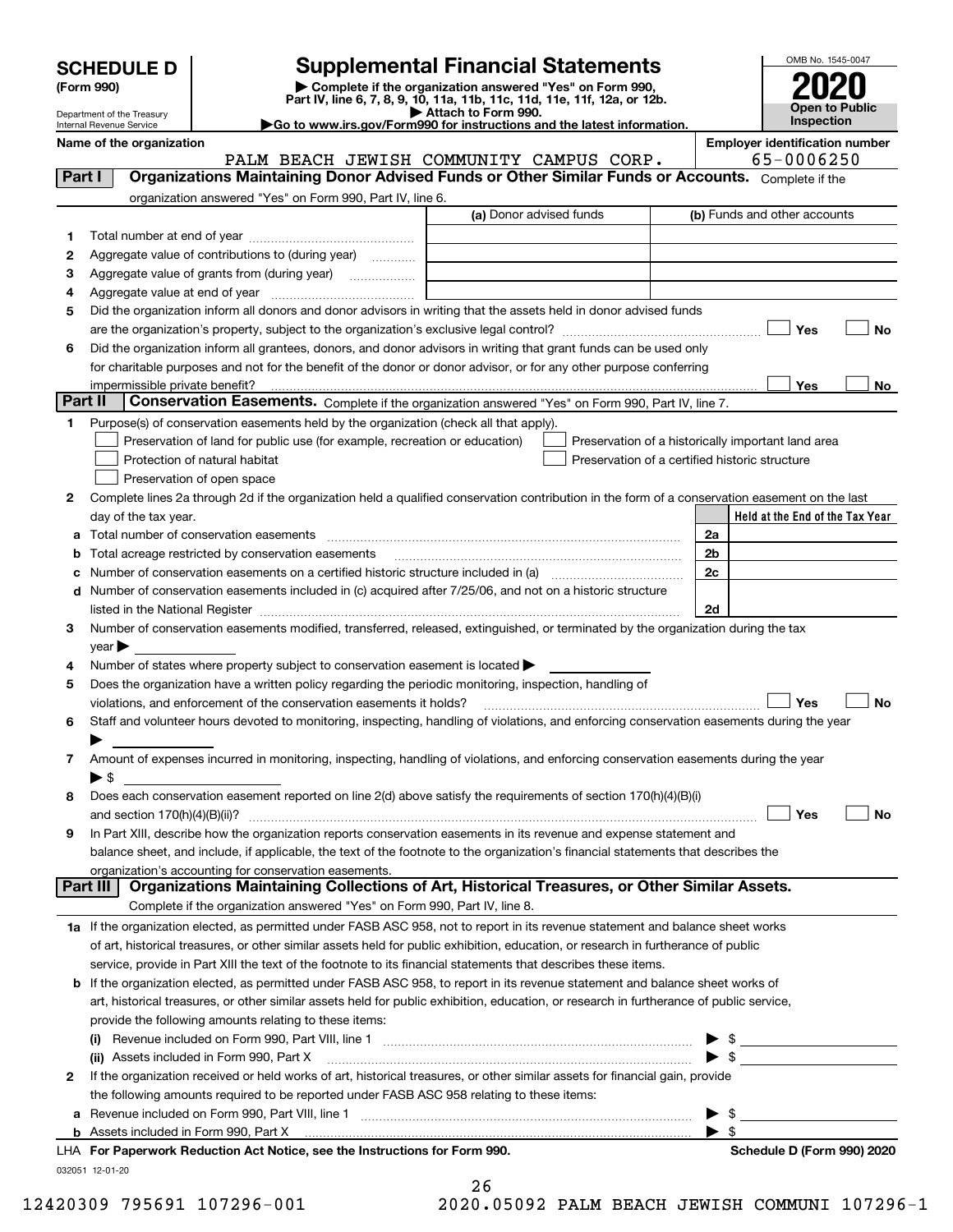# SCHEDULE D (Form 990)

Department of the Treasury
Internal Revenue Service

## Supplemental Financial Statements

▶ Complete if the organization answered "Yes" on Form 990, Part IV, line 6, 7, 8, 9, 10, 11a, 11b, 11c, 11d, 11e, 11f, 12a, or 12b.
▶ Attach to Form 990.
▶Go to www.irs.gov/Form990 for instructions and the latest information.

OMB No. 1545-0047

**2020**

**Open to Public Inspection**

**Name of the organization:** PALM BEACH JEWISH COMMUNITY CAMPUS CORP.

**Employer identification number:** 65-0006250

## Part I — Organizations Maintaining Donor Advised Funds or Other Similar Funds or Accounts.

Complete if the organization answered "Yes" on Form 990, Part IV, line 6.

| | | (a) Donor advised funds | (b) Funds and other accounts |
|---|---|---|---|
| 1 | Total number at end of year | | |
| 2 | Aggregate value of contributions to (during year) | | |
| 3 | Aggregate value of grants from (during year) | | |
| 4 | Aggregate value at end of year | | |

5 Did the organization inform all donors and donor advisors in writing that the assets held in donor advised funds are the organization's property, subject to the organization's exclusive legal control? ☐ Yes ☐ No

6 Did the organization inform all grantees, donors, and donor advisors in writing that grant funds can be used only for charitable purposes and not for the benefit of the donor or donor advisor, or for any other purpose conferring impermissible private benefit? ☐ Yes ☐ No

## Part II — Conservation Easements.

Complete if the organization answered "Yes" on Form 990, Part IV, line 7.

1 Purpose(s) of conservation easements held by the organization (check all that apply).

- ☐ Preservation of land for public use (for example, recreation or education)
- ☐ Protection of natural habitat
- ☐ Preservation of open space
- ☐ Preservation of a historically important land area
- ☐ Preservation of a certified historic structure

2 Complete lines 2a through 2d if the organization held a qualified conservation contribution in the form of a conservation easement on the last day of the tax year.

| | | | Held at the End of the Tax Year |
|---|---|---|---|
| a | Total number of conservation easements | 2a | |
| b | Total acreage restricted by conservation easements | 2b | |
| c | Number of conservation easements on a certified historic structure included in (a) | 2c | |
| d | Number of conservation easements included in (c) acquired after 7/25/06, and not on a historic structure listed in the National Register | 2d | |

3 Number of conservation easements modified, transferred, released, extinguished, or terminated by the organization during the tax year ▶

4 Number of states where property subject to conservation easement is located ▶

5 Does the organization have a written policy regarding the periodic monitoring, inspection, handling of violations, and enforcement of the conservation easements it holds? ☐ Yes ☐ No

6 Staff and volunteer hours devoted to monitoring, inspecting, handling of violations, and enforcing conservation easements during the year ▶

7 Amount of expenses incurred in monitoring, inspecting, handling of violations, and enforcing conservation easements during the year ▶ $

8 Does each conservation easement reported on line 2(d) above satisfy the requirements of section 170(h)(4)(B)(i) and section 170(h)(4)(B)(ii)? ☐ Yes ☐ No

9 In Part XIII, describe how the organization reports conservation easements in its revenue and expense statement and balance sheet, and include, if applicable, the text of the footnote to the organization's financial statements that describes the organization's accounting for conservation easements.

## Part III — Organizations Maintaining Collections of Art, Historical Treasures, or Other Similar Assets.

Complete if the organization answered "Yes" on Form 990, Part IV, line 8.

1a If the organization elected, as permitted under FASB ASC 958, not to report in its revenue statement and balance sheet works of art, historical treasures, or other similar assets held for public exhibition, education, or research in furtherance of public service, provide in Part XIII the text of the footnote to its financial statements that describes these items.

b If the organization elected, as permitted under FASB ASC 958, to report in its revenue statement and balance sheet works of art, historical treasures, or other similar assets held for public exhibition, education, or research in furtherance of public service, provide the following amounts relating to these items:

(i) Revenue included on Form 990, Part VIII, line 1 ▶ $

(ii) Assets included in Form 990, Part X ▶ $

2 If the organization received or held works of art, historical treasures, or other similar assets for financial gain, provide the following amounts required to be reported under FASB ASC 958 relating to these items:

a Revenue included on Form 990, Part VIII, line 1 ▶ $

b Assets included in Form 990, Part X ▶ $

LHA For Paperwork Reduction Act Notice, see the Instructions for Form 990.

Schedule D (Form 990) 2020

032051 12-01-20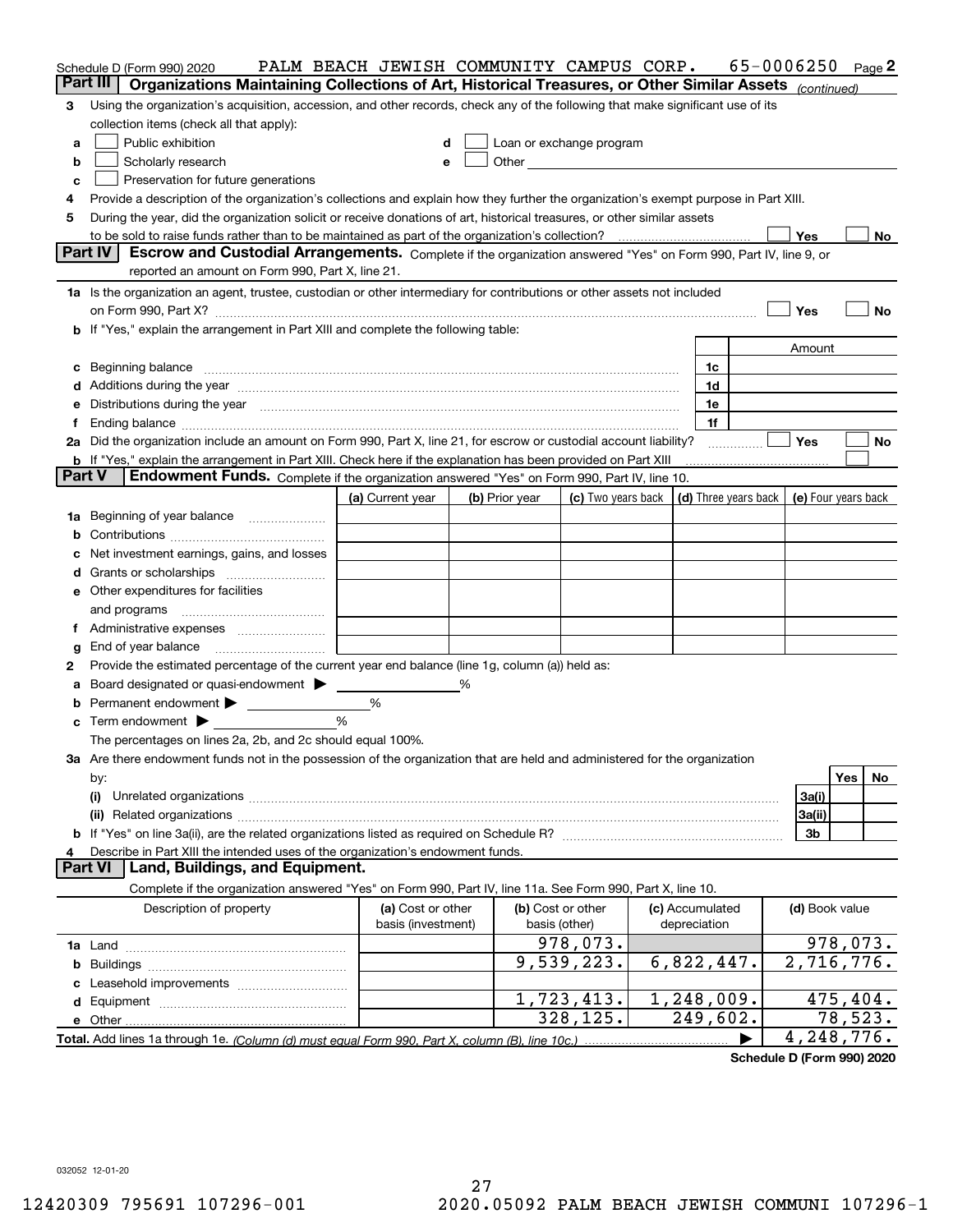Schedule D (Form 990) 2020 PALM BEACH JEWISH COMMUNITY CAMPUS CORP. 65-0006250 Page 2

## Part III Organizations Maintaining Collections of Art, Historical Treasures, or Other Similar Assets *(continued)*

**3** Using the organization's acquisition, accession, and other records, check any of the following that make significant use of its collection items (check all that apply):

- **a** ☐ Public exhibition
- **b** ☐ Scholarly research
- **c** ☐ Preservation for future generations
- **d** ☐ Loan or exchange program
- **e** ☐ Other

**4** Provide a description of the organization's collections and explain how they further the organization's exempt purpose in Part XIII.

**5** During the year, did the organization solicit or receive donations of art, historical treasures, or other similar assets to be sold to raise funds rather than to be maintained as part of the organization's collection? ☐ Yes ☐ No

## Part IV Escrow and Custodial Arrangements.

Complete if the organization answered "Yes" on Form 990, Part IV, line 9, or reported an amount on Form 990, Part X, line 21.

**1a** Is the organization an agent, trustee, custodian or other intermediary for contributions or other assets not included on Form 990, Part X? ☐ Yes ☐ No

**b** If "Yes," explain the arrangement in Part XIII and complete the following table:

| | | Amount |
|---|---|---|
| **c** Beginning balance | 1c | |
| **d** Additions during the year | 1d | |
| **e** Distributions during the year | 1e | |
| **f** Ending balance | 1f | |

**2a** Did the organization include an amount on Form 990, Part X, line 21, for escrow or custodial account liability? ☐ Yes ☐ No

**b** If "Yes," explain the arrangement in Part XIII. Check here if the explanation has been provided on Part XIII ☐

## Part V Endowment Funds.

Complete if the organization answered "Yes" on Form 990, Part IV, line 10.

| | (a) Current year | (b) Prior year | (c) Two years back | (d) Three years back | (e) Four years back |
|---|---|---|---|---|---|
| **1a** Beginning of year balance | | | | | |
| **b** Contributions | | | | | |
| **c** Net investment earnings, gains, and losses | | | | | |
| **d** Grants or scholarships | | | | | |
| **e** Other expenditures for facilities and programs | | | | | |
| **f** Administrative expenses | | | | | |
| **g** End of year balance | | | | | |

**2** Provide the estimated percentage of the current year end balance (line 1g, column (a)) held as:

- **a** Board designated or quasi-endowment ▶ ______ %
- **b** Permanent endowment ▶ ______ %
- **c** Term endowment ▶ ______ %

The percentages on lines 2a, 2b, and 2c should equal 100%.

**3a** Are there endowment funds not in the possession of the organization that are held and administered for the organization by:

| | | Yes | No |
|---|---|---|---|
| **(i)** Unrelated organizations | 3a(i) | | |
| **(ii)** Related organizations | 3a(ii) | | |
| **b** If "Yes" on line 3a(ii), are the related organizations listed as required on Schedule R? | 3b | | |

**4** Describe in Part XIII the intended uses of the organization's endowment funds.

## Part VI Land, Buildings, and Equipment.

Complete if the organization answered "Yes" on Form 990, Part IV, line 11a. See Form 990, Part X, line 10.

| Description of property | (a) Cost or other basis (investment) | (b) Cost or other basis (other) | (c) Accumulated depreciation | (d) Book value |
|---|---|---|---|---|
| **1a** Land | | 978,073. | | 978,073. |
| **b** Buildings | | 9,539,223. | 6,822,447. | 2,716,776. |
| **c** Leasehold improvements | | | | |
| **d** Equipment | | 1,723,413. | 1,248,009. | 475,404. |
| **e** Other | | 328,125. | 249,602. | 78,523. |
| **Total.** Add lines 1a through 1e. *(Column (d) must equal Form 990, Part X, column (B), line 10c.)* ▶ | | | | 4,248,776. |

**Schedule D (Form 990) 2020**

032052 12-01-20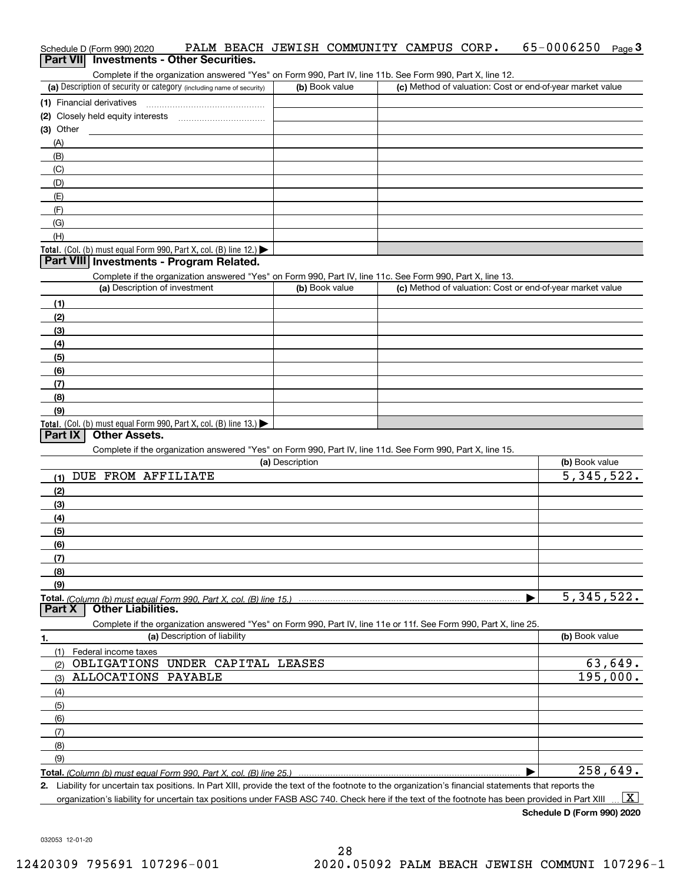Schedule D (Form 990) 2020 PALM BEACH JEWISH COMMUNITY CAMPUS CORP. 65-0006250 Page **3**

## Part VII Investments - Other Securities.

Complete if the organization answered "Yes" on Form 990, Part IV, line 11b. See Form 990, Part X, line 12.

| (a) Description of security or category (including name of security) | (b) Book value | (c) Method of valuation: Cost or end-of-year market value |
|---|---|---|
| (1) Financial derivatives | | |
| (2) Closely held equity interests | | |
| (3) Other | | |
| (A) | | |
| (B) | | |
| (C) | | |
| (D) | | |
| (E) | | |
| (F) | | |
| (G) | | |
| (H) | | |
| **Total.** (Col. (b) must equal Form 990, Part X, col. (B) line 12.) ▶ | | |

## Part VIII Investments - Program Related.

Complete if the organization answered "Yes" on Form 990, Part IV, line 11c. See Form 990, Part X, line 13.

| (a) Description of investment | (b) Book value | (c) Method of valuation: Cost or end-of-year market value |
|---|---|---|
| (1) | | |
| (2) | | |
| (3) | | |
| (4) | | |
| (5) | | |
| (6) | | |
| (7) | | |
| (8) | | |
| (9) | | |
| **Total.** (Col. (b) must equal Form 990, Part X, col. (B) line 13.) ▶ | | |

## Part IX Other Assets.

Complete if the organization answered "Yes" on Form 990, Part IV, line 11d. See Form 990, Part X, line 15.

| (a) Description | (b) Book value |
|---|---|
| (1) DUE FROM AFFILIATE | 5,345,522. |
| (2) | |
| (3) | |
| (4) | |
| (5) | |
| (6) | |
| (7) | |
| (8) | |
| (9) | |
| **Total.** *(Column (b) must equal Form 990, Part X, col. (B) line 15.)* ▶ | 5,345,522. |

## Part X Other Liabilities.

Complete if the organization answered "Yes" on Form 990, Part IV, line 11e or 11f. See Form 990, Part X, line 25.

| 1. (a) Description of liability | (b) Book value |
|---|---|
| (1) Federal income taxes | |
| (2) OBLIGATIONS UNDER CAPITAL LEASES | 63,649. |
| (3) ALLOCATIONS PAYABLE | 195,000. |
| (4) | |
| (5) | |
| (6) | |
| (7) | |
| (8) | |
| (9) | |
| **Total.** *(Column (b) must equal Form 990, Part X, col. (B) line 25.)* ▶ | 258,649. |

**2.** Liability for uncertain tax positions. In Part XIII, provide the text of the footnote to the organization's financial statements that reports the organization's liability for uncertain tax positions under FASB ASC 740. Check here if the text of the footnote has been provided in Part XIII ... [X]

**Schedule D (Form 990) 2020**

032053 12-01-20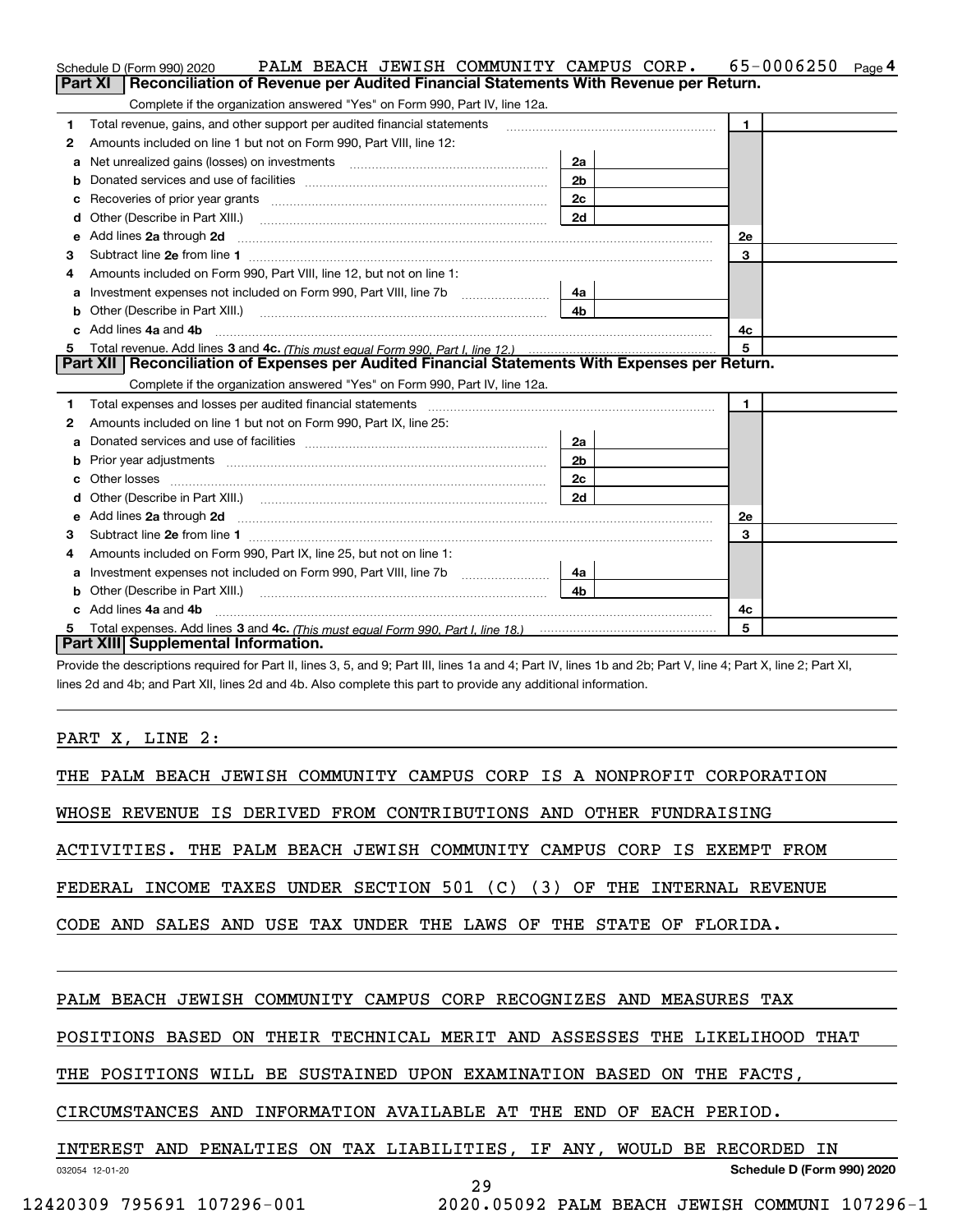Schedule D (Form 990) 2020 PALM BEACH JEWISH COMMUNITY CAMPUS CORP. 65-0006250 Page 4

## Part XI Reconciliation of Revenue per Audited Financial Statements With Revenue per Return.

Complete if the organization answered "Yes" on Form 990, Part IV, line 12a.

| | | | | | |
|---|---|---|---|---|---|
| 1 | Total revenue, gains, and other support per audited financial statements | | | 1 | |
| 2 | Amounts included on line 1 but not on Form 990, Part VIII, line 12: | | | | |
| a | Net unrealized gains (losses) on investments | 2a | | | |
| b | Donated services and use of facilities | 2b | | | |
| c | Recoveries of prior year grants | 2c | | | |
| d | Other (Describe in Part XIII.) | 2d | | | |
| e | Add lines **2a** through **2d** | | | 2e | |
| 3 | Subtract line **2e** from line **1** | | | 3 | |
| 4 | Amounts included on Form 990, Part VIII, line 12, but not on line 1: | | | | |
| a | Investment expenses not included on Form 990, Part VIII, line 7b | 4a | | | |
| b | Other (Describe in Part XIII.) | 4b | | | |
| c | Add lines **4a** and **4b** | | | 4c | |
| 5 | Total revenue. Add lines **3** and **4c.** *(This must equal Form 990, Part I, line 12.)* | | | 5 | |

## Part XII Reconciliation of Expenses per Audited Financial Statements With Expenses per Return.

Complete if the organization answered "Yes" on Form 990, Part IV, line 12a.

| | | | | | |
|---|---|---|---|---|---|
| 1 | Total expenses and losses per audited financial statements | | | 1 | |
| 2 | Amounts included on line 1 but not on Form 990, Part IX, line 25: | | | | |
| a | Donated services and use of facilities | 2a | | | |
| b | Prior year adjustments | 2b | | | |
| c | Other losses | 2c | | | |
| d | Other (Describe in Part XIII.) | 2d | | | |
| e | Add lines **2a** through **2d** | | | 2e | |
| 3 | Subtract line **2e** from line **1** | | | 3 | |
| 4 | Amounts included on Form 990, Part IX, line 25, but not on line 1: | | | | |
| a | Investment expenses not included on Form 990, Part VIII, line 7b | 4a | | | |
| b | Other (Describe in Part XIII.) | 4b | | | |
| c | Add lines **4a** and **4b** | | | 4c | |
| 5 | Total expenses. Add lines **3** and **4c.** *(This must equal Form 990, Part I, line 18.)* | | | 5 | |

## Part XIII Supplemental Information.

Provide the descriptions required for Part II, lines 3, 5, and 9; Part III, lines 1a and 4; Part IV, lines 1b and 2b; Part V, line 4; Part X, line 2; Part XI, lines 2d and 4b; and Part XII, lines 2d and 4b. Also complete this part to provide any additional information.

PART X, LINE 2:

THE PALM BEACH JEWISH COMMUNITY CAMPUS CORP IS A NONPROFIT CORPORATION WHOSE REVENUE IS DERIVED FROM CONTRIBUTIONS AND OTHER FUNDRAISING ACTIVITIES. THE PALM BEACH JEWISH COMMUNITY CAMPUS CORP IS EXEMPT FROM FEDERAL INCOME TAXES UNDER SECTION 501 (C) (3) OF THE INTERNAL REVENUE CODE AND SALES AND USE TAX UNDER THE LAWS OF THE STATE OF FLORIDA.

PALM BEACH JEWISH COMMUNITY CAMPUS CORP RECOGNIZES AND MEASURES TAX POSITIONS BASED ON THEIR TECHNICAL MERIT AND ASSESSES THE LIKELIHOOD THAT THE POSITIONS WILL BE SUSTAINED UPON EXAMINATION BASED ON THE FACTS, CIRCUMSTANCES AND INFORMATION AVAILABLE AT THE END OF EACH PERIOD. INTEREST AND PENALTIES ON TAX LIABILITIES, IF ANY, WOULD BE RECORDED IN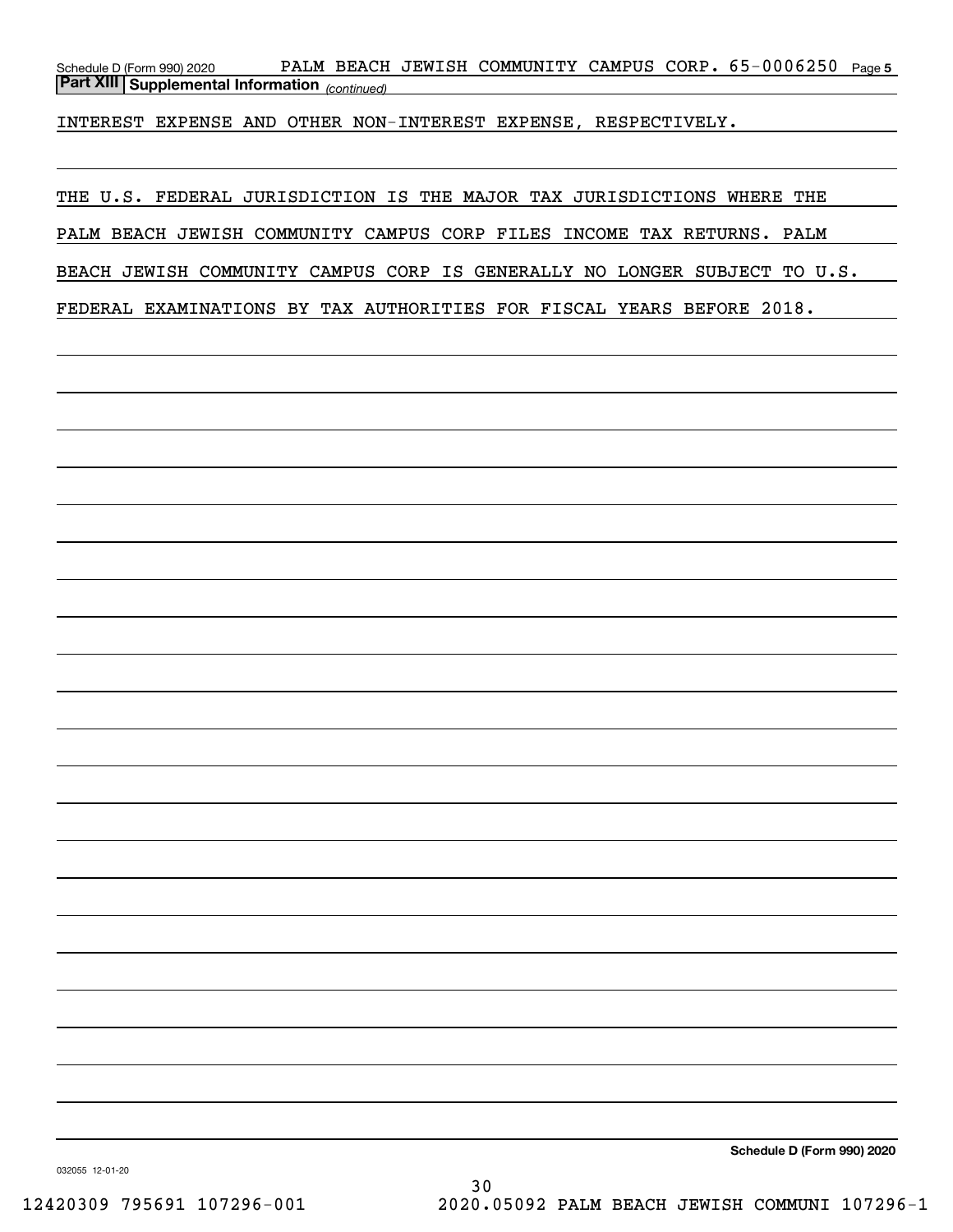Schedule D (Form 990) 2020 PALM BEACH JEWISH COMMUNITY CAMPUS CORP. 65-0006250

**Part XIII Supplemental Information** *(continued)*

INTEREST EXPENSE AND OTHER NON-INTEREST EXPENSE, RESPECTIVELY.

THE U.S. FEDERAL JURISDICTION IS THE MAJOR TAX JURISDICTIONS WHERE THE PALM BEACH JEWISH COMMUNITY CAMPUS CORP FILES INCOME TAX RETURNS. PALM BEACH JEWISH COMMUNITY CAMPUS CORP IS GENERALLY NO LONGER SUBJECT TO U.S. FEDERAL EXAMINATIONS BY TAX AUTHORITIES FOR FISCAL YEARS BEFORE 2018.

**Schedule D (Form 990) 2020**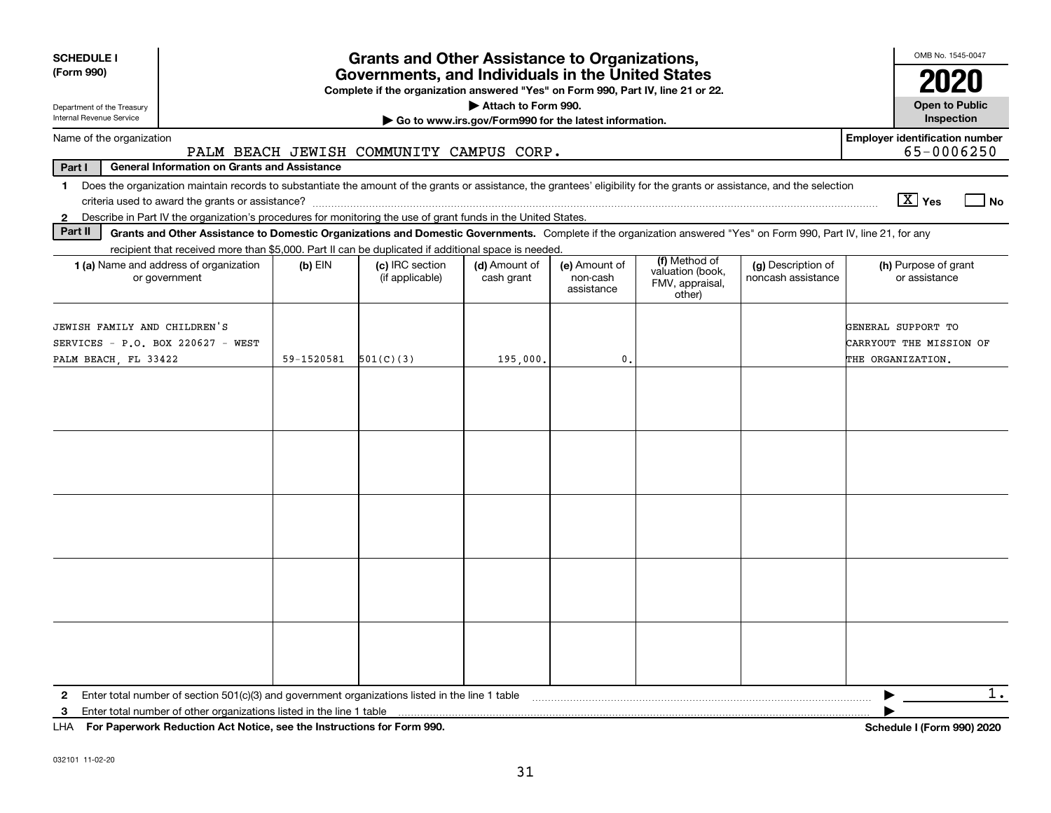**SCHEDULE I**
**(Form 990)**

Department of the Treasury
Internal Revenue Service

# Grants and Other Assistance to Organizations, Governments, and Individuals in the United States

**Complete if the organization answered "Yes" on Form 990, Part IV, line 21 or 22.**

▶ **Attach to Form 990.**

▶ **Go to www.irs.gov/Form990 for the latest information.**

OMB No. 1545-0047

**2020**

**Open to Public Inspection**

Name of the organization: PALM BEACH JEWISH COMMUNITY CAMPUS CORP.

**Employer identification number:** 65-0006250

**Part I — General Information on Grants and Assistance**

1 Does the organization maintain records to substantiate the amount of the grants or assistance, the grantees' eligibility for the grants or assistance, and the selection criteria used to award the grants or assistance? [X] Yes [ ] No

2 Describe in Part IV the organization's procedures for monitoring the use of grant funds in the United States.

**Part II — Grants and Other Assistance to Domestic Organizations and Domestic Governments.** Complete if the organization answered "Yes" on Form 990, Part IV, line 21, for any recipient that received more than $5,000. Part II can be duplicated if additional space is needed.

| 1 (a) Name and address of organization or government | (b) EIN | (c) IRC section (if applicable) | (d) Amount of cash grant | (e) Amount of non-cash assistance | (f) Method of valuation (book, FMV, appraisal, other) | (g) Description of noncash assistance | (h) Purpose of grant or assistance |
|---|---|---|---|---|---|---|---|
| JEWISH FAMILY AND CHILDREN'S SERVICES - P.O. BOX 220627 - WEST PALM BEACH, FL 33422 | 59-1520581 | 501(C)(3) | 195,000. | 0. | | | GENERAL SUPPORT TO CARRYOUT THE MISSION OF THE ORGANIZATION. |
| | | | | | | | |
| | | | | | | | |
| | | | | | | | |
| | | | | | | | |
| | | | | | | | |

2 Enter total number of section 501(c)(3) and government organizations listed in the line 1 table ▶ 1.

3 Enter total number of other organizations listed in the line 1 table ▶

LHA **For Paperwork Reduction Act Notice, see the Instructions for Form 990.** **Schedule I (Form 990) 2020**

032101 11-02-20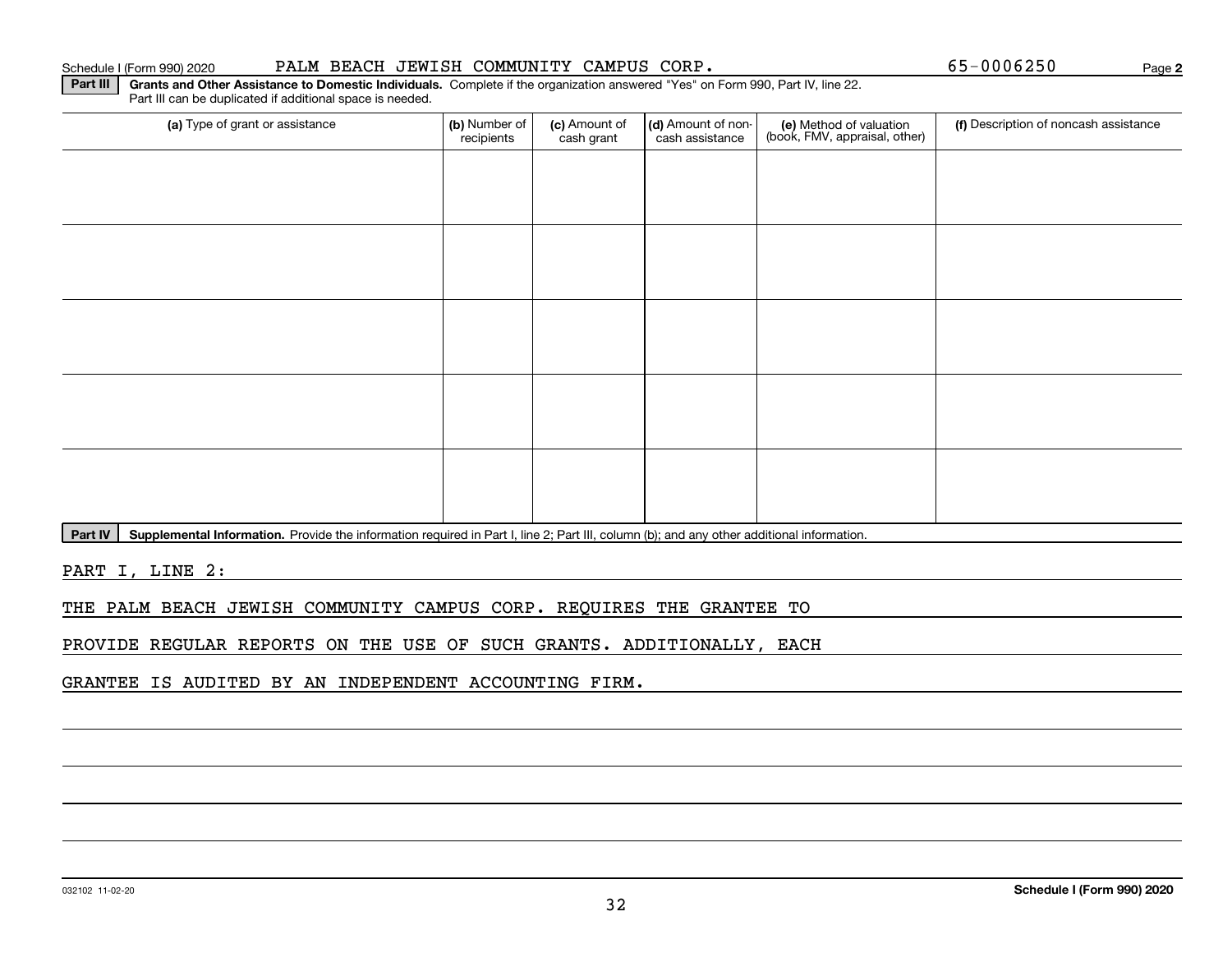Schedule I (Form 990) 2020 PALM BEACH JEWISH COMMUNITY CAMPUS CORP. 65-0006250 Page 2

**Part III** **Grants and Other Assistance to Domestic Individuals.** Complete if the organization answered "Yes" on Form 990, Part IV, line 22. Part III can be duplicated if additional space is needed.

| (a) Type of grant or assistance | (b) Number of recipients | (c) Amount of cash grant | (d) Amount of non-cash assistance | (e) Method of valuation (book, FMV, appraisal, other) | (f) Description of noncash assistance |
|---|---|---|---|---|---|
| | | | | | |
| | | | | | |
| | | | | | |
| | | | | | |
| | | | | | |

**Part IV** **Supplemental Information.** Provide the information required in Part I, line 2; Part III, column (b); and any other additional information.

PART I, LINE 2:

THE PALM BEACH JEWISH COMMUNITY CAMPUS CORP. REQUIRES THE GRANTEE TO PROVIDE REGULAR REPORTS ON THE USE OF SUCH GRANTS. ADDITIONALLY, EACH GRANTEE IS AUDITED BY AN INDEPENDENT ACCOUNTING FIRM.

032102 11-02-20 **Schedule I (Form 990) 2020**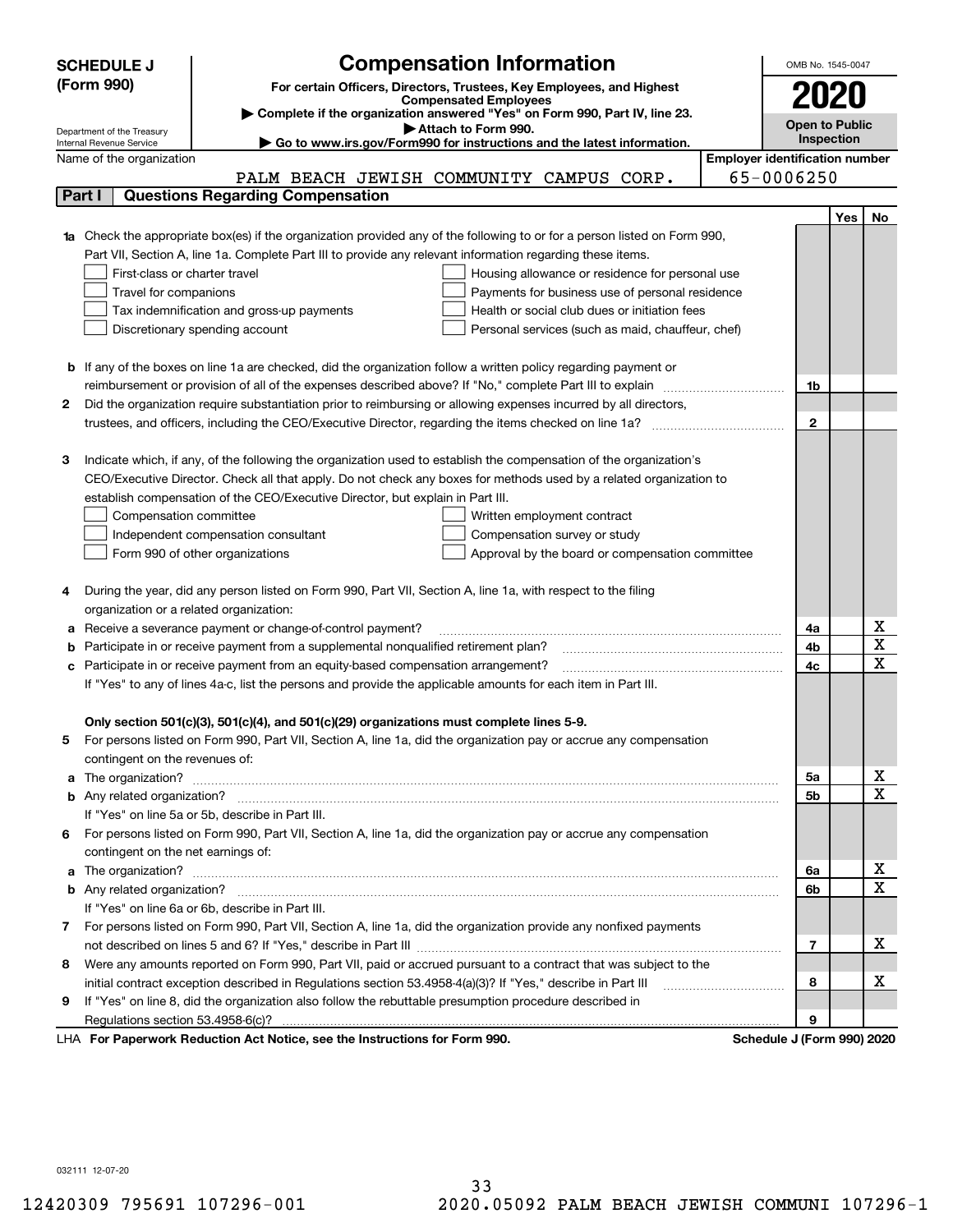**SCHEDULE J (Form 990)**

# Compensation Information

**For certain Officers, Directors, Trustees, Key Employees, and Highest Compensated Employees**

▶ **Complete if the organization answered "Yes" on Form 990, Part IV, line 23.**

▶ **Attach to Form 990.**

▶ **Go to www.irs.gov/Form990 for instructions and the latest information.**

Department of the Treasury
Internal Revenue Service

OMB No. 1545-0047

**2020**

**Open to Public Inspection**

Name of the organization: PALM BEACH JEWISH COMMUNITY CAMPUS CORP.

**Employer identification number:** 65-0006250

## Part I Questions Regarding Compensation

| | | | Yes | No |
|---|---|---|---|---|
| **1a** | Check the appropriate box(es) if the organization provided any of the following to or for a person listed on Form 990, Part VII, Section A, line 1a. Complete Part III to provide any relevant information regarding these items.<br>☐ First-class or charter travel ☐ Housing allowance or residence for personal use<br>☐ Travel for companions ☐ Payments for business use of personal residence<br>☐ Tax indemnification and gross-up payments ☐ Health or social club dues or initiation fees<br>☐ Discretionary spending account ☐ Personal services (such as maid, chauffeur, chef) | | | |
| **b** | If any of the boxes on line 1a are checked, did the organization follow a written policy regarding payment or reimbursement or provision of all of the expenses described above? If "No," complete Part III to explain | 1b | | |
| **2** | Did the organization require substantiation prior to reimbursing or allowing expenses incurred by all directors, trustees, and officers, including the CEO/Executive Director, regarding the items checked on line 1a? | 2 | | |
| **3** | Indicate which, if any, of the following the organization used to establish the compensation of the organization's CEO/Executive Director. Check all that apply. Do not check any boxes for methods used by a related organization to establish compensation of the CEO/Executive Director, but explain in Part III.<br>☐ Compensation committee ☐ Written employment contract<br>☐ Independent compensation consultant ☐ Compensation survey or study<br>☐ Form 990 of other organizations ☐ Approval by the board or compensation committee | | | |
| **4** | During the year, did any person listed on Form 990, Part VII, Section A, line 1a, with respect to the filing organization or a related organization: | | | |
| **a** | Receive a severance payment or change-of-control payment? | 4a | | X |
| **b** | Participate in or receive payment from a supplemental nonqualified retirement plan? | 4b | | X |
| **c** | Participate in or receive payment from an equity-based compensation arrangement? | 4c | | X |
| | If "Yes" to any of lines 4a-c, list the persons and provide the applicable amounts for each item in Part III. | | | |
| | **Only section 501(c)(3), 501(c)(4), and 501(c)(29) organizations must complete lines 5-9.** | | | |
| **5** | For persons listed on Form 990, Part VII, Section A, line 1a, did the organization pay or accrue any compensation contingent on the revenues of: | | | |
| **a** | The organization? | 5a | | X |
| **b** | Any related organization? | 5b | | X |
| | If "Yes" on line 5a or 5b, describe in Part III. | | | |
| **6** | For persons listed on Form 990, Part VII, Section A, line 1a, did the organization pay or accrue any compensation contingent on the net earnings of: | | | |
| **a** | The organization? | 6a | | X |
| **b** | Any related organization? | 6b | | X |
| | If "Yes" on line 6a or 6b, describe in Part III. | | | |
| **7** | For persons listed on Form 990, Part VII, Section A, line 1a, did the organization provide any nonfixed payments not described on lines 5 and 6? If "Yes," describe in Part III | 7 | | X |
| **8** | Were any amounts reported on Form 990, Part VII, paid or accrued pursuant to a contract that was subject to the initial contract exception described in Regulations section 53.4958-4(a)(3)? If "Yes," describe in Part III | 8 | | X |
| **9** | If "Yes" on line 8, did the organization also follow the rebuttable presumption procedure described in Regulations section 53.4958-6(c)? | 9 | | |

LHA **For Paperwork Reduction Act Notice, see the Instructions for Form 990.** **Schedule J (Form 990) 2020**

032111 12-07-20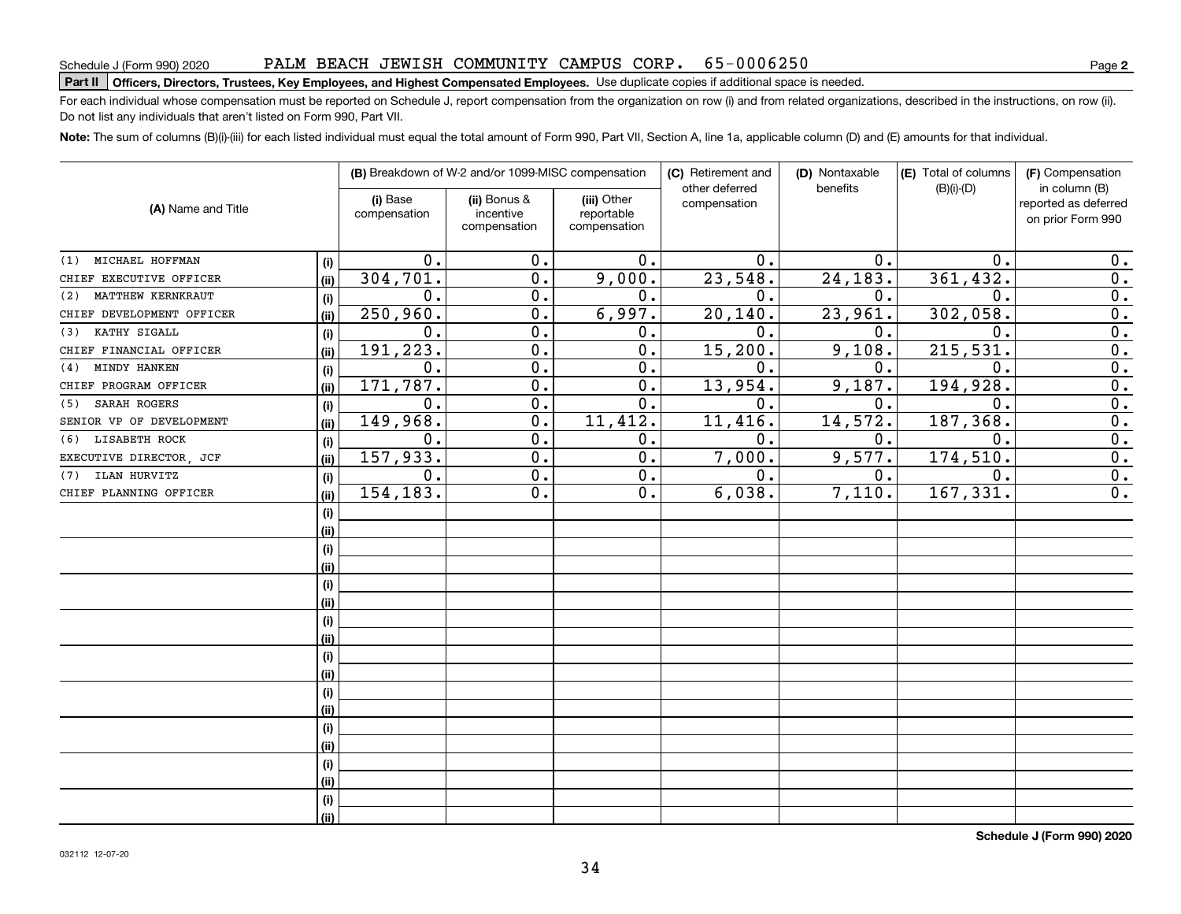Schedule J (Form 990) 2020 PALM BEACH JEWISH COMMUNITY CAMPUS CORP. 65-0006250

**Part II** **Officers, Directors, Trustees, Key Employees, and Highest Compensated Employees.** Use duplicate copies if additional space is needed.

For each individual whose compensation must be reported on Schedule J, report compensation from the organization on row (i) and from related organizations, described in the instructions, on row (ii). Do not list any individuals that aren't listed on Form 990, Part VII.

**Note:** The sum of columns (B)(i)-(iii) for each listed individual must equal the total amount of Form 990, Part VII, Section A, line 1a, applicable column (D) and (E) amounts for that individual.

| (A) Name and Title | | (B) Breakdown of W-2 and/or 1099-MISC compensation | | | (C) Retirement and other deferred compensation | (D) Nontaxable benefits | (E) Total of columns (B)(i)-(D) | (F) Compensation in column (B) reported as deferred on prior Form 990 |
|---|---|---|---|---|---|---|---|---|
| | | (i) Base compensation | (ii) Bonus & incentive compensation | (iii) Other reportable compensation | | | | |
| (1) MICHAEL HOFFMAN | (i) | 0. | 0. | 0. | 0. | 0. | 0. | 0. |
| CHIEF EXECUTIVE OFFICER | (ii) | 304,701. | 0. | 9,000. | 23,548. | 24,183. | 361,432. | 0. |
| (2) MATTHEW KERNKRAUT | (i) | 0. | 0. | 0. | 0. | 0. | 0. | 0. |
| CHIEF DEVELOPMENT OFFICER | (ii) | 250,960. | 0. | 6,997. | 20,140. | 23,961. | 302,058. | 0. |
| (3) KATHY SIGALL | (i) | 0. | 0. | 0. | 0. | 0. | 0. | 0. |
| CHIEF FINANCIAL OFFICER | (ii) | 191,223. | 0. | 0. | 15,200. | 9,108. | 215,531. | 0. |
| (4) MINDY HANKEN | (i) | 0. | 0. | 0. | 0. | 0. | 0. | 0. |
| CHIEF PROGRAM OFFICER | (ii) | 171,787. | 0. | 0. | 13,954. | 9,187. | 194,928. | 0. |
| (5) SARAH ROGERS | (i) | 0. | 0. | 0. | 0. | 0. | 0. | 0. |
| SENIOR VP OF DEVELOPMENT | (ii) | 149,968. | 0. | 11,412. | 11,416. | 14,572. | 187,368. | 0. |
| (6) LISABETH ROCK | (i) | 0. | 0. | 0. | 0. | 0. | 0. | 0. |
| EXECUTIVE DIRECTOR, JCF | (ii) | 157,933. | 0. | 0. | 7,000. | 9,577. | 174,510. | 0. |
| (7) ILAN HURVITZ | (i) | 0. | 0. | 0. | 0. | 0. | 0. | 0. |
| CHIEF PLANNING OFFICER | (ii) | 154,183. | 0. | 0. | 6,038. | 7,110. | 167,331. | 0. |
| | (i) | | | | | | | |
| | (ii) | | | | | | | |
| | (i) | | | | | | | |
| | (ii) | | | | | | | |
| | (i) | | | | | | | |
| | (ii) | | | | | | | |
| | (i) | | | | | | | |
| | (ii) | | | | | | | |
| | (i) | | | | | | | |
| | (ii) | | | | | | | |
| | (i) | | | | | | | |
| | (ii) | | | | | | | |
| | (i) | | | | | | | |
| | (ii) | | | | | | | |
| | (i) | | | | | | | |
| | (ii) | | | | | | | |
| | (i) | | | | | | | |
| | (ii) | | | | | | | |

**Schedule J (Form 990) 2020**

032112 12-07-20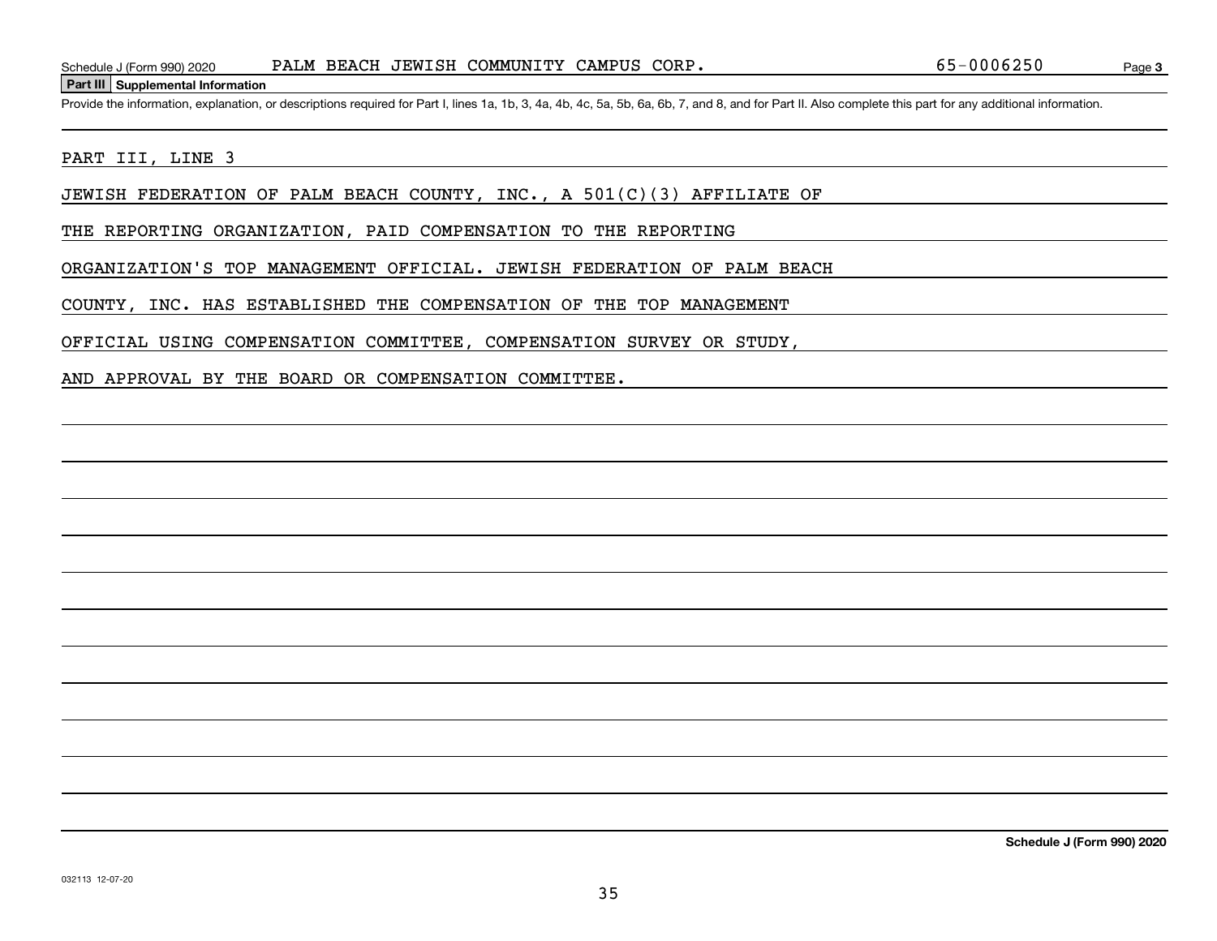Schedule J (Form 990) 2020 PALM BEACH JEWISH COMMUNITY CAMPUS CORP. 65-0006250

**Part III Supplemental Information**

Provide the information, explanation, or descriptions required for Part I, lines 1a, 1b, 3, 4a, 4b, 4c, 5a, 5b, 6a, 6b, 7, and 8, and for Part II. Also complete this part for any additional information.

PART III, LINE 3

JEWISH FEDERATION OF PALM BEACH COUNTY, INC., A 501(C)(3) AFFILIATE OF THE REPORTING ORGANIZATION, PAID COMPENSATION TO THE REPORTING ORGANIZATION'S TOP MANAGEMENT OFFICIAL. JEWISH FEDERATION OF PALM BEACH COUNTY, INC. HAS ESTABLISHED THE COMPENSATION OF THE TOP MANAGEMENT OFFICIAL USING COMPENSATION COMMITTEE, COMPENSATION SURVEY OR STUDY, AND APPROVAL BY THE BOARD OR COMPENSATION COMMITTEE.

**Schedule J (Form 990) 2020**

032113 12-07-20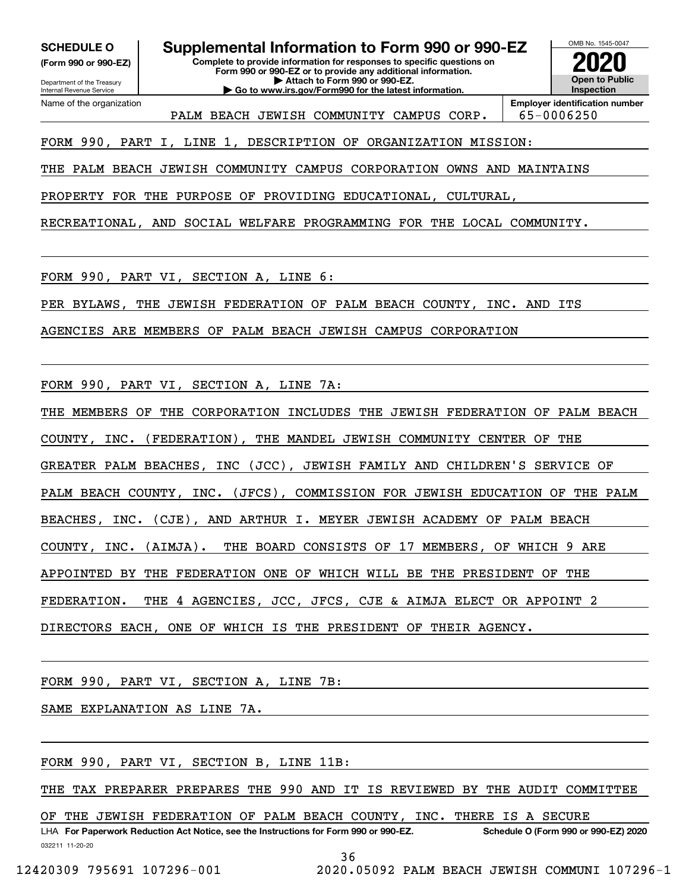**SCHEDULE O**
**(Form 990 or 990-EZ)**

Department of the Treasury
Internal Revenue Service

# Supplemental Information to Form 990 or 990-EZ

**Complete to provide information for responses to specific questions on Form 990 or 990-EZ or to provide any additional information.**
**▶ Attach to Form 990 or 990-EZ.**
**▶ Go to www.irs.gov/Form990 for the latest information.**

OMB No. 1545-0047
**2020**
**Open to Public Inspection**

| Name of the organization | Employer identification number |
| --- | --- |
| PALM BEACH JEWISH COMMUNITY CAMPUS CORP. | 65-0006250 |

FORM 990, PART I, LINE 1, DESCRIPTION OF ORGANIZATION MISSION:

THE PALM BEACH JEWISH COMMUNITY CAMPUS CORPORATION OWNS AND MAINTAINS PROPERTY FOR THE PURPOSE OF PROVIDING EDUCATIONAL, CULTURAL, RECREATIONAL, AND SOCIAL WELFARE PROGRAMMING FOR THE LOCAL COMMUNITY.

FORM 990, PART VI, SECTION A, LINE 6:

PER BYLAWS, THE JEWISH FEDERATION OF PALM BEACH COUNTY, INC. AND ITS AGENCIES ARE MEMBERS OF PALM BEACH JEWISH CAMPUS CORPORATION

FORM 990, PART VI, SECTION A, LINE 7A:

THE MEMBERS OF THE CORPORATION INCLUDES THE JEWISH FEDERATION OF PALM BEACH COUNTY, INC. (FEDERATION), THE MANDEL JEWISH COMMUNITY CENTER OF THE GREATER PALM BEACHES, INC (JCC), JEWISH FAMILY AND CHILDREN'S SERVICE OF PALM BEACH COUNTY, INC. (JFCS), COMMISSION FOR JEWISH EDUCATION OF THE PALM BEACHES, INC. (CJE), AND ARTHUR I. MEYER JEWISH ACADEMY OF PALM BEACH COUNTY, INC. (AIMJA). THE BOARD CONSISTS OF 17 MEMBERS, OF WHICH 9 ARE APPOINTED BY THE FEDERATION ONE OF WHICH WILL BE THE PRESIDENT OF THE FEDERATION. THE 4 AGENCIES, JCC, JFCS, CJE & AIMJA ELECT OR APPOINT 2 DIRECTORS EACH, ONE OF WHICH IS THE PRESIDENT OF THEIR AGENCY.

FORM 990, PART VI, SECTION A, LINE 7B:

SAME EXPLANATION AS LINE 7A.

FORM 990, PART VI, SECTION B, LINE 11B:

THE TAX PREPARER PREPARES THE 990 AND IT IS REVIEWED BY THE AUDIT COMMITTEE OF THE JEWISH FEDERATION OF PALM BEACH COUNTY, INC. THERE IS A SECURE

LHA **For Paperwork Reduction Act Notice, see the Instructions for Form 990 or 990-EZ.** **Schedule O (Form 990 or 990-EZ) 2020**
032211 11-20-20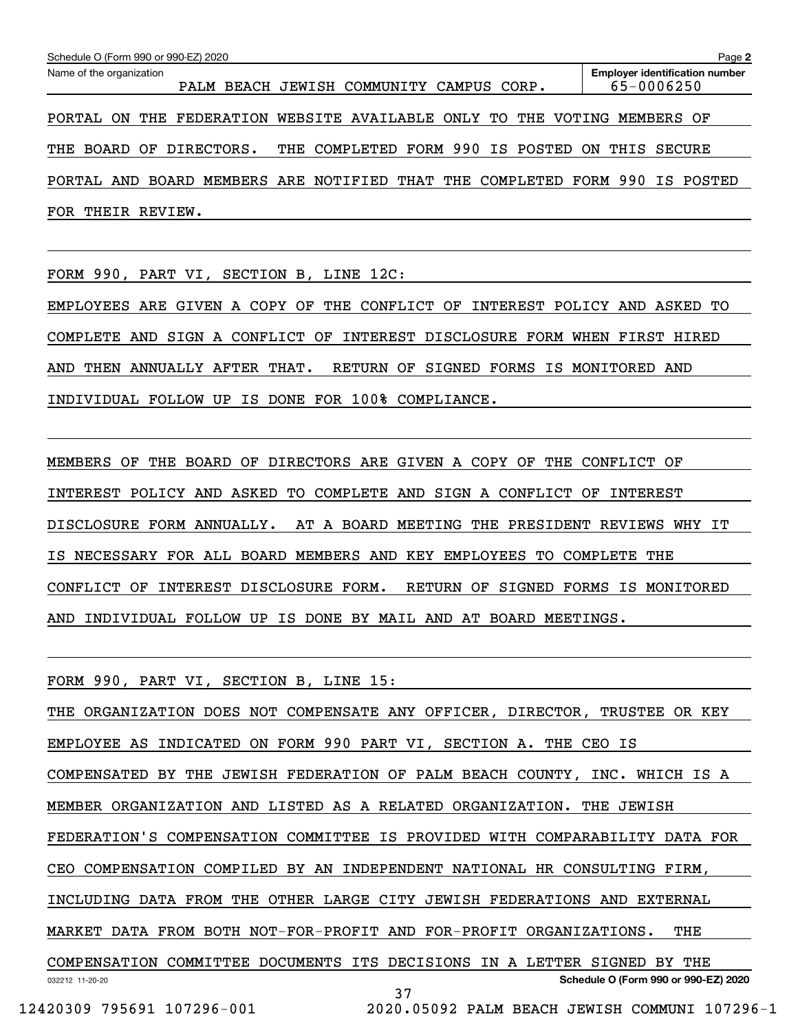Schedule O (Form 990 or 990-EZ) 2020

Name of the organization: PALM BEACH JEWISH COMMUNITY CAMPUS CORP.

Employer identification number: 65-0006250

PORTAL ON THE FEDERATION WEBSITE AVAILABLE ONLY TO THE VOTING MEMBERS OF THE BOARD OF DIRECTORS. THE COMPLETED FORM 990 IS POSTED ON THIS SECURE PORTAL AND BOARD MEMBERS ARE NOTIFIED THAT THE COMPLETED FORM 990 IS POSTED FOR THEIR REVIEW.

FORM 990, PART VI, SECTION B, LINE 12C:

EMPLOYEES ARE GIVEN A COPY OF THE CONFLICT OF INTEREST POLICY AND ASKED TO COMPLETE AND SIGN A CONFLICT OF INTEREST DISCLOSURE FORM WHEN FIRST HIRED AND THEN ANNUALLY AFTER THAT. RETURN OF SIGNED FORMS IS MONITORED AND INDIVIDUAL FOLLOW UP IS DONE FOR 100% COMPLIANCE.

MEMBERS OF THE BOARD OF DIRECTORS ARE GIVEN A COPY OF THE CONFLICT OF INTEREST POLICY AND ASKED TO COMPLETE AND SIGN A CONFLICT OF INTEREST DISCLOSURE FORM ANNUALLY. AT A BOARD MEETING THE PRESIDENT REVIEWS WHY IT IS NECESSARY FOR ALL BOARD MEMBERS AND KEY EMPLOYEES TO COMPLETE THE CONFLICT OF INTEREST DISCLOSURE FORM. RETURN OF SIGNED FORMS IS MONITORED AND INDIVIDUAL FOLLOW UP IS DONE BY MAIL AND AT BOARD MEETINGS.

FORM 990, PART VI, SECTION B, LINE 15:

THE ORGANIZATION DOES NOT COMPENSATE ANY OFFICER, DIRECTOR, TRUSTEE OR KEY EMPLOYEE AS INDICATED ON FORM 990 PART VI, SECTION A. THE CEO IS COMPENSATED BY THE JEWISH FEDERATION OF PALM BEACH COUNTY, INC. WHICH IS A MEMBER ORGANIZATION AND LISTED AS A RELATED ORGANIZATION. THE JEWISH FEDERATION'S COMPENSATION COMMITTEE IS PROVIDED WITH COMPARABILITY DATA FOR CEO COMPENSATION COMPILED BY AN INDEPENDENT NATIONAL HR CONSULTING FIRM, INCLUDING DATA FROM THE OTHER LARGE CITY JEWISH FEDERATIONS AND EXTERNAL MARKET DATA FROM BOTH NOT-FOR-PROFIT AND FOR-PROFIT ORGANIZATIONS. THE COMPENSATION COMMITTEE DOCUMENTS ITS DECISIONS IN A LETTER SIGNED BY THE

Schedule O (Form 990 or 990-EZ) 2020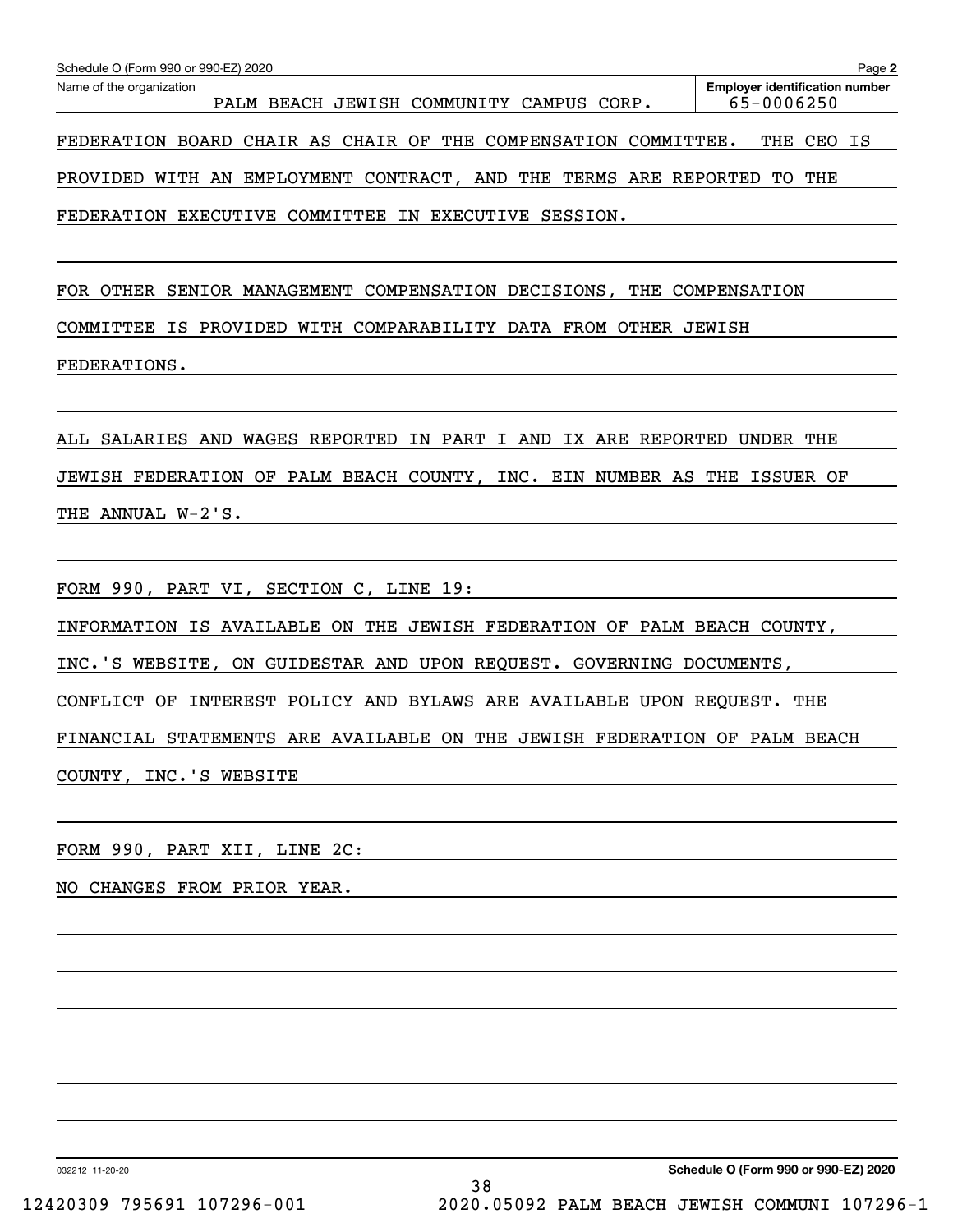Schedule O (Form 990 or 990-EZ) 2020

Name of the organization: PALM BEACH JEWISH COMMUNITY CAMPUS CORP.

**Employer identification number** 65-0006250

FEDERATION BOARD CHAIR AS CHAIR OF THE COMPENSATION COMMITTEE. THE CEO IS PROVIDED WITH AN EMPLOYMENT CONTRACT, AND THE TERMS ARE REPORTED TO THE FEDERATION EXECUTIVE COMMITTEE IN EXECUTIVE SESSION.

FOR OTHER SENIOR MANAGEMENT COMPENSATION DECISIONS, THE COMPENSATION COMMITTEE IS PROVIDED WITH COMPARABILITY DATA FROM OTHER JEWISH FEDERATIONS.

ALL SALARIES AND WAGES REPORTED IN PART I AND IX ARE REPORTED UNDER THE JEWISH FEDERATION OF PALM BEACH COUNTY, INC. EIN NUMBER AS THE ISSUER OF THE ANNUAL W-2'S.

FORM 990, PART VI, SECTION C, LINE 19:

INFORMATION IS AVAILABLE ON THE JEWISH FEDERATION OF PALM BEACH COUNTY, INC.'S WEBSITE, ON GUIDESTAR AND UPON REQUEST. GOVERNING DOCUMENTS, CONFLICT OF INTEREST POLICY AND BYLAWS ARE AVAILABLE UPON REQUEST. THE FINANCIAL STATEMENTS ARE AVAILABLE ON THE JEWISH FEDERATION OF PALM BEACH COUNTY, INC.'S WEBSITE

FORM 990, PART XII, LINE 2C:

NO CHANGES FROM PRIOR YEAR.

**Schedule O (Form 990 or 990-EZ) 2020**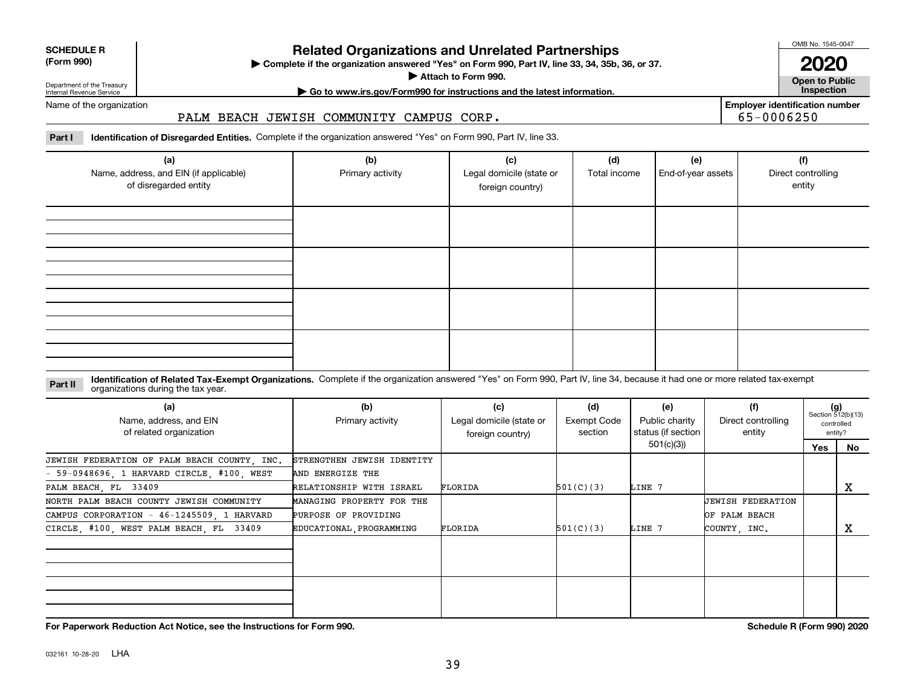**SCHEDULE R (Form 990)**

Department of the Treasury
Internal Revenue Service

# Related Organizations and Unrelated Partnerships

▶ Complete if the organization answered "Yes" on Form 990, Part IV, line 33, 34, 35b, 36, or 37.
▶ Attach to Form 990.
▶ Go to www.irs.gov/Form990 for instructions and the latest information.

OMB No. 1545-0047

**2020**

**Open to Public Inspection**

Name of the organization: PALM BEACH JEWISH COMMUNITY CAMPUS CORP.

Employer identification number: 65-0006250

**Part I** **Identification of Disregarded Entities.** Complete if the organization answered "Yes" on Form 990, Part IV, line 33.

| (a) Name, address, and EIN (if applicable) of disregarded entity | (b) Primary activity | (c) Legal domicile (state or foreign country) | (d) Total income | (e) End-of-year assets | (f) Direct controlling entity |
|---|---|---|---|---|---|
| | | | | | |
| | | | | | |
| | | | | | |
| | | | | | |

**Part II** **Identification of Related Tax-Exempt Organizations.** Complete if the organization answered "Yes" on Form 990, Part IV, line 34, because it had one or more related tax-exempt organizations during the tax year.

| (a) Name, address, and EIN of related organization | (b) Primary activity | (c) Legal domicile (state or foreign country) | (d) Exempt Code section | (e) Public charity status (if section 501(c)(3)) | (f) Direct controlling entity | (g) Section 512(b)(13) controlled entity? Yes | No |
|---|---|---|---|---|---|---|---|
| JEWISH FEDERATION OF PALM BEACH COUNTY, INC. - 59-0948696, 1 HARVARD CIRCLE, #100, WEST PALM BEACH, FL 33409 | STRENGTHEN JEWISH IDENTITY AND ENERGIZE THE RELATIONSHIP WITH ISRAEL | FLORIDA | 501(C)(3) | LINE 7 | | | X |
| NORTH PALM BEACH COUNTY JEWISH COMMUNITY CAMPUS CORPORATION - 46-1245509, 1 HARVARD CIRCLE, #100, WEST PALM BEACH, FL 33409 | MANAGING PROPERTY FOR THE PURPOSE OF PROVIDING EDUCATIONAL,PROGRAMMING | FLORIDA | 501(C)(3) | LINE 7 | JEWISH FEDERATION OF PALM BEACH COUNTY, INC. | | X |
| | | | | | | | |
| | | | | | | | |

**For Paperwork Reduction Act Notice, see the Instructions for Form 990.** **Schedule R (Form 990) 2020**

032161 10-28-20 LHA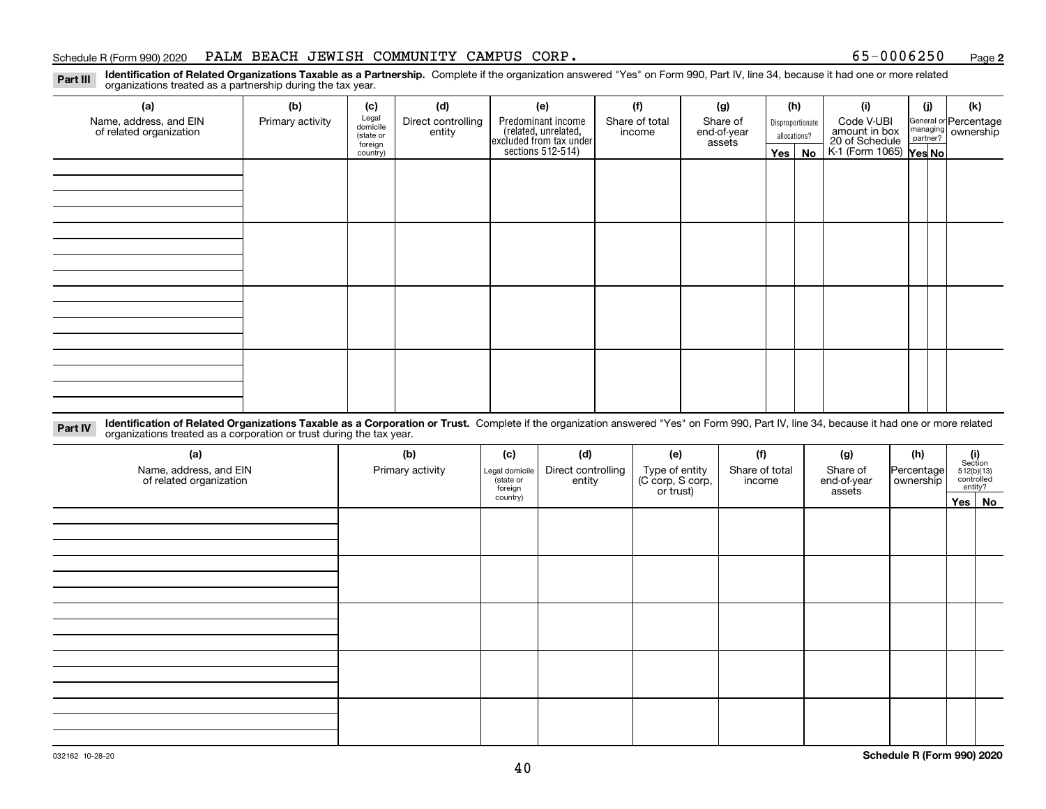Schedule R (Form 990) 2020 PALM BEACH JEWISH COMMUNITY CAMPUS CORP. 65-0006250 Page 2

**Part III** **Identification of Related Organizations Taxable as a Partnership.** Complete if the organization answered "Yes" on Form 990, Part IV, line 34, because it had one or more related organizations treated as a partnership during the tax year.

| (a) Name, address, and EIN of related organization | (b) Primary activity | (c) Legal domicile (state or foreign country) | (d) Direct controlling entity | (e) Predominant income (related, unrelated, excluded from tax under sections 512-514) | (f) Share of total income | (g) Share of end-of-year assets | (h) Disproportionate allocations? Yes | (h) No | (i) Code V-UBI amount in box 20 of Schedule K-1 (Form 1065) | (j) General or managing partner? Yes | (j) No | (k) Percentage ownership |
|---|---|---|---|---|---|---|---|---|---|---|---|---|
| | | | | | | | | | | | | |
| | | | | | | | | | | | | |
| | | | | | | | | | | | | |
| | | | | | | | | | | | | |

**Part IV** **Identification of Related Organizations Taxable as a Corporation or Trust.** Complete if the organization answered "Yes" on Form 990, Part IV, line 34, because it had one or more related organizations treated as a corporation or trust during the tax year.

| (a) Name, address, and EIN of related organization | (b) Primary activity | (c) Legal domicile (state or foreign country) | (d) Direct controlling entity | (e) Type of entity (C corp, S corp, or trust) | (f) Share of total income | (g) Share of end-of-year assets | (h) Percentage ownership | (i) Section 512(b)(13) controlled entity? Yes | (i) No |
|---|---|---|---|---|---|---|---|---|---|
| | | | | | | | | | |
| | | | | | | | | | |
| | | | | | | | | | |
| | | | | | | | | | |
| | | | | | | | | | |

032162 10-28-20 **Schedule R (Form 990) 2020**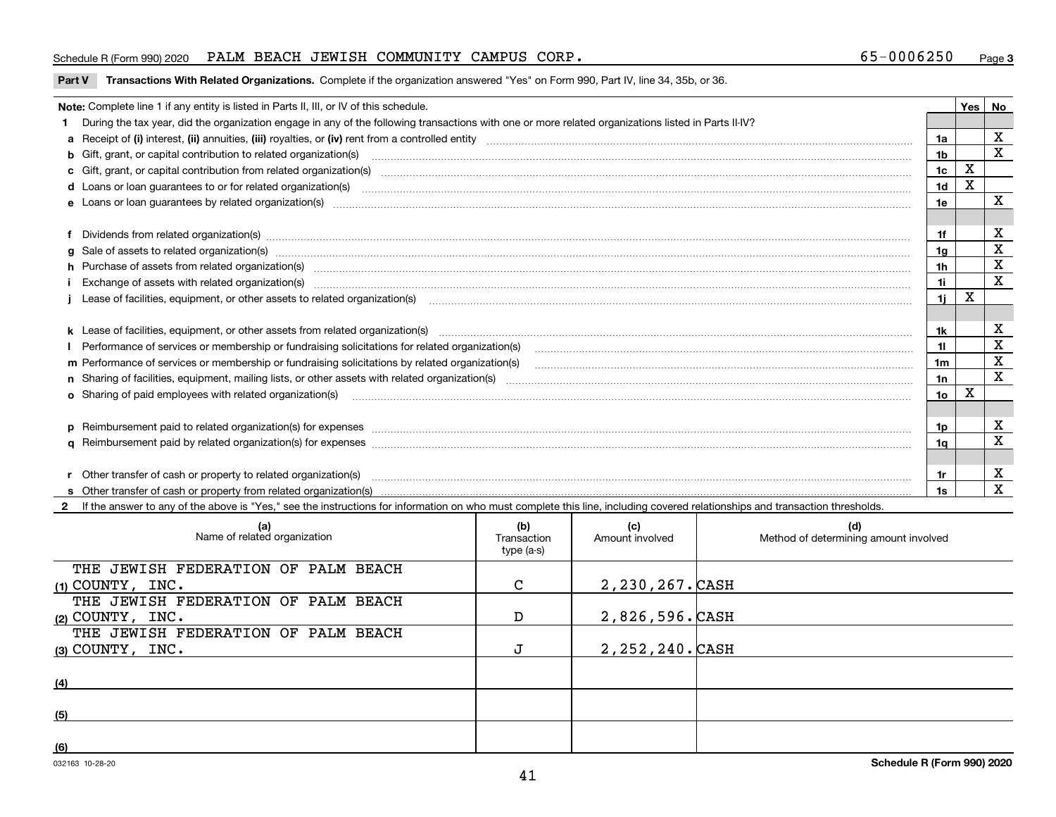Schedule R (Form 990) 2020 PALM BEACH JEWISH COMMUNITY CAMPUS CORP. 65-0006250 Page **3**

**Part V Transactions With Related Organizations.** Complete if the organization answered "Yes" on Form 990, Part IV, line 34, 35b, or 36.

| **Note:** Complete line 1 if any entity is listed in Parts II, III, or IV of this schedule. | | Yes | No |
|---|---|---|---|
| **1** During the tax year, did the organization engage in any of the following transactions with one or more related organizations listed in Parts II-IV? | | | |
| **a** Receipt of **(i)** interest, **(ii)** annuities, **(iii)** royalties, or **(iv)** rent from a controlled entity | 1a | | X |
| **b** Gift, grant, or capital contribution to related organization(s) | 1b | | X |
| **c** Gift, grant, or capital contribution from related organization(s) | 1c | X | |
| **d** Loans or loan guarantees to or for related organization(s) | 1d | X | |
| **e** Loans or loan guarantees by related organization(s) | 1e | | X |
| **f** Dividends from related organization(s) | 1f | | X |
| **g** Sale of assets to related organization(s) | 1g | | X |
| **h** Purchase of assets from related organization(s) | 1h | | X |
| **i** Exchange of assets with related organization(s) | 1i | | X |
| **j** Lease of facilities, equipment, or other assets to related organization(s) | 1j | X | |
| **k** Lease of facilities, equipment, or other assets from related organization(s) | 1k | | X |
| **l** Performance of services or membership or fundraising solicitations for related organization(s) | 1l | | X |
| **m** Performance of services or membership or fundraising solicitations by related organization(s) | 1m | | X |
| **n** Sharing of facilities, equipment, mailing lists, or other assets with related organization(s) | 1n | | X |
| **o** Sharing of paid employees with related organization(s) | 1o | X | |
| **p** Reimbursement paid to related organization(s) for expenses | 1p | | X |
| **q** Reimbursement paid by related organization(s) for expenses | 1q | | X |
| **r** Other transfer of cash or property to related organization(s) | 1r | | X |
| **s** Other transfer of cash or property from related organization(s) | 1s | | X |

**2** If the answer to any of the above is "Yes," see the instructions for information on who must complete this line, including covered relationships and transaction thresholds.

| | (a) Name of related organization | (b) Transaction type (a-s) | (c) Amount involved | (d) Method of determining amount involved |
|---|---|---|---|---|
| (1) | THE JEWISH FEDERATION OF PALM BEACH COUNTY, INC. | C | 2,230,267. | CASH |
| (2) | THE JEWISH FEDERATION OF PALM BEACH COUNTY, INC. | D | 2,826,596. | CASH |
| (3) | THE JEWISH FEDERATION OF PALM BEACH COUNTY, INC. | J | 2,252,240. | CASH |
| (4) | | | | |
| (5) | | | | |
| (6) | | | | |

032163 10-28-20 **Schedule R (Form 990) 2020**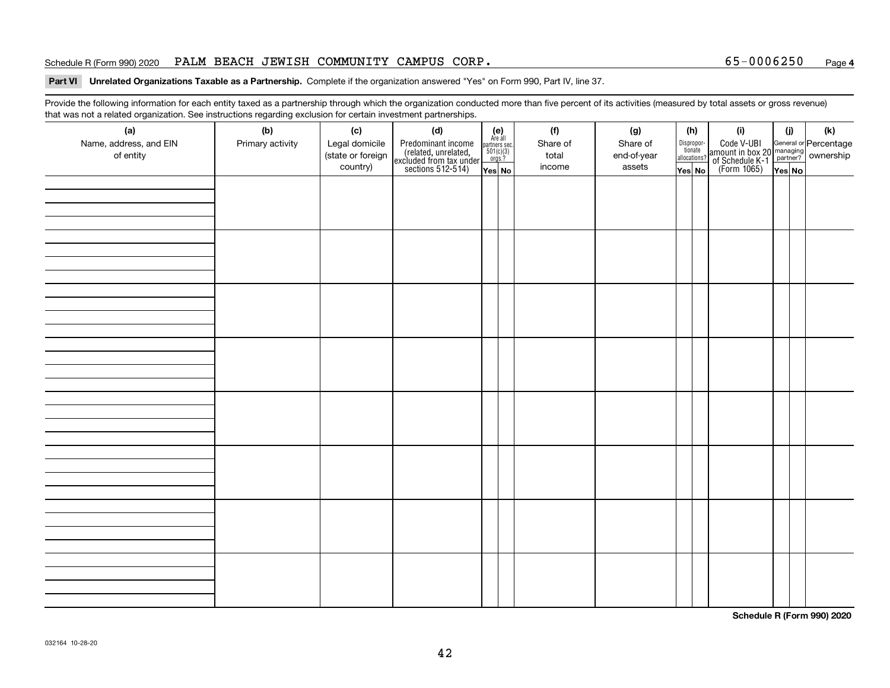Schedule R (Form 990) 2020 PALM BEACH JEWISH COMMUNITY CAMPUS CORP. 65-0006250

**Part VI Unrelated Organizations Taxable as a Partnership.** Complete if the organization answered "Yes" on Form 990, Part IV, line 37.

Provide the following information for each entity taxed as a partnership through which the organization conducted more than five percent of its activities (measured by total assets or gross revenue) that was not a related organization. See instructions regarding exclusion for certain investment partnerships.

| (a) Name, address, and EIN of entity | (b) Primary activity | (c) Legal domicile (state or foreign country) | (d) Predominant income (related, unrelated, excluded from tax under sections 512-514) | (e) Are all partners sec. 501(c)(3) orgs.? | | (f) Share of total income | (g) Share of end-of-year assets | (h) Disproportionate allocations? | | (i) Code V-UBI amount in box 20 of Schedule K-1 (Form 1065) | (j) General or managing partner? | | (k) Percentage ownership |
|---|---|---|---|---|---|---|---|---|---|---|---|---|---|
| | | | | Yes | No | | | Yes | No | | Yes | No | |
| | | | | | | | | | | | | | |
| | | | | | | | | | | | | | |
| | | | | | | | | | | | | | |
| | | | | | | | | | | | | | |
| | | | | | | | | | | | | | |
| | | | | | | | | | | | | | |
| | | | | | | | | | | | | | |
| | | | | | | | | | | | | | |

**Schedule R (Form 990) 2020**

032164 10-28-20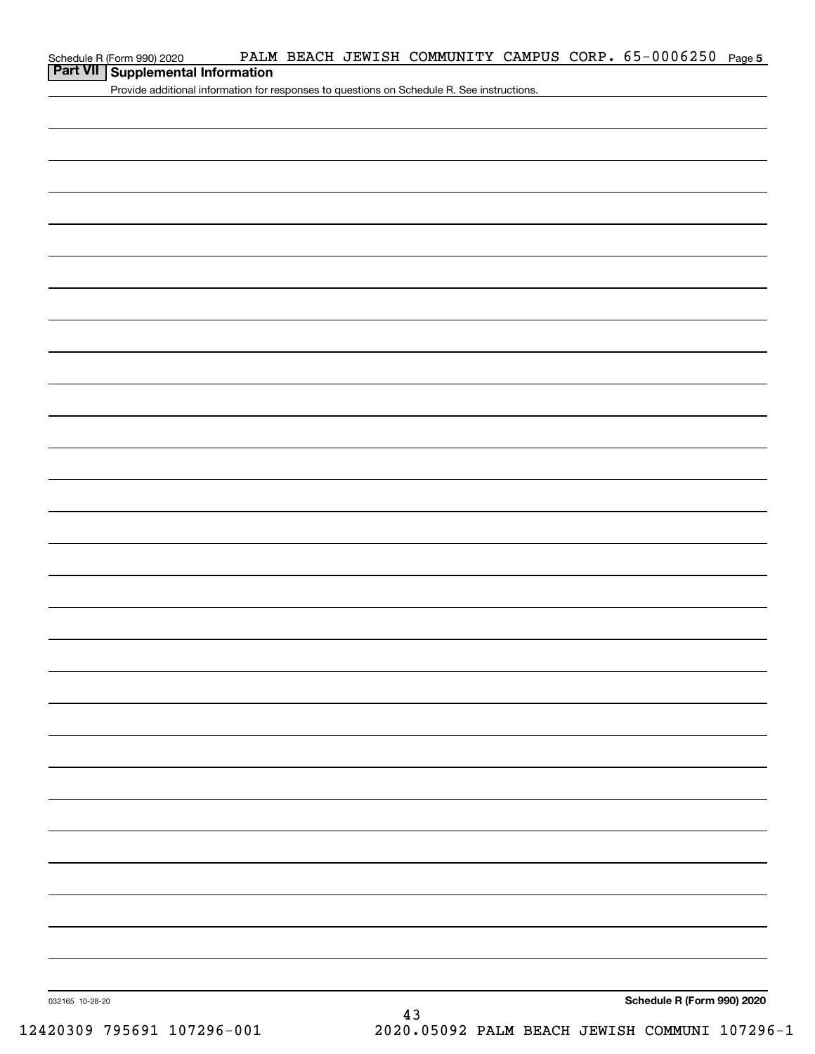## Part VII Supplemental Information

Provide additional information for responses to questions on Schedule R. See instructions.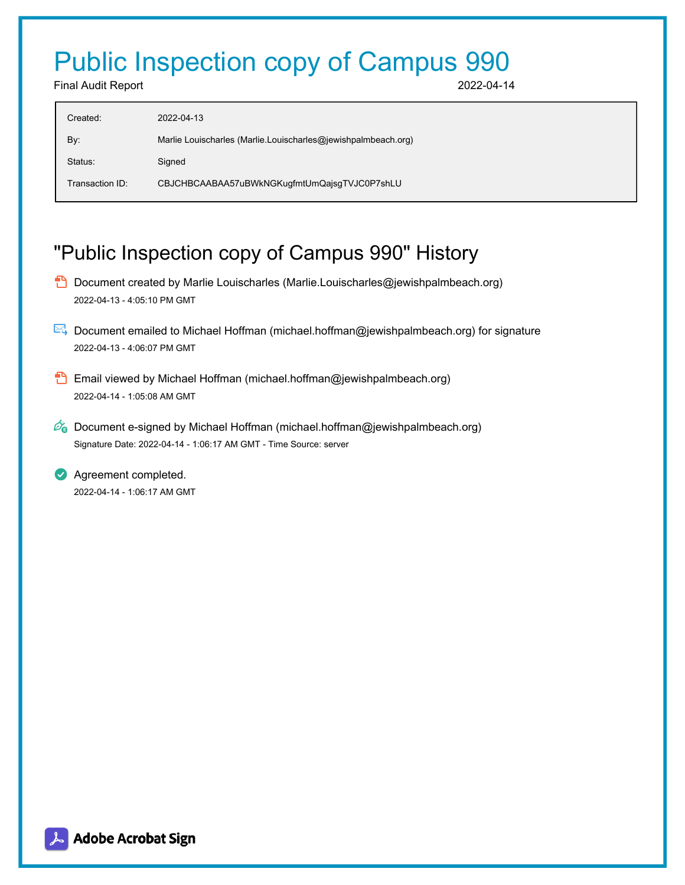# Public Inspection copy of Campus 990

Final Audit Report 2022-04-14

| | |
|---|---|
| Created: | 2022-04-13 |
| By: | Marlie Louischarles (Marlie.Louischarles@jewishpalmbeach.org) |
| Status: | Signed |
| Transaction ID: | CBJCHBCAABAA57uBWkNGKugfmtUmQajsgTVJC0P7shLU |

## "Public Inspection copy of Campus 990" History

- Document created by Marlie Louischarles (Marlie.Louischarles@jewishpalmbeach.org)
  2022-04-13 - 4:05:10 PM GMT

- Document emailed to Michael Hoffman (michael.hoffman@jewishpalmbeach.org) for signature
  2022-04-13 - 4:06:07 PM GMT

- Email viewed by Michael Hoffman (michael.hoffman@jewishpalmbeach.org)
  2022-04-14 - 1:05:08 AM GMT

- Document e-signed by Michael Hoffman (michael.hoffman@jewishpalmbeach.org)
  Signature Date: 2022-04-14 - 1:06:17 AM GMT - Time Source: server

- Agreement completed.
  2022-04-14 - 1:06:17 AM GMT

Adobe Acrobat Sign